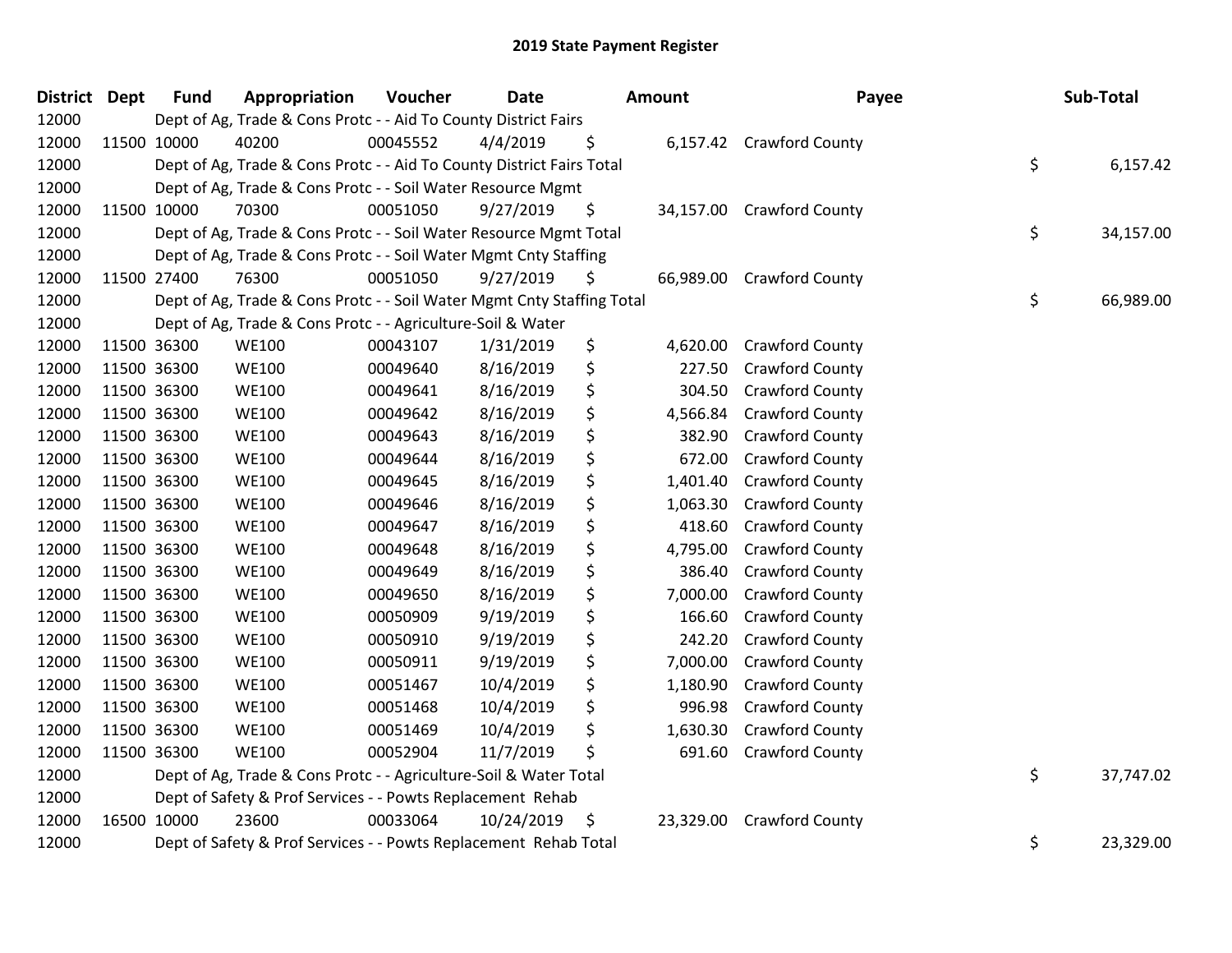# 2019 State Payment Register

| District | Dept | Fund | Appropriation | Voucher | Date | Amount | Payee | Sub-Total |
|---|---|---|---|---|---|---|---|---|
| 12000 | | Dept of Ag, Trade & Cons Protc - - Aid To County District Fairs | | | | | | |
| 12000 | 11500 | 10000 | 40200 | 00045552 | 4/4/2019 | $ 6,157.42 | Crawford County | |
| 12000 | | Dept of Ag, Trade & Cons Protc - - Aid To County District Fairs Total | | | | | | $ 6,157.42 |
| 12000 | | Dept of Ag, Trade & Cons Protc - - Soil Water Resource Mgmt | | | | | | |
| 12000 | 11500 | 10000 | 70300 | 00051050 | 9/27/2019 | $ 34,157.00 | Crawford County | |
| 12000 | | Dept of Ag, Trade & Cons Protc - - Soil Water Resource Mgmt Total | | | | | | $ 34,157.00 |
| 12000 | | Dept of Ag, Trade & Cons Protc - - Soil Water Mgmt Cnty Staffing | | | | | | |
| 12000 | 11500 | 27400 | 76300 | 00051050 | 9/27/2019 | $ 66,989.00 | Crawford County | |
| 12000 | | Dept of Ag, Trade & Cons Protc - - Soil Water Mgmt Cnty Staffing Total | | | | | | $ 66,989.00 |
| 12000 | | Dept of Ag, Trade & Cons Protc - - Agriculture-Soil & Water | | | | | | |
| 12000 | 11500 | 36300 | WE100 | 00043107 | 1/31/2019 | $ 4,620.00 | Crawford County | |
| 12000 | 11500 | 36300 | WE100 | 00049640 | 8/16/2019 | $ 227.50 | Crawford County | |
| 12000 | 11500 | 36300 | WE100 | 00049641 | 8/16/2019 | $ 304.50 | Crawford County | |
| 12000 | 11500 | 36300 | WE100 | 00049642 | 8/16/2019 | $ 4,566.84 | Crawford County | |
| 12000 | 11500 | 36300 | WE100 | 00049643 | 8/16/2019 | $ 382.90 | Crawford County | |
| 12000 | 11500 | 36300 | WE100 | 00049644 | 8/16/2019 | $ 672.00 | Crawford County | |
| 12000 | 11500 | 36300 | WE100 | 00049645 | 8/16/2019 | $ 1,401.40 | Crawford County | |
| 12000 | 11500 | 36300 | WE100 | 00049646 | 8/16/2019 | $ 1,063.30 | Crawford County | |
| 12000 | 11500 | 36300 | WE100 | 00049647 | 8/16/2019 | $ 418.60 | Crawford County | |
| 12000 | 11500 | 36300 | WE100 | 00049648 | 8/16/2019 | $ 4,795.00 | Crawford County | |
| 12000 | 11500 | 36300 | WE100 | 00049649 | 8/16/2019 | $ 386.40 | Crawford County | |
| 12000 | 11500 | 36300 | WE100 | 00049650 | 8/16/2019 | $ 7,000.00 | Crawford County | |
| 12000 | 11500 | 36300 | WE100 | 00050909 | 9/19/2019 | $ 166.60 | Crawford County | |
| 12000 | 11500 | 36300 | WE100 | 00050910 | 9/19/2019 | $ 242.20 | Crawford County | |
| 12000 | 11500 | 36300 | WE100 | 00050911 | 9/19/2019 | $ 7,000.00 | Crawford County | |
| 12000 | 11500 | 36300 | WE100 | 00051467 | 10/4/2019 | $ 1,180.90 | Crawford County | |
| 12000 | 11500 | 36300 | WE100 | 00051468 | 10/4/2019 | $ 996.98 | Crawford County | |
| 12000 | 11500 | 36300 | WE100 | 00051469 | 10/4/2019 | $ 1,630.30 | Crawford County | |
| 12000 | 11500 | 36300 | WE100 | 00052904 | 11/7/2019 | $ 691.60 | Crawford County | |
| 12000 | | Dept of Ag, Trade & Cons Protc - - Agriculture-Soil & Water Total | | | | | | $ 37,747.02 |
| 12000 | | Dept of Safety & Prof Services - - Powts Replacement Rehab | | | | | | |
| 12000 | 16500 | 10000 | 23600 | 00033064 | 10/24/2019 | $ 23,329.00 | Crawford County | |
| 12000 | | Dept of Safety & Prof Services - - Powts Replacement Rehab Total | | | | | | $ 23,329.00 |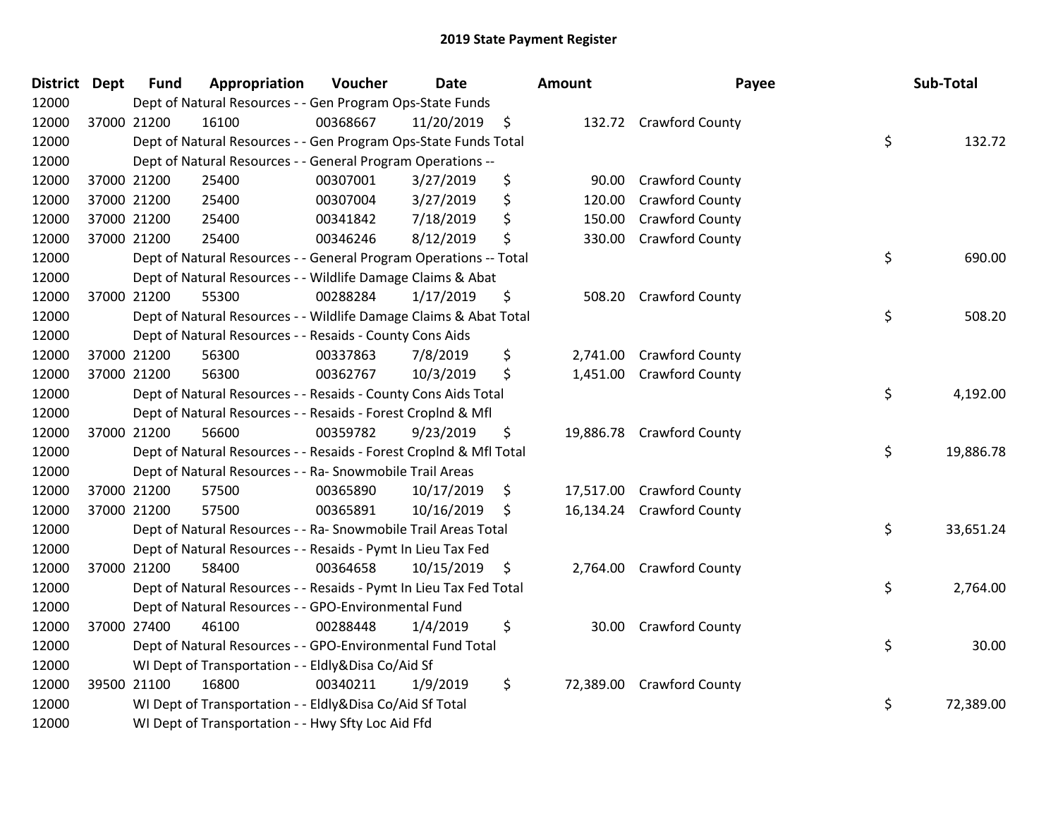# 2019 State Payment Register

| District | Dept | Fund | Appropriation | Voucher | Date | Amount | Payee | Sub-Total |
|---|---|---|---|---|---|---|---|---|
| 12000 | | Dept of Natural Resources - - Gen Program Ops-State Funds | | | | | | |
| 12000 | 37000 | 21200 | 16100 | 00368667 | 11/20/2019 | $ 132.72 | Crawford County | |
| 12000 | | Dept of Natural Resources - - Gen Program Ops-State Funds Total | | | | | | $ 132.72 |
| 12000 | | Dept of Natural Resources - - General Program Operations -- | | | | | | |
| 12000 | 37000 | 21200 | 25400 | 00307001 | 3/27/2019 | $ 90.00 | Crawford County | |
| 12000 | 37000 | 21200 | 25400 | 00307004 | 3/27/2019 | $ 120.00 | Crawford County | |
| 12000 | 37000 | 21200 | 25400 | 00341842 | 7/18/2019 | $ 150.00 | Crawford County | |
| 12000 | 37000 | 21200 | 25400 | 00346246 | 8/12/2019 | $ 330.00 | Crawford County | |
| 12000 | | Dept of Natural Resources - - General Program Operations -- Total | | | | | | $ 690.00 |
| 12000 | | Dept of Natural Resources - - Wildlife Damage Claims & Abat | | | | | | |
| 12000 | 37000 | 21200 | 55300 | 00288284 | 1/17/2019 | $ 508.20 | Crawford County | |
| 12000 | | Dept of Natural Resources - - Wildlife Damage Claims & Abat Total | | | | | | $ 508.20 |
| 12000 | | Dept of Natural Resources - - Resaids - County Cons Aids | | | | | | |
| 12000 | 37000 | 21200 | 56300 | 00337863 | 7/8/2019 | $ 2,741.00 | Crawford County | |
| 12000 | 37000 | 21200 | 56300 | 00362767 | 10/3/2019 | $ 1,451.00 | Crawford County | |
| 12000 | | Dept of Natural Resources - - Resaids - County Cons Aids Total | | | | | | $ 4,192.00 |
| 12000 | | Dept of Natural Resources - - Resaids - Forest Croplnd & Mfl | | | | | | |
| 12000 | 37000 | 21200 | 56600 | 00359782 | 9/23/2019 | $ 19,886.78 | Crawford County | |
| 12000 | | Dept of Natural Resources - - Resaids - Forest Croplnd & Mfl Total | | | | | | $ 19,886.78 |
| 12000 | | Dept of Natural Resources - - Ra- Snowmobile Trail Areas | | | | | | |
| 12000 | 37000 | 21200 | 57500 | 00365890 | 10/17/2019 | $ 17,517.00 | Crawford County | |
| 12000 | 37000 | 21200 | 57500 | 00365891 | 10/16/2019 | $ 16,134.24 | Crawford County | |
| 12000 | | Dept of Natural Resources - - Ra- Snowmobile Trail Areas Total | | | | | | $ 33,651.24 |
| 12000 | | Dept of Natural Resources - - Resaids - Pymt In Lieu Tax Fed | | | | | | |
| 12000 | 37000 | 21200 | 58400 | 00364658 | 10/15/2019 | $ 2,764.00 | Crawford County | |
| 12000 | | Dept of Natural Resources - - Resaids - Pymt In Lieu Tax Fed Total | | | | | | $ 2,764.00 |
| 12000 | | Dept of Natural Resources - - GPO-Environmental Fund | | | | | | |
| 12000 | 37000 | 27400 | 46100 | 00288448 | 1/4/2019 | $ 30.00 | Crawford County | |
| 12000 | | Dept of Natural Resources - - GPO-Environmental Fund Total | | | | | | $ 30.00 |
| 12000 | | WI Dept of Transportation - - Eldly&Disa Co/Aid Sf | | | | | | |
| 12000 | 39500 | 21100 | 16800 | 00340211 | 1/9/2019 | $ 72,389.00 | Crawford County | |
| 12000 | | WI Dept of Transportation - - Eldly&Disa Co/Aid Sf Total | | | | | | $ 72,389.00 |
| 12000 | | WI Dept of Transportation - - Hwy Sfty Loc Aid Ffd | | | | | | |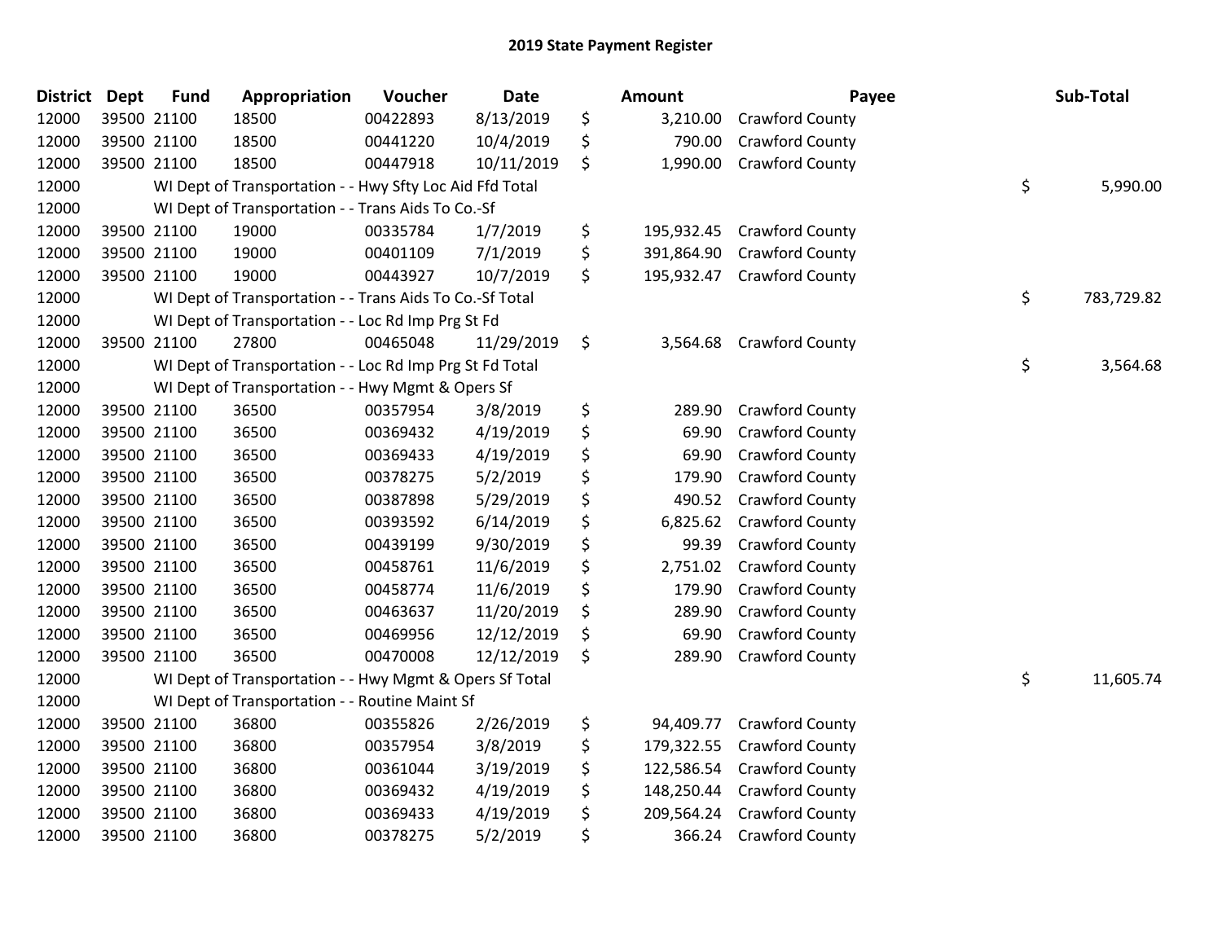## 2019 State Payment Register

| District | Dept | Fund | Appropriation | Voucher | Date | | Amount | Payee | | Sub-Total |
|---|---|---|---|---|---|---|---|---|---|---|
| 12000 | 39500 | 21100 | 18500 | 00422893 | 8/13/2019 | $ | 3,210.00 | Crawford County | | |
| 12000 | 39500 | 21100 | 18500 | 00441220 | 10/4/2019 | $ | 790.00 | Crawford County | | |
| 12000 | 39500 | 21100 | 18500 | 00447918 | 10/11/2019 | $ | 1,990.00 | Crawford County | | |
| 12000 | | | WI Dept of Transportation - - Hwy Sfty Loc Aid Ffd Total | | | | | | $ | 5,990.00 |
| 12000 | | | WI Dept of Transportation - - Trans Aids To Co.-Sf | | | | | | | |
| 12000 | 39500 | 21100 | 19000 | 00335784 | 1/7/2019 | $ | 195,932.45 | Crawford County | | |
| 12000 | 39500 | 21100 | 19000 | 00401109 | 7/1/2019 | $ | 391,864.90 | Crawford County | | |
| 12000 | 39500 | 21100 | 19000 | 00443927 | 10/7/2019 | $ | 195,932.47 | Crawford County | | |
| 12000 | | | WI Dept of Transportation - - Trans Aids To Co.-Sf Total | | | | | | $ | 783,729.82 |
| 12000 | | | WI Dept of Transportation - - Loc Rd Imp Prg St Fd | | | | | | | |
| 12000 | 39500 | 21100 | 27800 | 00465048 | 11/29/2019 | $ | 3,564.68 | Crawford County | | |
| 12000 | | | WI Dept of Transportation - - Loc Rd Imp Prg St Fd Total | | | | | | $ | 3,564.68 |
| 12000 | | | WI Dept of Transportation - - Hwy Mgmt & Opers Sf | | | | | | | |
| 12000 | 39500 | 21100 | 36500 | 00357954 | 3/8/2019 | $ | 289.90 | Crawford County | | |
| 12000 | 39500 | 21100 | 36500 | 00369432 | 4/19/2019 | $ | 69.90 | Crawford County | | |
| 12000 | 39500 | 21100 | 36500 | 00369433 | 4/19/2019 | $ | 69.90 | Crawford County | | |
| 12000 | 39500 | 21100 | 36500 | 00378275 | 5/2/2019 | $ | 179.90 | Crawford County | | |
| 12000 | 39500 | 21100 | 36500 | 00387898 | 5/29/2019 | $ | 490.52 | Crawford County | | |
| 12000 | 39500 | 21100 | 36500 | 00393592 | 6/14/2019 | $ | 6,825.62 | Crawford County | | |
| 12000 | 39500 | 21100 | 36500 | 00439199 | 9/30/2019 | $ | 99.39 | Crawford County | | |
| 12000 | 39500 | 21100 | 36500 | 00458761 | 11/6/2019 | $ | 2,751.02 | Crawford County | | |
| 12000 | 39500 | 21100 | 36500 | 00458774 | 11/6/2019 | $ | 179.90 | Crawford County | | |
| 12000 | 39500 | 21100 | 36500 | 00463637 | 11/20/2019 | $ | 289.90 | Crawford County | | |
| 12000 | 39500 | 21100 | 36500 | 00469956 | 12/12/2019 | $ | 69.90 | Crawford County | | |
| 12000 | 39500 | 21100 | 36500 | 00470008 | 12/12/2019 | $ | 289.90 | Crawford County | | |
| 12000 | | | WI Dept of Transportation - - Hwy Mgmt & Opers Sf Total | | | | | | $ | 11,605.74 |
| 12000 | | | WI Dept of Transportation - - Routine Maint Sf | | | | | | | |
| 12000 | 39500 | 21100 | 36800 | 00355826 | 2/26/2019 | $ | 94,409.77 | Crawford County | | |
| 12000 | 39500 | 21100 | 36800 | 00357954 | 3/8/2019 | $ | 179,322.55 | Crawford County | | |
| 12000 | 39500 | 21100 | 36800 | 00361044 | 3/19/2019 | $ | 122,586.54 | Crawford County | | |
| 12000 | 39500 | 21100 | 36800 | 00369432 | 4/19/2019 | $ | 148,250.44 | Crawford County | | |
| 12000 | 39500 | 21100 | 36800 | 00369433 | 4/19/2019 | $ | 209,564.24 | Crawford County | | |
| 12000 | 39500 | 21100 | 36800 | 00378275 | 5/2/2019 | $ | 366.24 | Crawford County | | |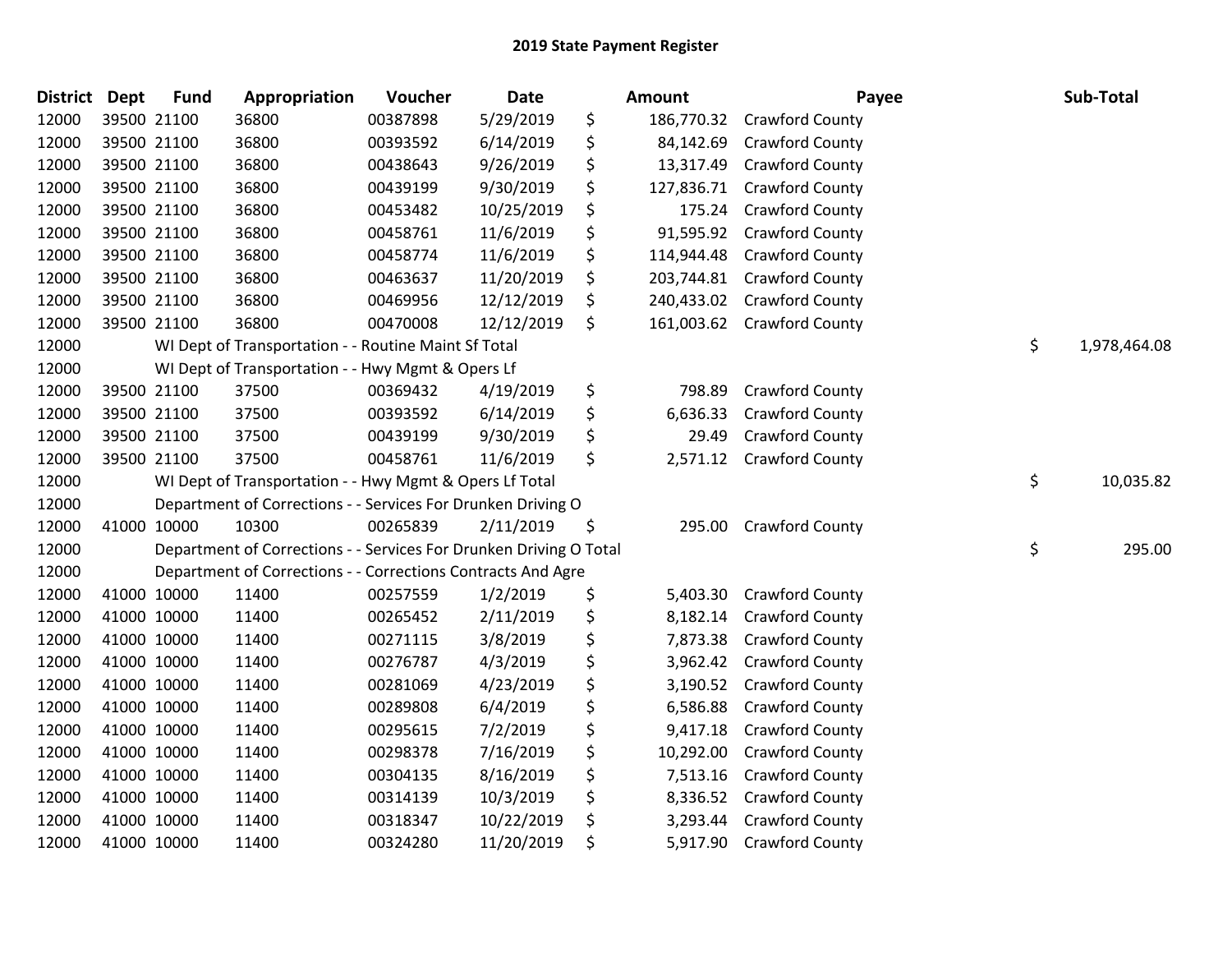# 2019 State Payment Register

| District | Dept | Fund | Appropriation | Voucher | Date | | Amount | Payee | | Sub-Total |
|---|---|---|---|---|---|---|---|---|---|---|
| 12000 | 39500 | 21100 | 36800 | 00387898 | 5/29/2019 | $ | 186,770.32 | Crawford County | | |
| 12000 | 39500 | 21100 | 36800 | 00393592 | 6/14/2019 | $ | 84,142.69 | Crawford County | | |
| 12000 | 39500 | 21100 | 36800 | 00438643 | 9/26/2019 | $ | 13,317.49 | Crawford County | | |
| 12000 | 39500 | 21100 | 36800 | 00439199 | 9/30/2019 | $ | 127,836.71 | Crawford County | | |
| 12000 | 39500 | 21100 | 36800 | 00453482 | 10/25/2019 | $ | 175.24 | Crawford County | | |
| 12000 | 39500 | 21100 | 36800 | 00458761 | 11/6/2019 | $ | 91,595.92 | Crawford County | | |
| 12000 | 39500 | 21100 | 36800 | 00458774 | 11/6/2019 | $ | 114,944.48 | Crawford County | | |
| 12000 | 39500 | 21100 | 36800 | 00463637 | 11/20/2019 | $ | 203,744.81 | Crawford County | | |
| 12000 | 39500 | 21100 | 36800 | 00469956 | 12/12/2019 | $ | 240,433.02 | Crawford County | | |
| 12000 | 39500 | 21100 | 36800 | 00470008 | 12/12/2019 | $ | 161,003.62 | Crawford County | | |
| 12000 | | WI Dept of Transportation - - Routine Maint Sf Total | | | | | | | $ | 1,978,464.08 |
| 12000 | | WI Dept of Transportation - - Hwy Mgmt & Opers Lf | | | | | | | | |
| 12000 | 39500 | 21100 | 37500 | 00369432 | 4/19/2019 | $ | 798.89 | Crawford County | | |
| 12000 | 39500 | 21100 | 37500 | 00393592 | 6/14/2019 | $ | 6,636.33 | Crawford County | | |
| 12000 | 39500 | 21100 | 37500 | 00439199 | 9/30/2019 | $ | 29.49 | Crawford County | | |
| 12000 | 39500 | 21100 | 37500 | 00458761 | 11/6/2019 | $ | 2,571.12 | Crawford County | | |
| 12000 | | WI Dept of Transportation - - Hwy Mgmt & Opers Lf Total | | | | | | | $ | 10,035.82 |
| 12000 | | Department of Corrections - - Services For Drunken Driving O | | | | | | | | |
| 12000 | 41000 | 10000 | 10300 | 00265839 | 2/11/2019 | $ | 295.00 | Crawford County | | |
| 12000 | | Department of Corrections - - Services For Drunken Driving O Total | | | | | | | $ | 295.00 |
| 12000 | | Department of Corrections - - Corrections Contracts And Agre | | | | | | | | |
| 12000 | 41000 | 10000 | 11400 | 00257559 | 1/2/2019 | $ | 5,403.30 | Crawford County | | |
| 12000 | 41000 | 10000 | 11400 | 00265452 | 2/11/2019 | $ | 8,182.14 | Crawford County | | |
| 12000 | 41000 | 10000 | 11400 | 00271115 | 3/8/2019 | $ | 7,873.38 | Crawford County | | |
| 12000 | 41000 | 10000 | 11400 | 00276787 | 4/3/2019 | $ | 3,962.42 | Crawford County | | |
| 12000 | 41000 | 10000 | 11400 | 00281069 | 4/23/2019 | $ | 3,190.52 | Crawford County | | |
| 12000 | 41000 | 10000 | 11400 | 00289808 | 6/4/2019 | $ | 6,586.88 | Crawford County | | |
| 12000 | 41000 | 10000 | 11400 | 00295615 | 7/2/2019 | $ | 9,417.18 | Crawford County | | |
| 12000 | 41000 | 10000 | 11400 | 00298378 | 7/16/2019 | $ | 10,292.00 | Crawford County | | |
| 12000 | 41000 | 10000 | 11400 | 00304135 | 8/16/2019 | $ | 7,513.16 | Crawford County | | |
| 12000 | 41000 | 10000 | 11400 | 00314139 | 10/3/2019 | $ | 8,336.52 | Crawford County | | |
| 12000 | 41000 | 10000 | 11400 | 00318347 | 10/22/2019 | $ | 3,293.44 | Crawford County | | |
| 12000 | 41000 | 10000 | 11400 | 00324280 | 11/20/2019 | $ | 5,917.90 | Crawford County | | |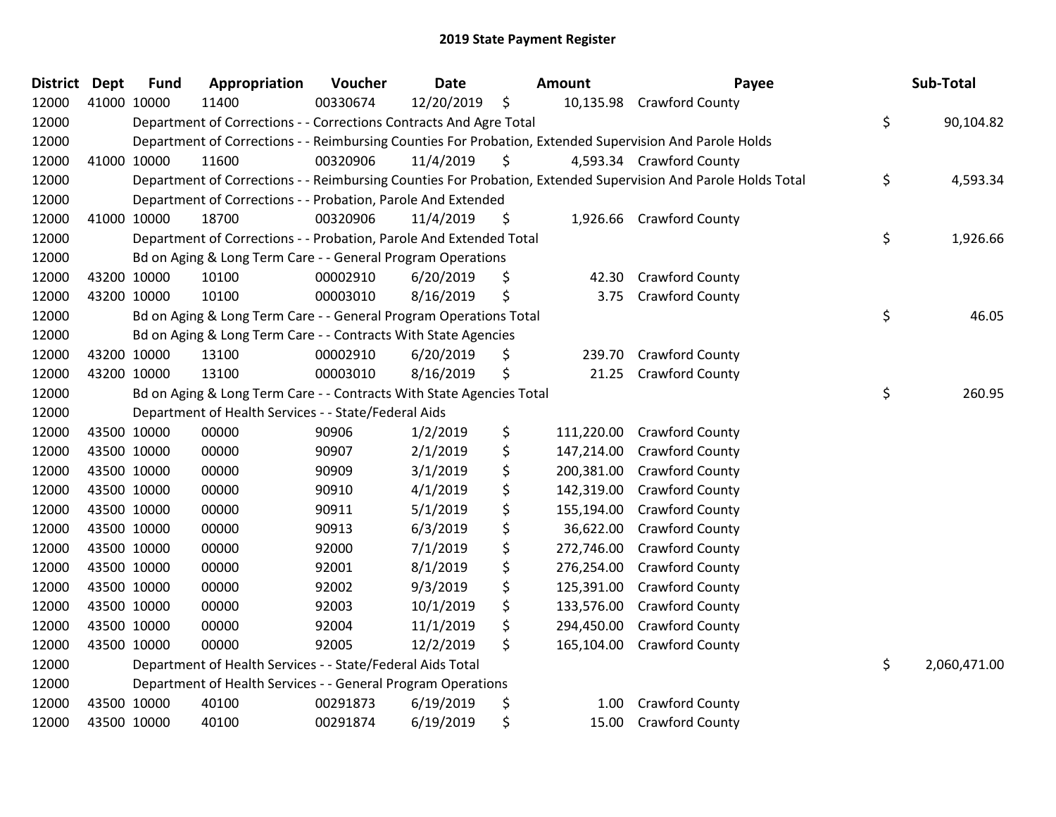# 2019 State Payment Register

| District | Dept | Fund | Appropriation | Voucher | Date | Amount | Payee | Sub-Total |
|---|---|---|---|---|---|---|---|---|
| 12000 | 41000 | 10000 | 11400 | 00330674 | 12/20/2019 | $ 10,135.98 | Crawford County | |
| 12000 | | Department of Corrections - - Corrections Contracts And Agre Total | | | | | | $ 90,104.82 |
| 12000 | | Department of Corrections - - Reimbursing Counties For Probation, Extended Supervision And Parole Holds | | | | | | |
| 12000 | 41000 | 10000 | 11600 | 00320906 | 11/4/2019 | $ 4,593.34 | Crawford County | |
| 12000 | | Department of Corrections - - Reimbursing Counties For Probation, Extended Supervision And Parole Holds Total | | | | | | $ 4,593.34 |
| 12000 | | Department of Corrections - - Probation, Parole And Extended | | | | | | |
| 12000 | 41000 | 10000 | 18700 | 00320906 | 11/4/2019 | $ 1,926.66 | Crawford County | |
| 12000 | | Department of Corrections - - Probation, Parole And Extended Total | | | | | | $ 1,926.66 |
| 12000 | | Bd on Aging & Long Term Care - - General Program Operations | | | | | | |
| 12000 | 43200 | 10000 | 10100 | 00002910 | 6/20/2019 | $ 42.30 | Crawford County | |
| 12000 | 43200 | 10000 | 10100 | 00003010 | 8/16/2019 | $ 3.75 | Crawford County | |
| 12000 | | Bd on Aging & Long Term Care - - General Program Operations Total | | | | | | $ 46.05 |
| 12000 | | Bd on Aging & Long Term Care - - Contracts With State Agencies | | | | | | |
| 12000 | 43200 | 10000 | 13100 | 00002910 | 6/20/2019 | $ 239.70 | Crawford County | |
| 12000 | 43200 | 10000 | 13100 | 00003010 | 8/16/2019 | $ 21.25 | Crawford County | |
| 12000 | | Bd on Aging & Long Term Care - - Contracts With State Agencies Total | | | | | | $ 260.95 |
| 12000 | | Department of Health Services - - State/Federal Aids | | | | | | |
| 12000 | 43500 | 10000 | 00000 | 90906 | 1/2/2019 | $ 111,220.00 | Crawford County | |
| 12000 | 43500 | 10000 | 00000 | 90907 | 2/1/2019 | $ 147,214.00 | Crawford County | |
| 12000 | 43500 | 10000 | 00000 | 90909 | 3/1/2019 | $ 200,381.00 | Crawford County | |
| 12000 | 43500 | 10000 | 00000 | 90910 | 4/1/2019 | $ 142,319.00 | Crawford County | |
| 12000 | 43500 | 10000 | 00000 | 90911 | 5/1/2019 | $ 155,194.00 | Crawford County | |
| 12000 | 43500 | 10000 | 00000 | 90913 | 6/3/2019 | $ 36,622.00 | Crawford County | |
| 12000 | 43500 | 10000 | 00000 | 92000 | 7/1/2019 | $ 272,746.00 | Crawford County | |
| 12000 | 43500 | 10000 | 00000 | 92001 | 8/1/2019 | $ 276,254.00 | Crawford County | |
| 12000 | 43500 | 10000 | 00000 | 92002 | 9/3/2019 | $ 125,391.00 | Crawford County | |
| 12000 | 43500 | 10000 | 00000 | 92003 | 10/1/2019 | $ 133,576.00 | Crawford County | |
| 12000 | 43500 | 10000 | 00000 | 92004 | 11/1/2019 | $ 294,450.00 | Crawford County | |
| 12000 | 43500 | 10000 | 00000 | 92005 | 12/2/2019 | $ 165,104.00 | Crawford County | |
| 12000 | | Department of Health Services - - State/Federal Aids Total | | | | | | $ 2,060,471.00 |
| 12000 | | Department of Health Services - - General Program Operations | | | | | | |
| 12000 | 43500 | 10000 | 40100 | 00291873 | 6/19/2019 | $ 1.00 | Crawford County | |
| 12000 | 43500 | 10000 | 40100 | 00291874 | 6/19/2019 | $ 15.00 | Crawford County | |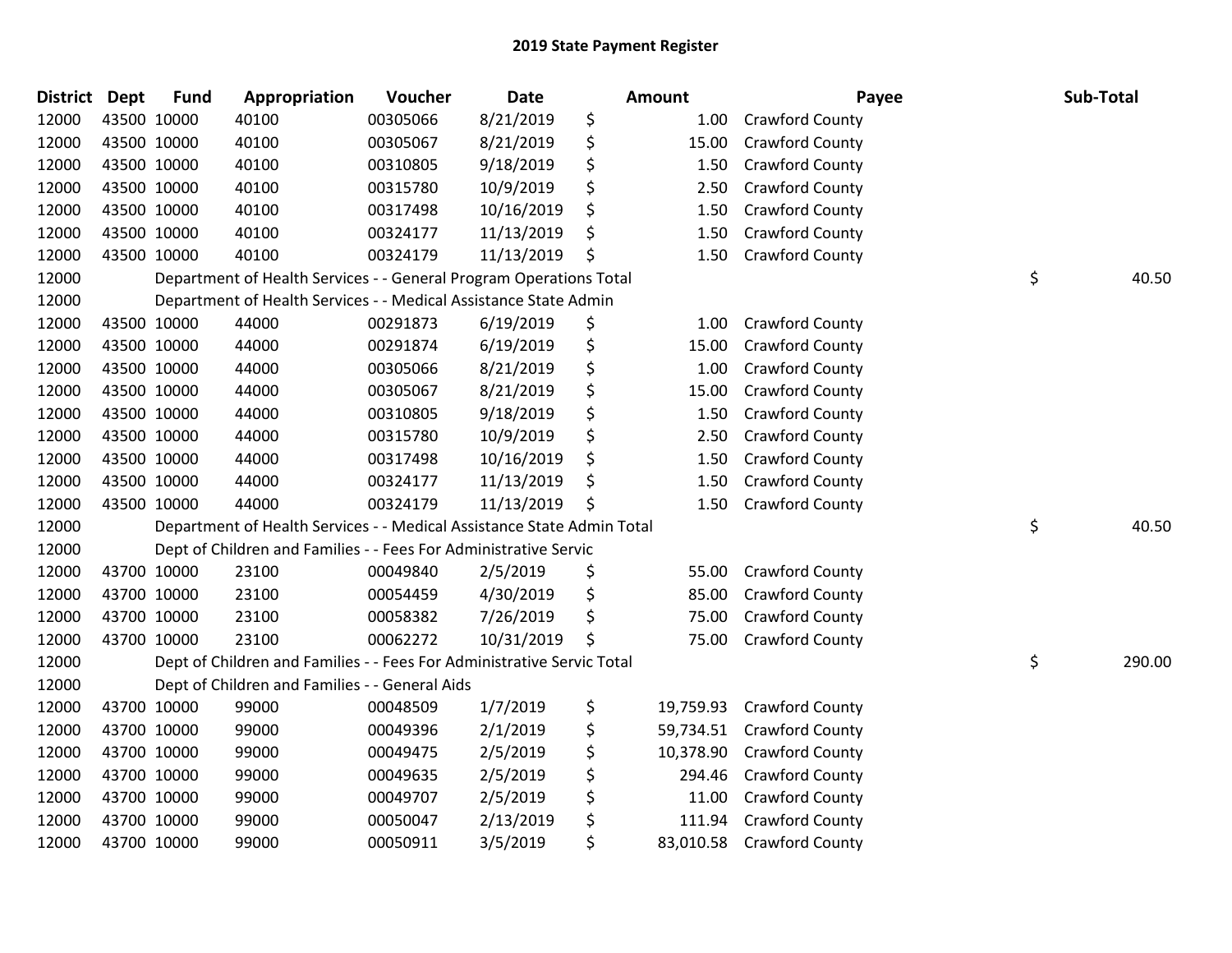# 2019 State Payment Register

| District | Dept | Fund | Appropriation | Voucher | Date | Amount | Payee | Sub-Total |
|---|---|---|---|---|---|---|---|---|
| 12000 | 43500 | 10000 | 40100 | 00305066 | 8/21/2019 | $ 1.00 | Crawford County | |
| 12000 | 43500 | 10000 | 40100 | 00305067 | 8/21/2019 | $ 15.00 | Crawford County | |
| 12000 | 43500 | 10000 | 40100 | 00310805 | 9/18/2019 | $ 1.50 | Crawford County | |
| 12000 | 43500 | 10000 | 40100 | 00315780 | 10/9/2019 | $ 2.50 | Crawford County | |
| 12000 | 43500 | 10000 | 40100 | 00317498 | 10/16/2019 | $ 1.50 | Crawford County | |
| 12000 | 43500 | 10000 | 40100 | 00324177 | 11/13/2019 | $ 1.50 | Crawford County | |
| 12000 | 43500 | 10000 | 40100 | 00324179 | 11/13/2019 | $ 1.50 | Crawford County | |
| 12000 | | | Department of Health Services - - General Program Operations Total | | | | | $ 40.50 |
| 12000 | | | Department of Health Services - - Medical Assistance State Admin | | | | | |
| 12000 | 43500 | 10000 | 44000 | 00291873 | 6/19/2019 | $ 1.00 | Crawford County | |
| 12000 | 43500 | 10000 | 44000 | 00291874 | 6/19/2019 | $ 15.00 | Crawford County | |
| 12000 | 43500 | 10000 | 44000 | 00305066 | 8/21/2019 | $ 1.00 | Crawford County | |
| 12000 | 43500 | 10000 | 44000 | 00305067 | 8/21/2019 | $ 15.00 | Crawford County | |
| 12000 | 43500 | 10000 | 44000 | 00310805 | 9/18/2019 | $ 1.50 | Crawford County | |
| 12000 | 43500 | 10000 | 44000 | 00315780 | 10/9/2019 | $ 2.50 | Crawford County | |
| 12000 | 43500 | 10000 | 44000 | 00317498 | 10/16/2019 | $ 1.50 | Crawford County | |
| 12000 | 43500 | 10000 | 44000 | 00324177 | 11/13/2019 | $ 1.50 | Crawford County | |
| 12000 | 43500 | 10000 | 44000 | 00324179 | 11/13/2019 | $ 1.50 | Crawford County | |
| 12000 | | | Department of Health Services - - Medical Assistance State Admin Total | | | | | $ 40.50 |
| 12000 | | | Dept of Children and Families - - Fees For Administrative Servic | | | | | |
| 12000 | 43700 | 10000 | 23100 | 00049840 | 2/5/2019 | $ 55.00 | Crawford County | |
| 12000 | 43700 | 10000 | 23100 | 00054459 | 4/30/2019 | $ 85.00 | Crawford County | |
| 12000 | 43700 | 10000 | 23100 | 00058382 | 7/26/2019 | $ 75.00 | Crawford County | |
| 12000 | 43700 | 10000 | 23100 | 00062272 | 10/31/2019 | $ 75.00 | Crawford County | |
| 12000 | | | Dept of Children and Families - - Fees For Administrative Servic Total | | | | | $ 290.00 |
| 12000 | | | Dept of Children and Families - - General Aids | | | | | |
| 12000 | 43700 | 10000 | 99000 | 00048509 | 1/7/2019 | $ 19,759.93 | Crawford County | |
| 12000 | 43700 | 10000 | 99000 | 00049396 | 2/1/2019 | $ 59,734.51 | Crawford County | |
| 12000 | 43700 | 10000 | 99000 | 00049475 | 2/5/2019 | $ 10,378.90 | Crawford County | |
| 12000 | 43700 | 10000 | 99000 | 00049635 | 2/5/2019 | $ 294.46 | Crawford County | |
| 12000 | 43700 | 10000 | 99000 | 00049707 | 2/5/2019 | $ 11.00 | Crawford County | |
| 12000 | 43700 | 10000 | 99000 | 00050047 | 2/13/2019 | $ 111.94 | Crawford County | |
| 12000 | 43700 | 10000 | 99000 | 00050911 | 3/5/2019 | $ 83,010.58 | Crawford County | |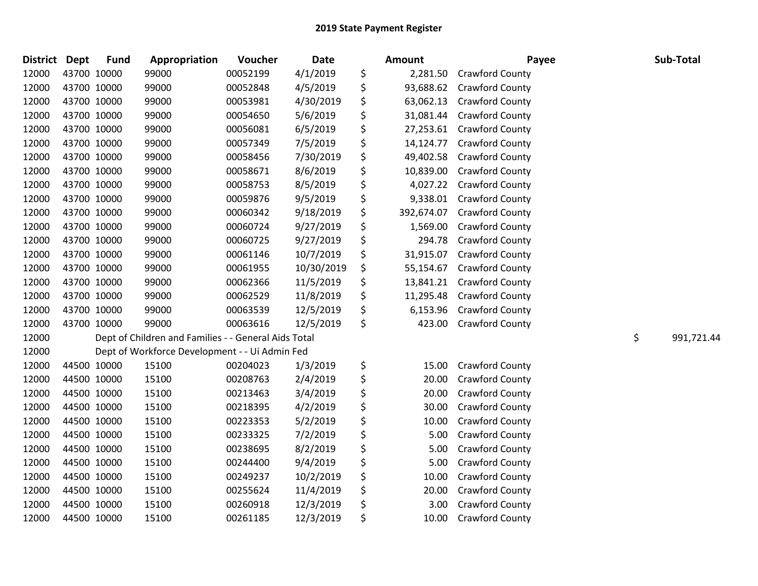## 2019 State Payment Register

| District | Dept | Fund | Appropriation | Voucher | Date | | Amount | Payee | | Sub-Total |
|---|---|---|---|---|---|---|---|---|---|---|
| 12000 | 43700 | 10000 | 99000 | 00052199 | 4/1/2019 | $ | 2,281.50 | Crawford County | | |
| 12000 | 43700 | 10000 | 99000 | 00052848 | 4/5/2019 | $ | 93,688.62 | Crawford County | | |
| 12000 | 43700 | 10000 | 99000 | 00053981 | 4/30/2019 | $ | 63,062.13 | Crawford County | | |
| 12000 | 43700 | 10000 | 99000 | 00054650 | 5/6/2019 | $ | 31,081.44 | Crawford County | | |
| 12000 | 43700 | 10000 | 99000 | 00056081 | 6/5/2019 | $ | 27,253.61 | Crawford County | | |
| 12000 | 43700 | 10000 | 99000 | 00057349 | 7/5/2019 | $ | 14,124.77 | Crawford County | | |
| 12000 | 43700 | 10000 | 99000 | 00058456 | 7/30/2019 | $ | 49,402.58 | Crawford County | | |
| 12000 | 43700 | 10000 | 99000 | 00058671 | 8/6/2019 | $ | 10,839.00 | Crawford County | | |
| 12000 | 43700 | 10000 | 99000 | 00058753 | 8/5/2019 | $ | 4,027.22 | Crawford County | | |
| 12000 | 43700 | 10000 | 99000 | 00059876 | 9/5/2019 | $ | 9,338.01 | Crawford County | | |
| 12000 | 43700 | 10000 | 99000 | 00060342 | 9/18/2019 | $ | 392,674.07 | Crawford County | | |
| 12000 | 43700 | 10000 | 99000 | 00060724 | 9/27/2019 | $ | 1,569.00 | Crawford County | | |
| 12000 | 43700 | 10000 | 99000 | 00060725 | 9/27/2019 | $ | 294.78 | Crawford County | | |
| 12000 | 43700 | 10000 | 99000 | 00061146 | 10/7/2019 | $ | 31,915.07 | Crawford County | | |
| 12000 | 43700 | 10000 | 99000 | 00061955 | 10/30/2019 | $ | 55,154.67 | Crawford County | | |
| 12000 | 43700 | 10000 | 99000 | 00062366 | 11/5/2019 | $ | 13,841.21 | Crawford County | | |
| 12000 | 43700 | 10000 | 99000 | 00062529 | 11/8/2019 | $ | 11,295.48 | Crawford County | | |
| 12000 | 43700 | 10000 | 99000 | 00063539 | 12/5/2019 | $ | 6,153.96 | Crawford County | | |
| 12000 | 43700 | 10000 | 99000 | 00063616 | 12/5/2019 | $ | 423.00 | Crawford County | | |
| 12000 | | Dept of Children and Families - - General Aids Total | | | | | | | $ | 991,721.44 |
| 12000 | | Dept of Workforce Development - - Ui Admin Fed | | | | | | | | |
| 12000 | 44500 | 10000 | 15100 | 00204023 | 1/3/2019 | $ | 15.00 | Crawford County | | |
| 12000 | 44500 | 10000 | 15100 | 00208763 | 2/4/2019 | $ | 20.00 | Crawford County | | |
| 12000 | 44500 | 10000 | 15100 | 00213463 | 3/4/2019 | $ | 20.00 | Crawford County | | |
| 12000 | 44500 | 10000 | 15100 | 00218395 | 4/2/2019 | $ | 30.00 | Crawford County | | |
| 12000 | 44500 | 10000 | 15100 | 00223353 | 5/2/2019 | $ | 10.00 | Crawford County | | |
| 12000 | 44500 | 10000 | 15100 | 00233325 | 7/2/2019 | $ | 5.00 | Crawford County | | |
| 12000 | 44500 | 10000 | 15100 | 00238695 | 8/2/2019 | $ | 5.00 | Crawford County | | |
| 12000 | 44500 | 10000 | 15100 | 00244400 | 9/4/2019 | $ | 5.00 | Crawford County | | |
| 12000 | 44500 | 10000 | 15100 | 00249237 | 10/2/2019 | $ | 10.00 | Crawford County | | |
| 12000 | 44500 | 10000 | 15100 | 00255624 | 11/4/2019 | $ | 20.00 | Crawford County | | |
| 12000 | 44500 | 10000 | 15100 | 00260918 | 12/3/2019 | $ | 3.00 | Crawford County | | |
| 12000 | 44500 | 10000 | 15100 | 00261185 | 12/3/2019 | $ | 10.00 | Crawford County | | |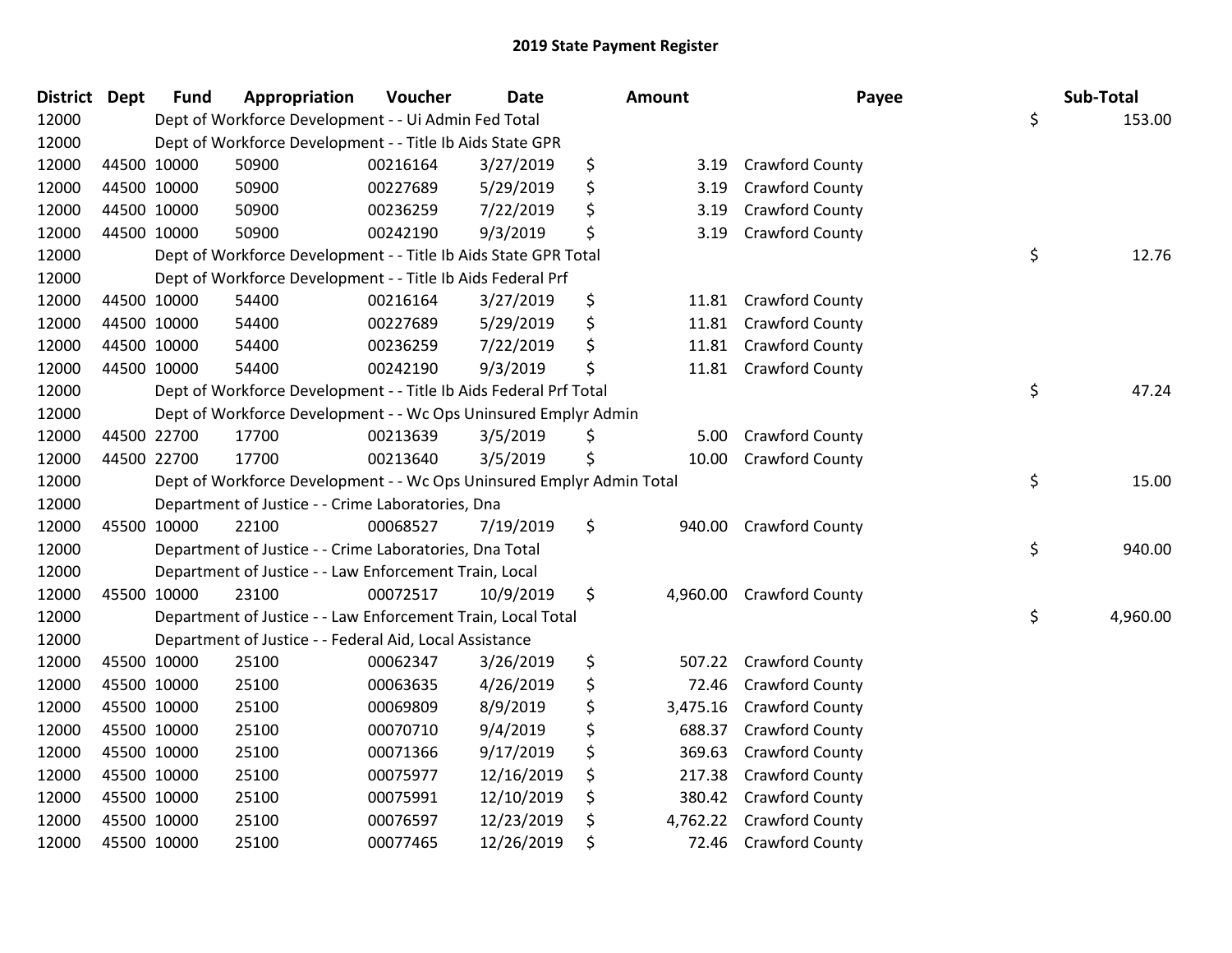# 2019 State Payment Register

| District | Dept | Fund | Appropriation | Voucher | Date | Amount | Payee | Sub-Total |
|---|---|---|---|---|---|---|---|---|
| 12000 | | Dept of Workforce Development - - Ui Admin Fed Total | | | | | | $ 153.00 |
| 12000 | | Dept of Workforce Development - - Title Ib Aids State GPR | | | | | | |
| 12000 | 44500 | 10000 | 50900 | 00216164 | 3/27/2019 | $ 3.19 | Crawford County | |
| 12000 | 44500 | 10000 | 50900 | 00227689 | 5/29/2019 | $ 3.19 | Crawford County | |
| 12000 | 44500 | 10000 | 50900 | 00236259 | 7/22/2019 | $ 3.19 | Crawford County | |
| 12000 | 44500 | 10000 | 50900 | 00242190 | 9/3/2019 | $ 3.19 | Crawford County | |
| 12000 | | Dept of Workforce Development - - Title Ib Aids State GPR Total | | | | | | $ 12.76 |
| 12000 | | Dept of Workforce Development - - Title Ib Aids Federal Prf | | | | | | |
| 12000 | 44500 | 10000 | 54400 | 00216164 | 3/27/2019 | $ 11.81 | Crawford County | |
| 12000 | 44500 | 10000 | 54400 | 00227689 | 5/29/2019 | $ 11.81 | Crawford County | |
| 12000 | 44500 | 10000 | 54400 | 00236259 | 7/22/2019 | $ 11.81 | Crawford County | |
| 12000 | 44500 | 10000 | 54400 | 00242190 | 9/3/2019 | $ 11.81 | Crawford County | |
| 12000 | | Dept of Workforce Development - - Title Ib Aids Federal Prf Total | | | | | | $ 47.24 |
| 12000 | | Dept of Workforce Development - - Wc Ops Uninsured Emplyr Admin | | | | | | |
| 12000 | 44500 | 22700 | 17700 | 00213639 | 3/5/2019 | $ 5.00 | Crawford County | |
| 12000 | 44500 | 22700 | 17700 | 00213640 | 3/5/2019 | $ 10.00 | Crawford County | |
| 12000 | | Dept of Workforce Development - - Wc Ops Uninsured Emplyr Admin Total | | | | | | $ 15.00 |
| 12000 | | Department of Justice - - Crime Laboratories, Dna | | | | | | |
| 12000 | 45500 | 10000 | 22100 | 00068527 | 7/19/2019 | $ 940.00 | Crawford County | |
| 12000 | | Department of Justice - - Crime Laboratories, Dna Total | | | | | | $ 940.00 |
| 12000 | | Department of Justice - - Law Enforcement Train, Local | | | | | | |
| 12000 | 45500 | 10000 | 23100 | 00072517 | 10/9/2019 | $ 4,960.00 | Crawford County | |
| 12000 | | Department of Justice - - Law Enforcement Train, Local Total | | | | | | $ 4,960.00 |
| 12000 | | Department of Justice - - Federal Aid, Local Assistance | | | | | | |
| 12000 | 45500 | 10000 | 25100 | 00062347 | 3/26/2019 | $ 507.22 | Crawford County | |
| 12000 | 45500 | 10000 | 25100 | 00063635 | 4/26/2019 | $ 72.46 | Crawford County | |
| 12000 | 45500 | 10000 | 25100 | 00069809 | 8/9/2019 | $ 3,475.16 | Crawford County | |
| 12000 | 45500 | 10000 | 25100 | 00070710 | 9/4/2019 | $ 688.37 | Crawford County | |
| 12000 | 45500 | 10000 | 25100 | 00071366 | 9/17/2019 | $ 369.63 | Crawford County | |
| 12000 | 45500 | 10000 | 25100 | 00075977 | 12/16/2019 | $ 217.38 | Crawford County | |
| 12000 | 45500 | 10000 | 25100 | 00075991 | 12/10/2019 | $ 380.42 | Crawford County | |
| 12000 | 45500 | 10000 | 25100 | 00076597 | 12/23/2019 | $ 4,762.22 | Crawford County | |
| 12000 | 45500 | 10000 | 25100 | 00077465 | 12/26/2019 | $ 72.46 | Crawford County | |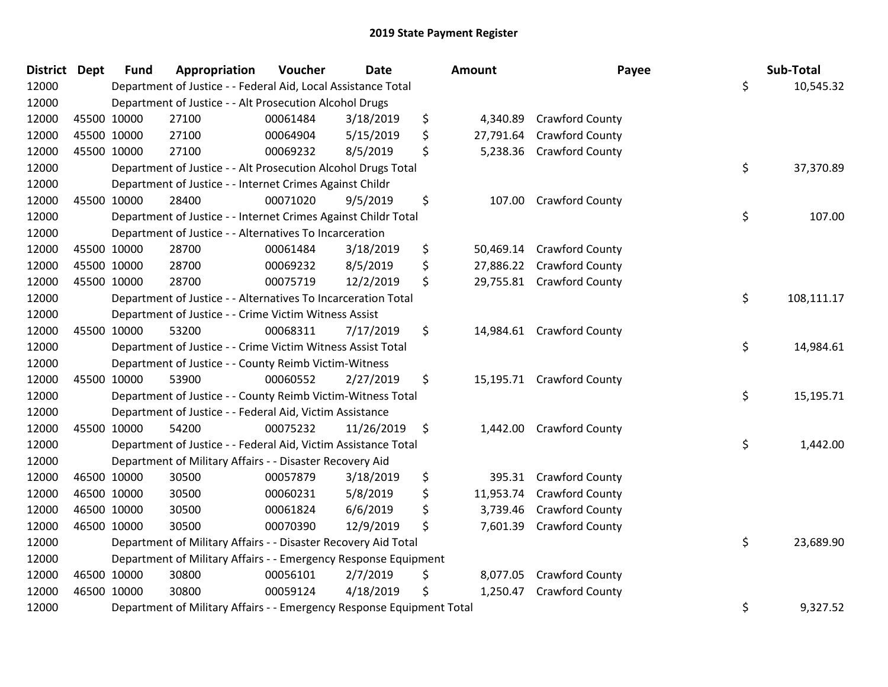## 2019 State Payment Register

| District | Dept | Fund | Appropriation | Voucher | Date | Amount | Payee | Sub-Total |
|---|---|---|---|---|---|---|---|---|
| 12000 | | Department of Justice - - Federal Aid, Local Assistance Total | | | | | | $ 10,545.32 |
| 12000 | | Department of Justice - - Alt Prosecution Alcohol Drugs | | | | | | |
| 12000 | 45500 | 10000 | 27100 | 00061484 | 3/18/2019 | $ 4,340.89 | Crawford County | |
| 12000 | 45500 | 10000 | 27100 | 00064904 | 5/15/2019 | $ 27,791.64 | Crawford County | |
| 12000 | 45500 | 10000 | 27100 | 00069232 | 8/5/2019 | $ 5,238.36 | Crawford County | |
| 12000 | | Department of Justice - - Alt Prosecution Alcohol Drugs Total | | | | | | $ 37,370.89 |
| 12000 | | Department of Justice - - Internet Crimes Against Childr | | | | | | |
| 12000 | 45500 | 10000 | 28400 | 00071020 | 9/5/2019 | $ 107.00 | Crawford County | |
| 12000 | | Department of Justice - - Internet Crimes Against Childr Total | | | | | | $ 107.00 |
| 12000 | | Department of Justice - - Alternatives To Incarceration | | | | | | |
| 12000 | 45500 | 10000 | 28700 | 00061484 | 3/18/2019 | $ 50,469.14 | Crawford County | |
| 12000 | 45500 | 10000 | 28700 | 00069232 | 8/5/2019 | $ 27,886.22 | Crawford County | |
| 12000 | 45500 | 10000 | 28700 | 00075719 | 12/2/2019 | $ 29,755.81 | Crawford County | |
| 12000 | | Department of Justice - - Alternatives To Incarceration Total | | | | | | $ 108,111.17 |
| 12000 | | Department of Justice - - Crime Victim Witness Assist | | | | | | |
| 12000 | 45500 | 10000 | 53200 | 00068311 | 7/17/2019 | $ 14,984.61 | Crawford County | |
| 12000 | | Department of Justice - - Crime Victim Witness Assist Total | | | | | | $ 14,984.61 |
| 12000 | | Department of Justice - - County Reimb Victim-Witness | | | | | | |
| 12000 | 45500 | 10000 | 53900 | 00060552 | 2/27/2019 | $ 15,195.71 | Crawford County | |
| 12000 | | Department of Justice - - County Reimb Victim-Witness Total | | | | | | $ 15,195.71 |
| 12000 | | Department of Justice - - Federal Aid, Victim Assistance | | | | | | |
| 12000 | 45500 | 10000 | 54200 | 00075232 | 11/26/2019 | $ 1,442.00 | Crawford County | |
| 12000 | | Department of Justice - - Federal Aid, Victim Assistance Total | | | | | | $ 1,442.00 |
| 12000 | | Department of Military Affairs - - Disaster Recovery Aid | | | | | | |
| 12000 | 46500 | 10000 | 30500 | 00057879 | 3/18/2019 | $ 395.31 | Crawford County | |
| 12000 | 46500 | 10000 | 30500 | 00060231 | 5/8/2019 | $ 11,953.74 | Crawford County | |
| 12000 | 46500 | 10000 | 30500 | 00061824 | 6/6/2019 | $ 3,739.46 | Crawford County | |
| 12000 | 46500 | 10000 | 30500 | 00070390 | 12/9/2019 | $ 7,601.39 | Crawford County | |
| 12000 | | Department of Military Affairs - - Disaster Recovery Aid Total | | | | | | $ 23,689.90 |
| 12000 | | Department of Military Affairs - - Emergency Response Equipment | | | | | | |
| 12000 | 46500 | 10000 | 30800 | 00056101 | 2/7/2019 | $ 8,077.05 | Crawford County | |
| 12000 | 46500 | 10000 | 30800 | 00059124 | 4/18/2019 | $ 1,250.47 | Crawford County | |
| 12000 | | Department of Military Affairs - - Emergency Response Equipment Total | | | | | | $ 9,327.52 |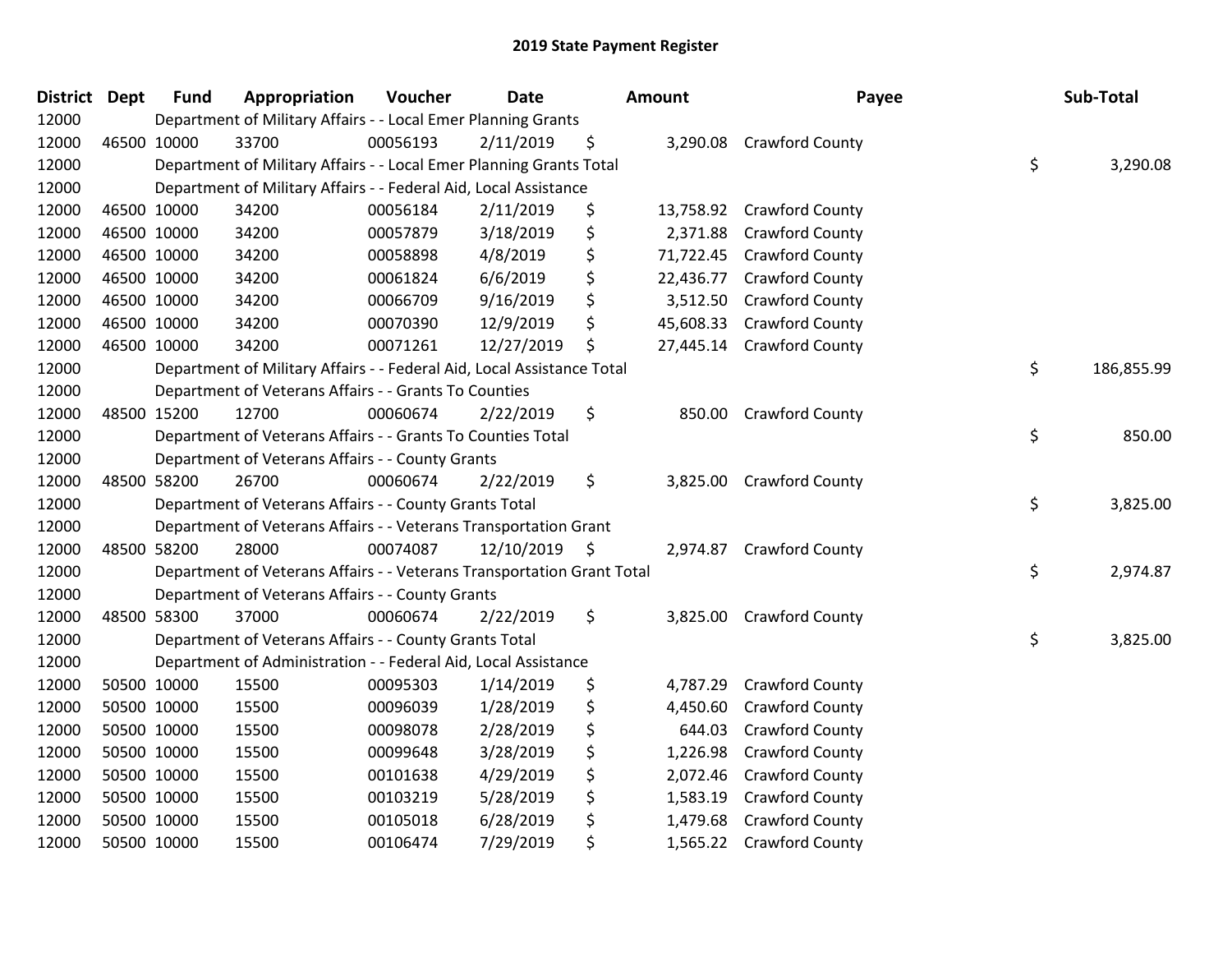# 2019 State Payment Register

| District | Dept | Fund | Appropriation | Voucher | Date | Amount | Payee | Sub-Total |
|---|---|---|---|---|---|---|---|---|
| 12000 | | Department of Military Affairs - - Local Emer Planning Grants | | | | | | |
| 12000 | 46500 | 10000 | 33700 | 00056193 | 2/11/2019 | $ 3,290.08 | Crawford County | |
| 12000 | | Department of Military Affairs - - Local Emer Planning Grants Total | | | | | | $ 3,290.08 |
| 12000 | | Department of Military Affairs - - Federal Aid, Local Assistance | | | | | | |
| 12000 | 46500 | 10000 | 34200 | 00056184 | 2/11/2019 | $ 13,758.92 | Crawford County | |
| 12000 | 46500 | 10000 | 34200 | 00057879 | 3/18/2019 | $ 2,371.88 | Crawford County | |
| 12000 | 46500 | 10000 | 34200 | 00058898 | 4/8/2019 | $ 71,722.45 | Crawford County | |
| 12000 | 46500 | 10000 | 34200 | 00061824 | 6/6/2019 | $ 22,436.77 | Crawford County | |
| 12000 | 46500 | 10000 | 34200 | 00066709 | 9/16/2019 | $ 3,512.50 | Crawford County | |
| 12000 | 46500 | 10000 | 34200 | 00070390 | 12/9/2019 | $ 45,608.33 | Crawford County | |
| 12000 | 46500 | 10000 | 34200 | 00071261 | 12/27/2019 | $ 27,445.14 | Crawford County | |
| 12000 | | Department of Military Affairs - - Federal Aid, Local Assistance Total | | | | | | $ 186,855.99 |
| 12000 | | Department of Veterans Affairs - - Grants To Counties | | | | | | |
| 12000 | 48500 | 15200 | 12700 | 00060674 | 2/22/2019 | $ 850.00 | Crawford County | |
| 12000 | | Department of Veterans Affairs - - Grants To Counties Total | | | | | | $ 850.00 |
| 12000 | | Department of Veterans Affairs - - County Grants | | | | | | |
| 12000 | 48500 | 58200 | 26700 | 00060674 | 2/22/2019 | $ 3,825.00 | Crawford County | |
| 12000 | | Department of Veterans Affairs - - County Grants Total | | | | | | $ 3,825.00 |
| 12000 | | Department of Veterans Affairs - - Veterans Transportation Grant | | | | | | |
| 12000 | 48500 | 58200 | 28000 | 00074087 | 12/10/2019 | $ 2,974.87 | Crawford County | |
| 12000 | | Department of Veterans Affairs - - Veterans Transportation Grant Total | | | | | | $ 2,974.87 |
| 12000 | | Department of Veterans Affairs - - County Grants | | | | | | |
| 12000 | 48500 | 58300 | 37000 | 00060674 | 2/22/2019 | $ 3,825.00 | Crawford County | |
| 12000 | | Department of Veterans Affairs - - County Grants Total | | | | | | $ 3,825.00 |
| 12000 | | Department of Administration - - Federal Aid, Local Assistance | | | | | | |
| 12000 | 50500 | 10000 | 15500 | 00095303 | 1/14/2019 | $ 4,787.29 | Crawford County | |
| 12000 | 50500 | 10000 | 15500 | 00096039 | 1/28/2019 | $ 4,450.60 | Crawford County | |
| 12000 | 50500 | 10000 | 15500 | 00098078 | 2/28/2019 | $ 644.03 | Crawford County | |
| 12000 | 50500 | 10000 | 15500 | 00099648 | 3/28/2019 | $ 1,226.98 | Crawford County | |
| 12000 | 50500 | 10000 | 15500 | 00101638 | 4/29/2019 | $ 2,072.46 | Crawford County | |
| 12000 | 50500 | 10000 | 15500 | 00103219 | 5/28/2019 | $ 1,583.19 | Crawford County | |
| 12000 | 50500 | 10000 | 15500 | 00105018 | 6/28/2019 | $ 1,479.68 | Crawford County | |
| 12000 | 50500 | 10000 | 15500 | 00106474 | 7/29/2019 | $ 1,565.22 | Crawford County | |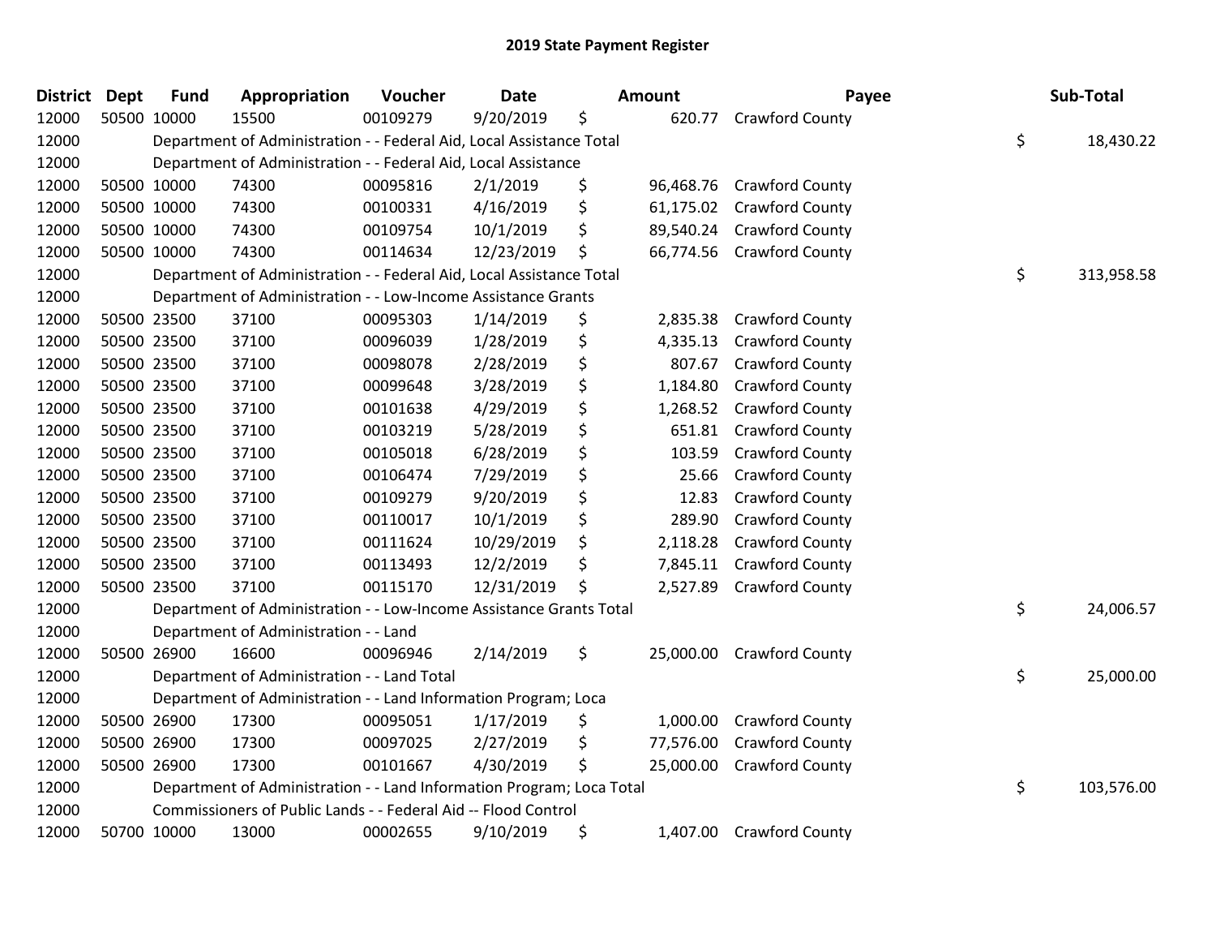# 2019 State Payment Register

| District | Dept | Fund | Appropriation | Voucher | Date | Amount | Payee | Sub-Total |
|---|---|---|---|---|---|---|---|---|
| 12000 | 50500 | 10000 | 15500 | 00109279 | 9/20/2019 | $ 620.77 | Crawford County | |
| 12000 | | Department of Administration - - Federal Aid, Local Assistance Total | | | | | | $ 18,430.22 |
| 12000 | | Department of Administration - - Federal Aid, Local Assistance | | | | | | |
| 12000 | 50500 | 10000 | 74300 | 00095816 | 2/1/2019 | $ 96,468.76 | Crawford County | |
| 12000 | 50500 | 10000 | 74300 | 00100331 | 4/16/2019 | $ 61,175.02 | Crawford County | |
| 12000 | 50500 | 10000 | 74300 | 00109754 | 10/1/2019 | $ 89,540.24 | Crawford County | |
| 12000 | 50500 | 10000 | 74300 | 00114634 | 12/23/2019 | $ 66,774.56 | Crawford County | |
| 12000 | | Department of Administration - - Federal Aid, Local Assistance Total | | | | | | $ 313,958.58 |
| 12000 | | Department of Administration - - Low-Income Assistance Grants | | | | | | |
| 12000 | 50500 | 23500 | 37100 | 00095303 | 1/14/2019 | $ 2,835.38 | Crawford County | |
| 12000 | 50500 | 23500 | 37100 | 00096039 | 1/28/2019 | $ 4,335.13 | Crawford County | |
| 12000 | 50500 | 23500 | 37100 | 00098078 | 2/28/2019 | $ 807.67 | Crawford County | |
| 12000 | 50500 | 23500 | 37100 | 00099648 | 3/28/2019 | $ 1,184.80 | Crawford County | |
| 12000 | 50500 | 23500 | 37100 | 00101638 | 4/29/2019 | $ 1,268.52 | Crawford County | |
| 12000 | 50500 | 23500 | 37100 | 00103219 | 5/28/2019 | $ 651.81 | Crawford County | |
| 12000 | 50500 | 23500 | 37100 | 00105018 | 6/28/2019 | $ 103.59 | Crawford County | |
| 12000 | 50500 | 23500 | 37100 | 00106474 | 7/29/2019 | $ 25.66 | Crawford County | |
| 12000 | 50500 | 23500 | 37100 | 00109279 | 9/20/2019 | $ 12.83 | Crawford County | |
| 12000 | 50500 | 23500 | 37100 | 00110017 | 10/1/2019 | $ 289.90 | Crawford County | |
| 12000 | 50500 | 23500 | 37100 | 00111624 | 10/29/2019 | $ 2,118.28 | Crawford County | |
| 12000 | 50500 | 23500 | 37100 | 00113493 | 12/2/2019 | $ 7,845.11 | Crawford County | |
| 12000 | 50500 | 23500 | 37100 | 00115170 | 12/31/2019 | $ 2,527.89 | Crawford County | |
| 12000 | | Department of Administration - - Low-Income Assistance Grants Total | | | | | | $ 24,006.57 |
| 12000 | | Department of Administration - - Land | | | | | | |
| 12000 | 50500 | 26900 | 16600 | 00096946 | 2/14/2019 | $ 25,000.00 | Crawford County | |
| 12000 | | Department of Administration - - Land Total | | | | | | $ 25,000.00 |
| 12000 | | Department of Administration - - Land Information Program; Loca | | | | | | |
| 12000 | 50500 | 26900 | 17300 | 00095051 | 1/17/2019 | $ 1,000.00 | Crawford County | |
| 12000 | 50500 | 26900 | 17300 | 00097025 | 2/27/2019 | $ 77,576.00 | Crawford County | |
| 12000 | 50500 | 26900 | 17300 | 00101667 | 4/30/2019 | $ 25,000.00 | Crawford County | |
| 12000 | | Department of Administration - - Land Information Program; Loca Total | | | | | | $ 103,576.00 |
| 12000 | | Commissioners of Public Lands - - Federal Aid -- Flood Control | | | | | | |
| 12000 | 50700 | 10000 | 13000 | 00002655 | 9/10/2019 | $ 1,407.00 | Crawford County | |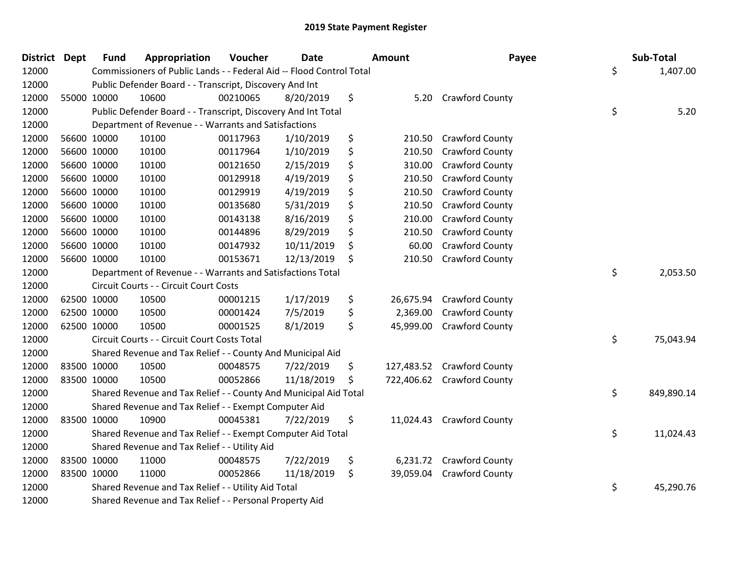# 2019 State Payment Register

| District | Dept | Fund | Appropriation | Voucher | Date | Amount | Payee | Sub-Total |
|---|---|---|---|---|---|---|---|---|
| 12000 | | Commissioners of Public Lands - - Federal Aid -- Flood Control Total | | | | | | $ 1,407.00 |
| 12000 | | Public Defender Board - - Transcript, Discovery And Int | | | | | | |
| 12000 | 55000 | 10000 | 10600 | 00210065 | 8/20/2019 | $ 5.20 | Crawford County | |
| 12000 | | Public Defender Board - - Transcript, Discovery And Int Total | | | | | | $ 5.20 |
| 12000 | | Department of Revenue - - Warrants and Satisfactions | | | | | | |
| 12000 | 56600 | 10000 | 10100 | 00117963 | 1/10/2019 | $ 210.50 | Crawford County | |
| 12000 | 56600 | 10000 | 10100 | 00117964 | 1/10/2019 | $ 210.50 | Crawford County | |
| 12000 | 56600 | 10000 | 10100 | 00121650 | 2/15/2019 | $ 310.00 | Crawford County | |
| 12000 | 56600 | 10000 | 10100 | 00129918 | 4/19/2019 | $ 210.50 | Crawford County | |
| 12000 | 56600 | 10000 | 10100 | 00129919 | 4/19/2019 | $ 210.50 | Crawford County | |
| 12000 | 56600 | 10000 | 10100 | 00135680 | 5/31/2019 | $ 210.50 | Crawford County | |
| 12000 | 56600 | 10000 | 10100 | 00143138 | 8/16/2019 | $ 210.00 | Crawford County | |
| 12000 | 56600 | 10000 | 10100 | 00144896 | 8/29/2019 | $ 210.50 | Crawford County | |
| 12000 | 56600 | 10000 | 10100 | 00147932 | 10/11/2019 | $ 60.00 | Crawford County | |
| 12000 | 56600 | 10000 | 10100 | 00153671 | 12/13/2019 | $ 210.50 | Crawford County | |
| 12000 | | Department of Revenue - - Warrants and Satisfactions Total | | | | | | $ 2,053.50 |
| 12000 | | Circuit Courts - - Circuit Court Costs | | | | | | |
| 12000 | 62500 | 10000 | 10500 | 00001215 | 1/17/2019 | $ 26,675.94 | Crawford County | |
| 12000 | 62500 | 10000 | 10500 | 00001424 | 7/5/2019 | $ 2,369.00 | Crawford County | |
| 12000 | 62500 | 10000 | 10500 | 00001525 | 8/1/2019 | $ 45,999.00 | Crawford County | |
| 12000 | | Circuit Courts - - Circuit Court Costs Total | | | | | | $ 75,043.94 |
| 12000 | | Shared Revenue and Tax Relief - - County And Municipal Aid | | | | | | |
| 12000 | 83500 | 10000 | 10500 | 00048575 | 7/22/2019 | $ 127,483.52 | Crawford County | |
| 12000 | 83500 | 10000 | 10500 | 00052866 | 11/18/2019 | $ 722,406.62 | Crawford County | |
| 12000 | | Shared Revenue and Tax Relief - - County And Municipal Aid Total | | | | | | $ 849,890.14 |
| 12000 | | Shared Revenue and Tax Relief - - Exempt Computer Aid | | | | | | |
| 12000 | 83500 | 10000 | 10900 | 00045381 | 7/22/2019 | $ 11,024.43 | Crawford County | |
| 12000 | | Shared Revenue and Tax Relief - - Exempt Computer Aid Total | | | | | | $ 11,024.43 |
| 12000 | | Shared Revenue and Tax Relief - - Utility Aid | | | | | | |
| 12000 | 83500 | 10000 | 11000 | 00048575 | 7/22/2019 | $ 6,231.72 | Crawford County | |
| 12000 | 83500 | 10000 | 11000 | 00052866 | 11/18/2019 | $ 39,059.04 | Crawford County | |
| 12000 | | Shared Revenue and Tax Relief - - Utility Aid Total | | | | | | $ 45,290.76 |
| 12000 | | Shared Revenue and Tax Relief - - Personal Property Aid | | | | | | |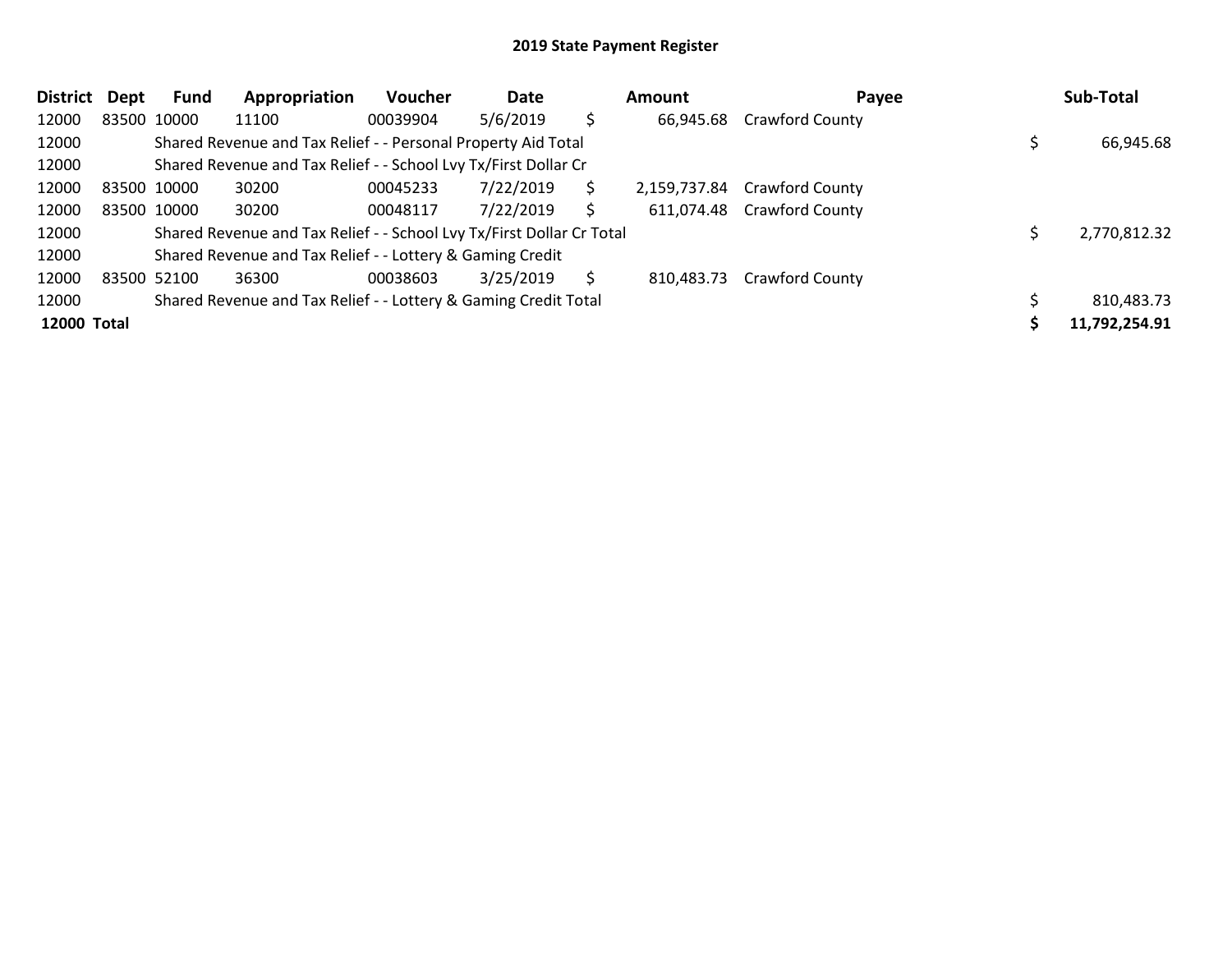# 2019 State Payment Register

| District | Dept | Fund | Appropriation | Voucher | Date | Amount | Payee | Sub-Total |
|---|---|---|---|---|---|---|---|---|
| 12000 | 83500 | 10000 | 11100 | 00039904 | 5/6/2019 | $ 66,945.68 | Crawford County | |
| 12000 | | Shared Revenue and Tax Relief - - Personal Property Aid Total | | | | | | $ 66,945.68 |
| 12000 | | Shared Revenue and Tax Relief - - School Lvy Tx/First Dollar Cr | | | | | | |
| 12000 | 83500 | 10000 | 30200 | 00045233 | 7/22/2019 | $ 2,159,737.84 | Crawford County | |
| 12000 | 83500 | 10000 | 30200 | 00048117 | 7/22/2019 | $ 611,074.48 | Crawford County | |
| 12000 | | Shared Revenue and Tax Relief - - School Lvy Tx/First Dollar Cr Total | | | | | | $ 2,770,812.32 |
| 12000 | | Shared Revenue and Tax Relief - - Lottery & Gaming Credit | | | | | | |
| 12000 | 83500 | 52100 | 36300 | 00038603 | 3/25/2019 | $ 810,483.73 | Crawford County | |
| 12000 | | Shared Revenue and Tax Relief - - Lottery & Gaming Credit Total | | | | | | $ 810,483.73 |
| **12000** | **Total** | | | | | | | **$ 11,792,254.91** |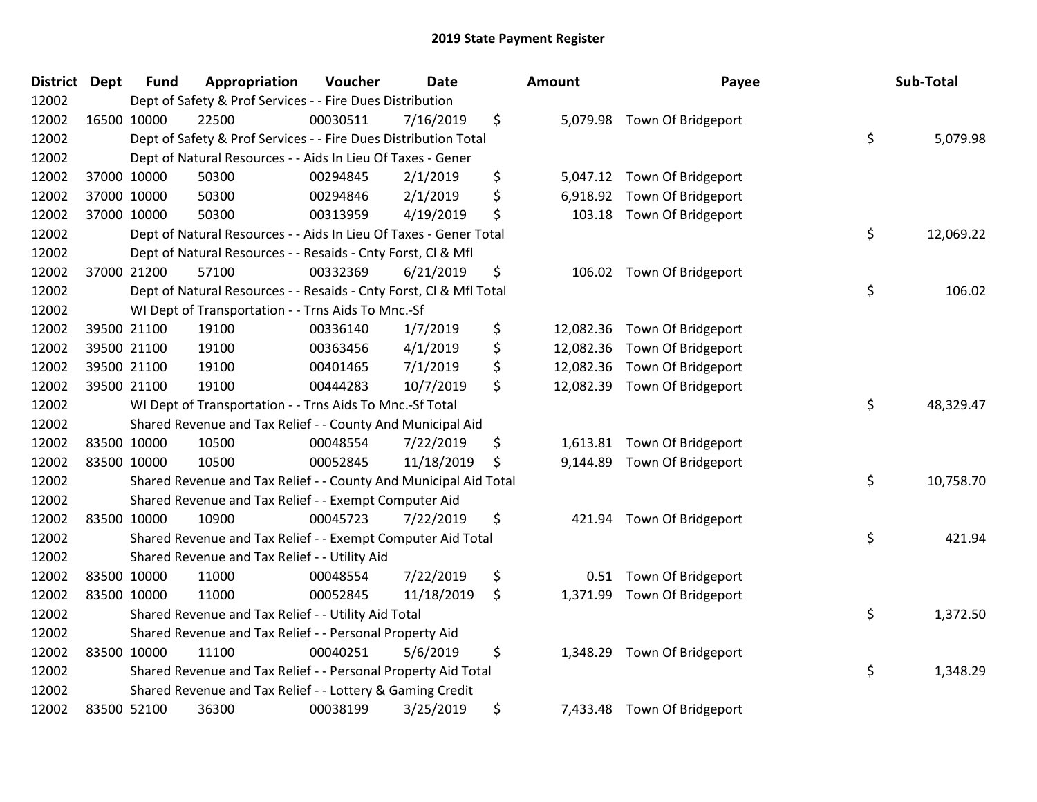# 2019 State Payment Register

| District | Dept | Fund | Appropriation | Voucher | Date | Amount | Payee | Sub-Total |
|---|---|---|---|---|---|---|---|---|
| 12002 | | Dept of Safety & Prof Services - - Fire Dues Distribution | | | | | | |
| 12002 | 16500 | 10000 | 22500 | 00030511 | 7/16/2019 | $ 5,079.98 | Town Of Bridgeport | |
| 12002 | | Dept of Safety & Prof Services - - Fire Dues Distribution Total | | | | | | $ 5,079.98 |
| 12002 | | Dept of Natural Resources - - Aids In Lieu Of Taxes - Gener | | | | | | |
| 12002 | 37000 | 10000 | 50300 | 00294845 | 2/1/2019 | $ 5,047.12 | Town Of Bridgeport | |
| 12002 | 37000 | 10000 | 50300 | 00294846 | 2/1/2019 | $ 6,918.92 | Town Of Bridgeport | |
| 12002 | 37000 | 10000 | 50300 | 00313959 | 4/19/2019 | $ 103.18 | Town Of Bridgeport | |
| 12002 | | Dept of Natural Resources - - Aids In Lieu Of Taxes - Gener Total | | | | | | $ 12,069.22 |
| 12002 | | Dept of Natural Resources - - Resaids - Cnty Forst, Cl & Mfl | | | | | | |
| 12002 | 37000 | 21200 | 57100 | 00332369 | 6/21/2019 | $ 106.02 | Town Of Bridgeport | |
| 12002 | | Dept of Natural Resources - - Resaids - Cnty Forst, Cl & Mfl Total | | | | | | $ 106.02 |
| 12002 | | WI Dept of Transportation - - Trns Aids To Mnc.-Sf | | | | | | |
| 12002 | 39500 | 21100 | 19100 | 00336140 | 1/7/2019 | $ 12,082.36 | Town Of Bridgeport | |
| 12002 | 39500 | 21100 | 19100 | 00363456 | 4/1/2019 | $ 12,082.36 | Town Of Bridgeport | |
| 12002 | 39500 | 21100 | 19100 | 00401465 | 7/1/2019 | $ 12,082.36 | Town Of Bridgeport | |
| 12002 | 39500 | 21100 | 19100 | 00444283 | 10/7/2019 | $ 12,082.39 | Town Of Bridgeport | |
| 12002 | | WI Dept of Transportation - - Trns Aids To Mnc.-Sf Total | | | | | | $ 48,329.47 |
| 12002 | | Shared Revenue and Tax Relief - - County And Municipal Aid | | | | | | |
| 12002 | 83500 | 10000 | 10500 | 00048554 | 7/22/2019 | $ 1,613.81 | Town Of Bridgeport | |
| 12002 | 83500 | 10000 | 10500 | 00052845 | 11/18/2019 | $ 9,144.89 | Town Of Bridgeport | |
| 12002 | | Shared Revenue and Tax Relief - - County And Municipal Aid Total | | | | | | $ 10,758.70 |
| 12002 | | Shared Revenue and Tax Relief - - Exempt Computer Aid | | | | | | |
| 12002 | 83500 | 10000 | 10900 | 00045723 | 7/22/2019 | $ 421.94 | Town Of Bridgeport | |
| 12002 | | Shared Revenue and Tax Relief - - Exempt Computer Aid Total | | | | | | $ 421.94 |
| 12002 | | Shared Revenue and Tax Relief - - Utility Aid | | | | | | |
| 12002 | 83500 | 10000 | 11000 | 00048554 | 7/22/2019 | $ 0.51 | Town Of Bridgeport | |
| 12002 | 83500 | 10000 | 11000 | 00052845 | 11/18/2019 | $ 1,371.99 | Town Of Bridgeport | |
| 12002 | | Shared Revenue and Tax Relief - - Utility Aid Total | | | | | | $ 1,372.50 |
| 12002 | | Shared Revenue and Tax Relief - - Personal Property Aid | | | | | | |
| 12002 | 83500 | 10000 | 11100 | 00040251 | 5/6/2019 | $ 1,348.29 | Town Of Bridgeport | |
| 12002 | | Shared Revenue and Tax Relief - - Personal Property Aid Total | | | | | | $ 1,348.29 |
| 12002 | | Shared Revenue and Tax Relief - - Lottery & Gaming Credit | | | | | | |
| 12002 | 83500 | 52100 | 36300 | 00038199 | 3/25/2019 | $ 7,433.48 | Town Of Bridgeport | |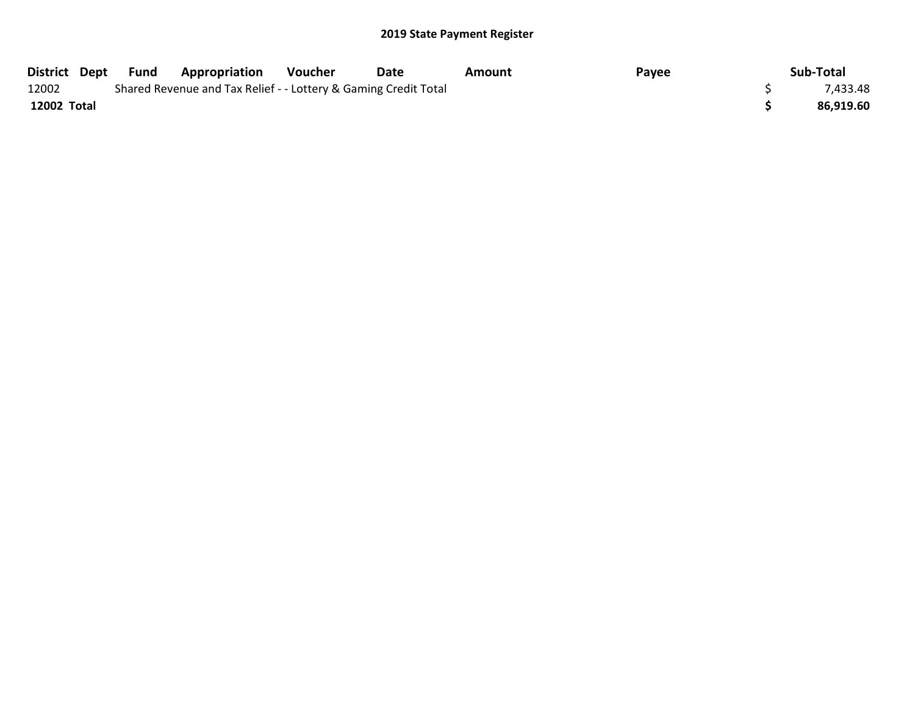## 2019 State Payment Register

| District | Dept | Fund | Appropriation | Voucher | Date | Amount | Payee | | Sub-Total |
|---|---|---|---|---|---|---|---|---|---|
| 12002 | | Shared Revenue and Tax Relief - - Lottery & Gaming Credit Total | | | | | | $ | 7,433.48 |
| **12002 Total** | | | | | | | | **$** | **86,919.60** |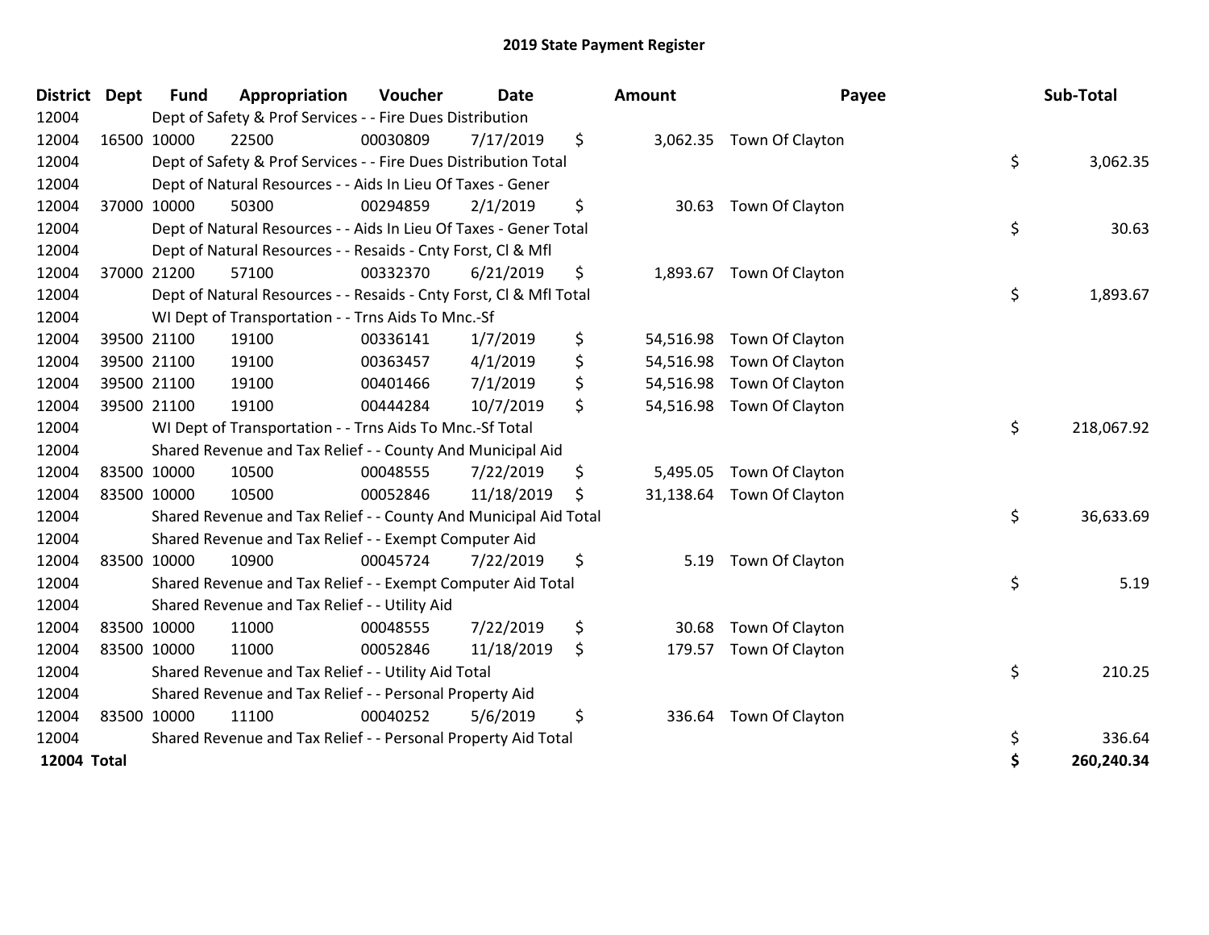# 2019 State Payment Register

| District | Dept | Fund | Appropriation | Voucher | Date | Amount | Payee | Sub-Total |
|---|---|---|---|---|---|---|---|---|
| 12004 | | Dept of Safety & Prof Services - - Fire Dues Distribution | | | | | | |
| 12004 | 16500 | 10000 | 22500 | 00030809 | 7/17/2019 | $ 3,062.35 | Town Of Clayton | |
| 12004 | | Dept of Safety & Prof Services - - Fire Dues Distribution Total | | | | | | $ 3,062.35 |
| 12004 | | Dept of Natural Resources - - Aids In Lieu Of Taxes - Gener | | | | | | |
| 12004 | 37000 | 10000 | 50300 | 00294859 | 2/1/2019 | $ 30.63 | Town Of Clayton | |
| 12004 | | Dept of Natural Resources - - Aids In Lieu Of Taxes - Gener Total | | | | | | $ 30.63 |
| 12004 | | Dept of Natural Resources - - Resaids - Cnty Forst, Cl & Mfl | | | | | | |
| 12004 | 37000 | 21200 | 57100 | 00332370 | 6/21/2019 | $ 1,893.67 | Town Of Clayton | |
| 12004 | | Dept of Natural Resources - - Resaids - Cnty Forst, Cl & Mfl Total | | | | | | $ 1,893.67 |
| 12004 | | WI Dept of Transportation - - Trns Aids To Mnc.-Sf | | | | | | |
| 12004 | 39500 | 21100 | 19100 | 00336141 | 1/7/2019 | $ 54,516.98 | Town Of Clayton | |
| 12004 | 39500 | 21100 | 19100 | 00363457 | 4/1/2019 | $ 54,516.98 | Town Of Clayton | |
| 12004 | 39500 | 21100 | 19100 | 00401466 | 7/1/2019 | $ 54,516.98 | Town Of Clayton | |
| 12004 | 39500 | 21100 | 19100 | 00444284 | 10/7/2019 | $ 54,516.98 | Town Of Clayton | |
| 12004 | | WI Dept of Transportation - - Trns Aids To Mnc.-Sf Total | | | | | | $ 218,067.92 |
| 12004 | | Shared Revenue and Tax Relief - - County And Municipal Aid | | | | | | |
| 12004 | 83500 | 10000 | 10500 | 00048555 | 7/22/2019 | $ 5,495.05 | Town Of Clayton | |
| 12004 | 83500 | 10000 | 10500 | 00052846 | 11/18/2019 | $ 31,138.64 | Town Of Clayton | |
| 12004 | | Shared Revenue and Tax Relief - - County And Municipal Aid Total | | | | | | $ 36,633.69 |
| 12004 | | Shared Revenue and Tax Relief - - Exempt Computer Aid | | | | | | |
| 12004 | 83500 | 10000 | 10900 | 00045724 | 7/22/2019 | $ 5.19 | Town Of Clayton | |
| 12004 | | Shared Revenue and Tax Relief - - Exempt Computer Aid Total | | | | | | $ 5.19 |
| 12004 | | Shared Revenue and Tax Relief - - Utility Aid | | | | | | |
| 12004 | 83500 | 10000 | 11000 | 00048555 | 7/22/2019 | $ 30.68 | Town Of Clayton | |
| 12004 | 83500 | 10000 | 11000 | 00052846 | 11/18/2019 | $ 179.57 | Town Of Clayton | |
| 12004 | | Shared Revenue and Tax Relief - - Utility Aid Total | | | | | | $ 210.25 |
| 12004 | | Shared Revenue and Tax Relief - - Personal Property Aid | | | | | | |
| 12004 | 83500 | 10000 | 11100 | 00040252 | 5/6/2019 | $ 336.64 | Town Of Clayton | |
| 12004 | | Shared Revenue and Tax Relief - - Personal Property Aid Total | | | | | | $ 336.64 |
| **12004 Total** | | | | | | | | **$ 260,240.34** |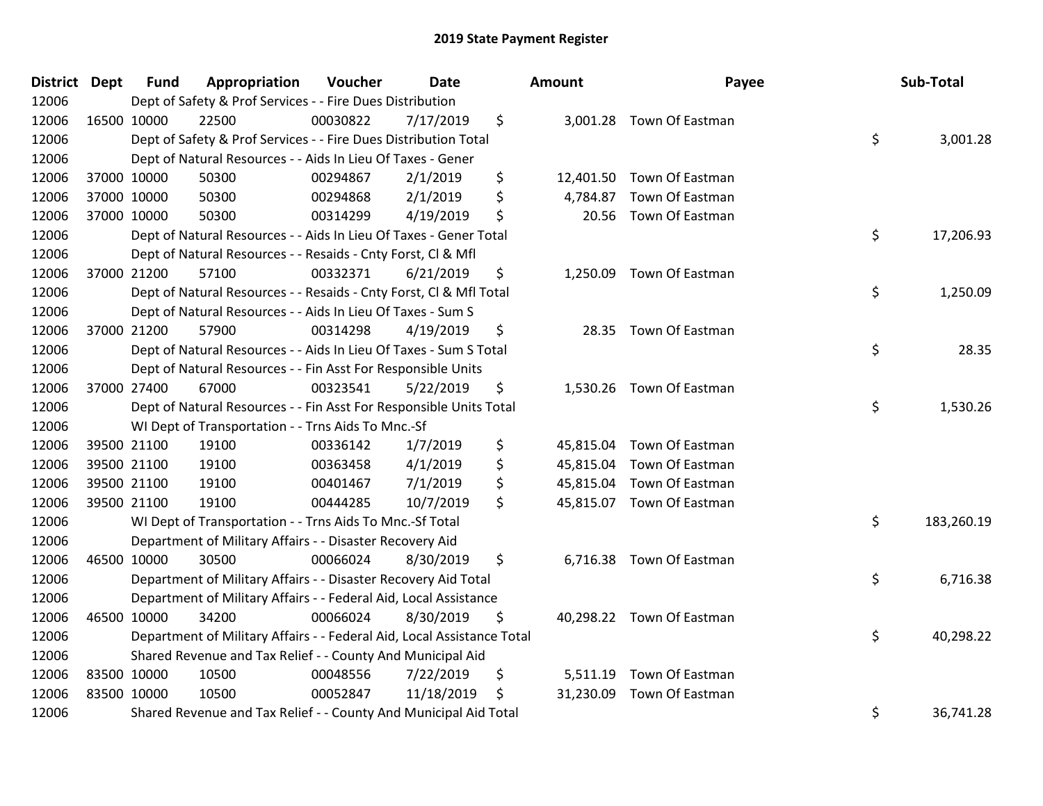# 2019 State Payment Register

| District | Dept | Fund | Appropriation | Voucher | Date | Amount | Payee | Sub-Total |
|---|---|---|---|---|---|---|---|---|
| 12006 | | Dept of Safety & Prof Services - - Fire Dues Distribution | | | | | | |
| 12006 | 16500 | 10000 | 22500 | 00030822 | 7/17/2019 | $ 3,001.28 | Town Of Eastman | |
| 12006 | | Dept of Safety & Prof Services - - Fire Dues Distribution Total | | | | | | $ 3,001.28 |
| 12006 | | Dept of Natural Resources - - Aids In Lieu Of Taxes - Gener | | | | | | |
| 12006 | 37000 | 10000 | 50300 | 00294867 | 2/1/2019 | $ 12,401.50 | Town Of Eastman | |
| 12006 | 37000 | 10000 | 50300 | 00294868 | 2/1/2019 | $ 4,784.87 | Town Of Eastman | |
| 12006 | 37000 | 10000 | 50300 | 00314299 | 4/19/2019 | $ 20.56 | Town Of Eastman | |
| 12006 | | Dept of Natural Resources - - Aids In Lieu Of Taxes - Gener Total | | | | | | $ 17,206.93 |
| 12006 | | Dept of Natural Resources - - Resaids - Cnty Forst, Cl & Mfl | | | | | | |
| 12006 | 37000 | 21200 | 57100 | 00332371 | 6/21/2019 | $ 1,250.09 | Town Of Eastman | |
| 12006 | | Dept of Natural Resources - - Resaids - Cnty Forst, Cl & Mfl Total | | | | | | $ 1,250.09 |
| 12006 | | Dept of Natural Resources - - Aids In Lieu Of Taxes - Sum S | | | | | | |
| 12006 | 37000 | 21200 | 57900 | 00314298 | 4/19/2019 | $ 28.35 | Town Of Eastman | |
| 12006 | | Dept of Natural Resources - - Aids In Lieu Of Taxes - Sum S Total | | | | | | $ 28.35 |
| 12006 | | Dept of Natural Resources - - Fin Asst For Responsible Units | | | | | | |
| 12006 | 37000 | 27400 | 67000 | 00323541 | 5/22/2019 | $ 1,530.26 | Town Of Eastman | |
| 12006 | | Dept of Natural Resources - - Fin Asst For Responsible Units Total | | | | | | $ 1,530.26 |
| 12006 | | WI Dept of Transportation - - Trns Aids To Mnc.-Sf | | | | | | |
| 12006 | 39500 | 21100 | 19100 | 00336142 | 1/7/2019 | $ 45,815.04 | Town Of Eastman | |
| 12006 | 39500 | 21100 | 19100 | 00363458 | 4/1/2019 | $ 45,815.04 | Town Of Eastman | |
| 12006 | 39500 | 21100 | 19100 | 00401467 | 7/1/2019 | $ 45,815.04 | Town Of Eastman | |
| 12006 | 39500 | 21100 | 19100 | 00444285 | 10/7/2019 | $ 45,815.07 | Town Of Eastman | |
| 12006 | | WI Dept of Transportation - - Trns Aids To Mnc.-Sf Total | | | | | | $ 183,260.19 |
| 12006 | | Department of Military Affairs - - Disaster Recovery Aid | | | | | | |
| 12006 | 46500 | 10000 | 30500 | 00066024 | 8/30/2019 | $ 6,716.38 | Town Of Eastman | |
| 12006 | | Department of Military Affairs - - Disaster Recovery Aid Total | | | | | | $ 6,716.38 |
| 12006 | | Department of Military Affairs - - Federal Aid, Local Assistance | | | | | | |
| 12006 | 46500 | 10000 | 34200 | 00066024 | 8/30/2019 | $ 40,298.22 | Town Of Eastman | |
| 12006 | | Department of Military Affairs - - Federal Aid, Local Assistance Total | | | | | | $ 40,298.22 |
| 12006 | | Shared Revenue and Tax Relief - - County And Municipal Aid | | | | | | |
| 12006 | 83500 | 10000 | 10500 | 00048556 | 7/22/2019 | $ 5,511.19 | Town Of Eastman | |
| 12006 | 83500 | 10000 | 10500 | 00052847 | 11/18/2019 | $ 31,230.09 | Town Of Eastman | |
| 12006 | | Shared Revenue and Tax Relief - - County And Municipal Aid Total | | | | | | $ 36,741.28 |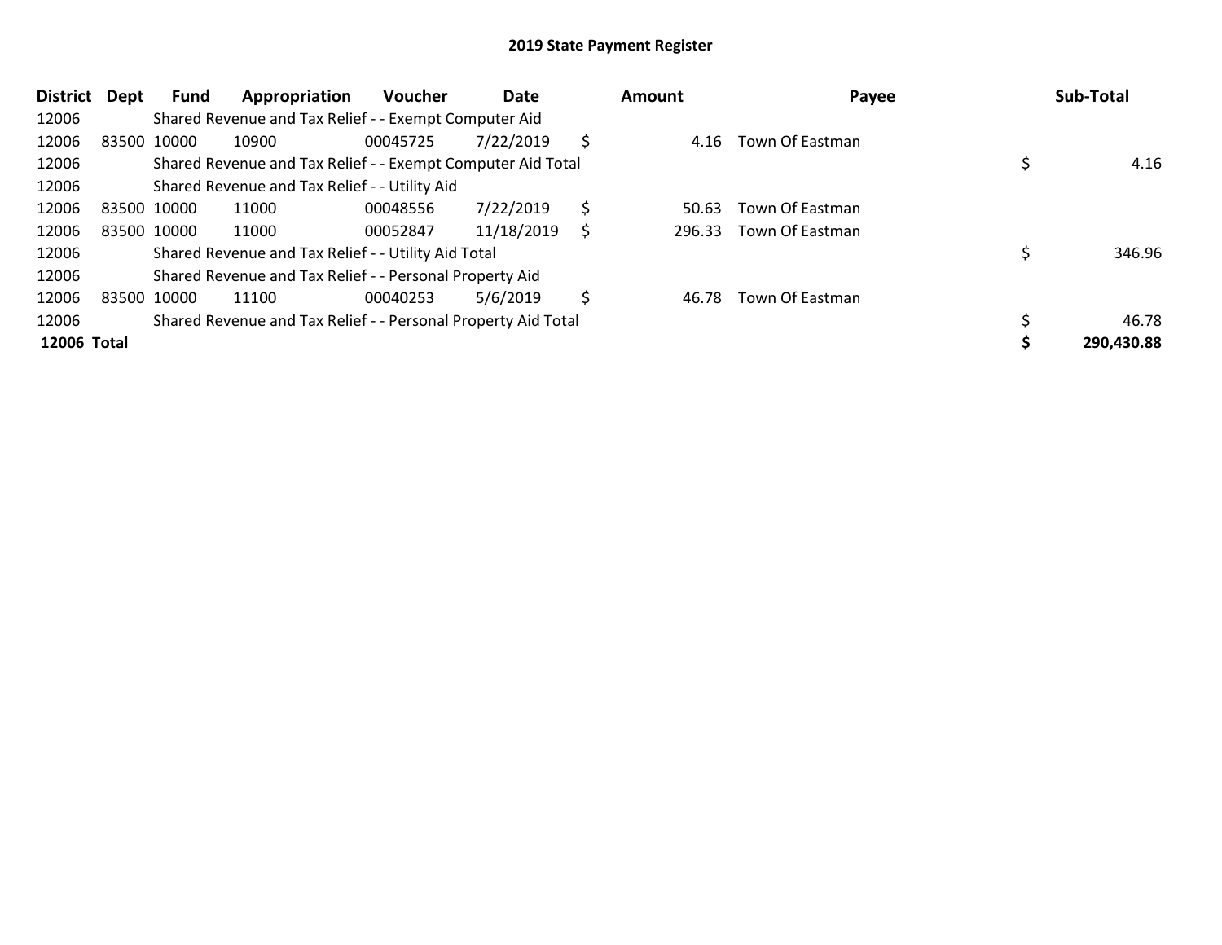# 2019 State Payment Register

| District | Dept | Fund | Appropriation | Voucher | Date | Amount | Payee | Sub-Total |
|---|---|---|---|---|---|---|---|---|
| 12006 | | Shared Revenue and Tax Relief - - Exempt Computer Aid | | | | | | |
| 12006 | 83500 | 10000 | 10900 | 00045725 | 7/22/2019 | $ 4.16 | Town Of Eastman | |
| 12006 | | Shared Revenue and Tax Relief - - Exempt Computer Aid Total | | | | | | $ 4.16 |
| 12006 | | Shared Revenue and Tax Relief - - Utility Aid | | | | | | |
| 12006 | 83500 | 10000 | 11000 | 00048556 | 7/22/2019 | $ 50.63 | Town Of Eastman | |
| 12006 | 83500 | 10000 | 11000 | 00052847 | 11/18/2019 | $ 296.33 | Town Of Eastman | |
| 12006 | | Shared Revenue and Tax Relief - - Utility Aid Total | | | | | | $ 346.96 |
| 12006 | | Shared Revenue and Tax Relief - - Personal Property Aid | | | | | | |
| 12006 | 83500 | 10000 | 11100 | 00040253 | 5/6/2019 | $ 46.78 | Town Of Eastman | |
| 12006 | | Shared Revenue and Tax Relief - - Personal Property Aid Total | | | | | | $ 46.78 |
| **12006** | **Total** | | | | | | | **$ 290,430.88** |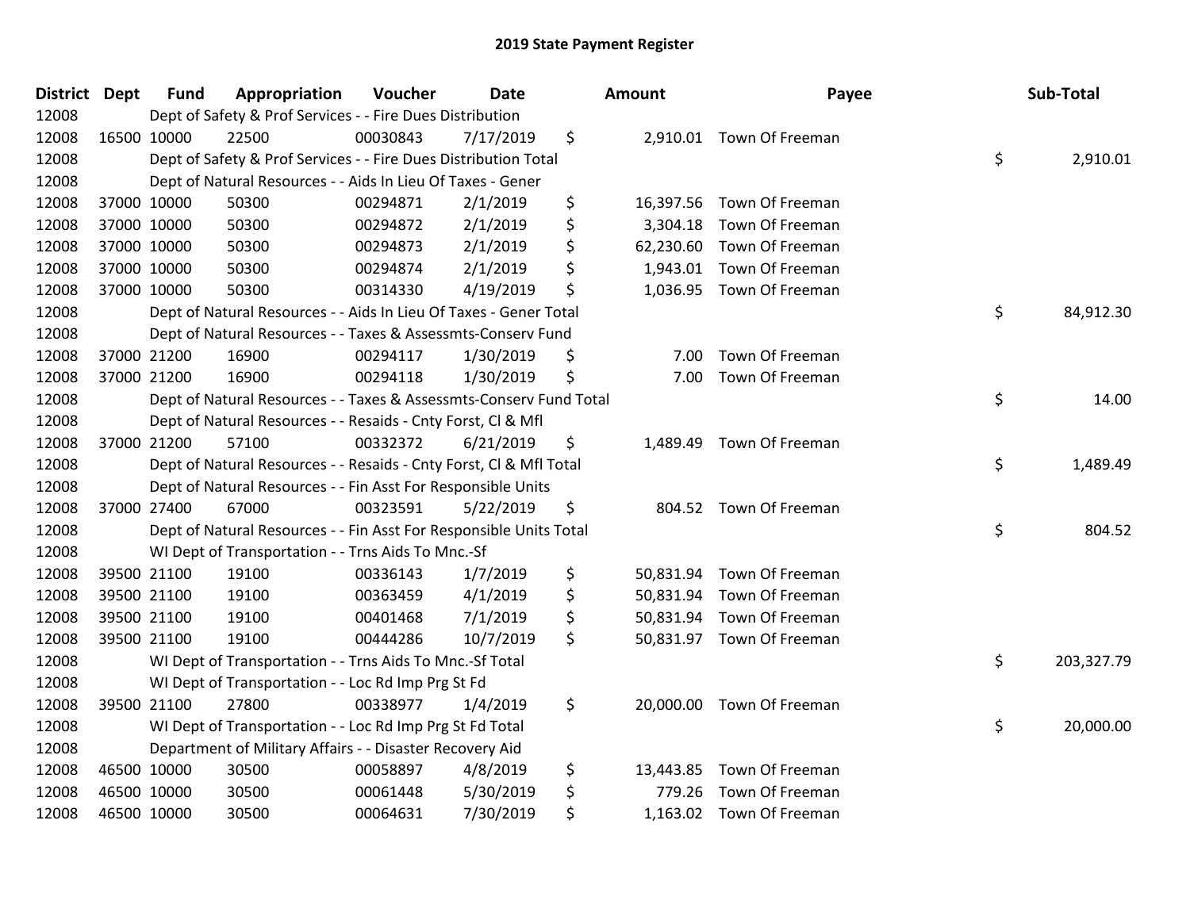# 2019 State Payment Register

| District | Dept | Fund | Appropriation | Voucher | Date | Amount | Payee | Sub-Total |
|---|---|---|---|---|---|---|---|---|
| 12008 | | Dept of Safety & Prof Services - - Fire Dues Distribution | | | | | | |
| 12008 | 16500 | 10000 | 22500 | 00030843 | 7/17/2019 | $ 2,910.01 | Town Of Freeman | |
| 12008 | | Dept of Safety & Prof Services - - Fire Dues Distribution Total | | | | | | $ 2,910.01 |
| 12008 | | Dept of Natural Resources - - Aids In Lieu Of Taxes - Gener | | | | | | |
| 12008 | 37000 | 10000 | 50300 | 00294871 | 2/1/2019 | $ 16,397.56 | Town Of Freeman | |
| 12008 | 37000 | 10000 | 50300 | 00294872 | 2/1/2019 | $ 3,304.18 | Town Of Freeman | |
| 12008 | 37000 | 10000 | 50300 | 00294873 | 2/1/2019 | $ 62,230.60 | Town Of Freeman | |
| 12008 | 37000 | 10000 | 50300 | 00294874 | 2/1/2019 | $ 1,943.01 | Town Of Freeman | |
| 12008 | 37000 | 10000 | 50300 | 00314330 | 4/19/2019 | $ 1,036.95 | Town Of Freeman | |
| 12008 | | Dept of Natural Resources - - Aids In Lieu Of Taxes - Gener Total | | | | | | $ 84,912.30 |
| 12008 | | Dept of Natural Resources - - Taxes & Assessmts-Conserv Fund | | | | | | |
| 12008 | 37000 | 21200 | 16900 | 00294117 | 1/30/2019 | $ 7.00 | Town Of Freeman | |
| 12008 | 37000 | 21200 | 16900 | 00294118 | 1/30/2019 | $ 7.00 | Town Of Freeman | |
| 12008 | | Dept of Natural Resources - - Taxes & Assessmts-Conserv Fund Total | | | | | | $ 14.00 |
| 12008 | | Dept of Natural Resources - - Resaids - Cnty Forst, Cl & Mfl | | | | | | |
| 12008 | 37000 | 21200 | 57100 | 00332372 | 6/21/2019 | $ 1,489.49 | Town Of Freeman | |
| 12008 | | Dept of Natural Resources - - Resaids - Cnty Forst, Cl & Mfl Total | | | | | | $ 1,489.49 |
| 12008 | | Dept of Natural Resources - - Fin Asst For Responsible Units | | | | | | |
| 12008 | 37000 | 27400 | 67000 | 00323591 | 5/22/2019 | $ 804.52 | Town Of Freeman | |
| 12008 | | Dept of Natural Resources - - Fin Asst For Responsible Units Total | | | | | | $ 804.52 |
| 12008 | | WI Dept of Transportation - - Trns Aids To Mnc.-Sf | | | | | | |
| 12008 | 39500 | 21100 | 19100 | 00336143 | 1/7/2019 | $ 50,831.94 | Town Of Freeman | |
| 12008 | 39500 | 21100 | 19100 | 00363459 | 4/1/2019 | $ 50,831.94 | Town Of Freeman | |
| 12008 | 39500 | 21100 | 19100 | 00401468 | 7/1/2019 | $ 50,831.94 | Town Of Freeman | |
| 12008 | 39500 | 21100 | 19100 | 00444286 | 10/7/2019 | $ 50,831.97 | Town Of Freeman | |
| 12008 | | WI Dept of Transportation - - Trns Aids To Mnc.-Sf Total | | | | | | $ 203,327.79 |
| 12008 | | WI Dept of Transportation - - Loc Rd Imp Prg St Fd | | | | | | |
| 12008 | 39500 | 21100 | 27800 | 00338977 | 1/4/2019 | $ 20,000.00 | Town Of Freeman | |
| 12008 | | WI Dept of Transportation - - Loc Rd Imp Prg St Fd Total | | | | | | $ 20,000.00 |
| 12008 | | Department of Military Affairs - - Disaster Recovery Aid | | | | | | |
| 12008 | 46500 | 10000 | 30500 | 00058897 | 4/8/2019 | $ 13,443.85 | Town Of Freeman | |
| 12008 | 46500 | 10000 | 30500 | 00061448 | 5/30/2019 | $ 779.26 | Town Of Freeman | |
| 12008 | 46500 | 10000 | 30500 | 00064631 | 7/30/2019 | $ 1,163.02 | Town Of Freeman | |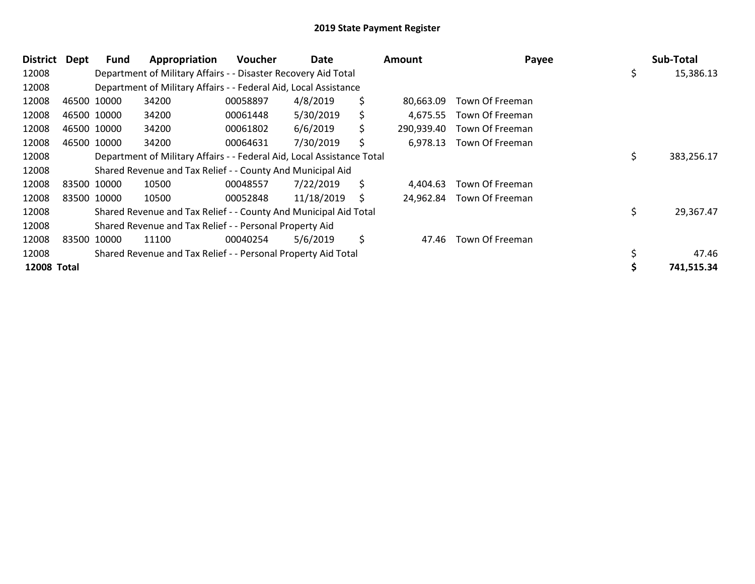# 2019 State Payment Register

| District | Dept | Fund | Appropriation | Voucher | Date | Amount | Payee | Sub-Total |
|---|---|---|---|---|---|---|---|---|
| 12008 | | Department of Military Affairs - - Disaster Recovery Aid Total | | | | | | $ 15,386.13 |
| 12008 | | Department of Military Affairs - - Federal Aid, Local Assistance | | | | | | |
| 12008 | 46500 | 10000 | 34200 | 00058897 | 4/8/2019 | $ 80,663.09 | Town Of Freeman | |
| 12008 | 46500 | 10000 | 34200 | 00061448 | 5/30/2019 | $ 4,675.55 | Town Of Freeman | |
| 12008 | 46500 | 10000 | 34200 | 00061802 | 6/6/2019 | $ 290,939.40 | Town Of Freeman | |
| 12008 | 46500 | 10000 | 34200 | 00064631 | 7/30/2019 | $ 6,978.13 | Town Of Freeman | |
| 12008 | | Department of Military Affairs - - Federal Aid, Local Assistance Total | | | | | | $ 383,256.17 |
| 12008 | | Shared Revenue and Tax Relief - - County And Municipal Aid | | | | | | |
| 12008 | 83500 | 10000 | 10500 | 00048557 | 7/22/2019 | $ 4,404.63 | Town Of Freeman | |
| 12008 | 83500 | 10000 | 10500 | 00052848 | 11/18/2019 | $ 24,962.84 | Town Of Freeman | |
| 12008 | | Shared Revenue and Tax Relief - - County And Municipal Aid Total | | | | | | $ 29,367.47 |
| 12008 | | Shared Revenue and Tax Relief - - Personal Property Aid | | | | | | |
| 12008 | 83500 | 10000 | 11100 | 00040254 | 5/6/2019 | $ 47.46 | Town Of Freeman | |
| 12008 | | Shared Revenue and Tax Relief - - Personal Property Aid Total | | | | | | $ 47.46 |
| **12008** | **Total** | | | | | | | **$ 741,515.34** |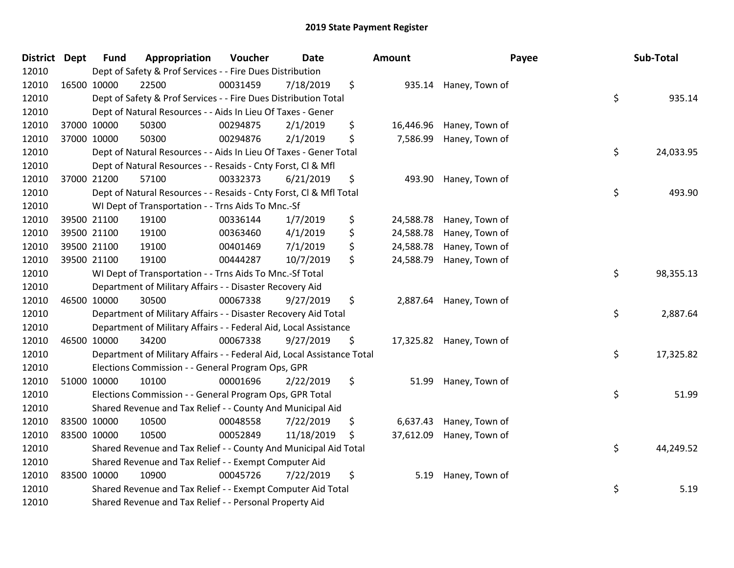# 2019 State Payment Register

| District | Dept | Fund | Appropriation | Voucher | Date | Amount | Payee | Sub-Total |
|---|---|---|---|---|---|---|---|---|
| 12010 | | Dept of Safety & Prof Services - - Fire Dues Distribution | | | | | | |
| 12010 | 16500 | 10000 | 22500 | 00031459 | 7/18/2019 | $ 935.14 | Haney, Town of | |
| 12010 | | Dept of Safety & Prof Services - - Fire Dues Distribution Total | | | | | | $ 935.14 |
| 12010 | | Dept of Natural Resources - - Aids In Lieu Of Taxes - Gener | | | | | | |
| 12010 | 37000 | 10000 | 50300 | 00294875 | 2/1/2019 | $ 16,446.96 | Haney, Town of | |
| 12010 | 37000 | 10000 | 50300 | 00294876 | 2/1/2019 | $ 7,586.99 | Haney, Town of | |
| 12010 | | Dept of Natural Resources - - Aids In Lieu Of Taxes - Gener Total | | | | | | $ 24,033.95 |
| 12010 | | Dept of Natural Resources - - Resaids - Cnty Forst, Cl & Mfl | | | | | | |
| 12010 | 37000 | 21200 | 57100 | 00332373 | 6/21/2019 | $ 493.90 | Haney, Town of | |
| 12010 | | Dept of Natural Resources - - Resaids - Cnty Forst, Cl & Mfl Total | | | | | | $ 493.90 |
| 12010 | | WI Dept of Transportation - - Trns Aids To Mnc.-Sf | | | | | | |
| 12010 | 39500 | 21100 | 19100 | 00336144 | 1/7/2019 | $ 24,588.78 | Haney, Town of | |
| 12010 | 39500 | 21100 | 19100 | 00363460 | 4/1/2019 | $ 24,588.78 | Haney, Town of | |
| 12010 | 39500 | 21100 | 19100 | 00401469 | 7/1/2019 | $ 24,588.78 | Haney, Town of | |
| 12010 | 39500 | 21100 | 19100 | 00444287 | 10/7/2019 | $ 24,588.79 | Haney, Town of | |
| 12010 | | WI Dept of Transportation - - Trns Aids To Mnc.-Sf Total | | | | | | $ 98,355.13 |
| 12010 | | Department of Military Affairs - - Disaster Recovery Aid | | | | | | |
| 12010 | 46500 | 10000 | 30500 | 00067338 | 9/27/2019 | $ 2,887.64 | Haney, Town of | |
| 12010 | | Department of Military Affairs - - Disaster Recovery Aid Total | | | | | | $ 2,887.64 |
| 12010 | | Department of Military Affairs - - Federal Aid, Local Assistance | | | | | | |
| 12010 | 46500 | 10000 | 34200 | 00067338 | 9/27/2019 | $ 17,325.82 | Haney, Town of | |
| 12010 | | Department of Military Affairs - - Federal Aid, Local Assistance Total | | | | | | $ 17,325.82 |
| 12010 | | Elections Commission - - General Program Ops, GPR | | | | | | |
| 12010 | 51000 | 10000 | 10100 | 00001696 | 2/22/2019 | $ 51.99 | Haney, Town of | |
| 12010 | | Elections Commission - - General Program Ops, GPR Total | | | | | | $ 51.99 |
| 12010 | | Shared Revenue and Tax Relief - - County And Municipal Aid | | | | | | |
| 12010 | 83500 | 10000 | 10500 | 00048558 | 7/22/2019 | $ 6,637.43 | Haney, Town of | |
| 12010 | 83500 | 10000 | 10500 | 00052849 | 11/18/2019 | $ 37,612.09 | Haney, Town of | |
| 12010 | | Shared Revenue and Tax Relief - - County And Municipal Aid Total | | | | | | $ 44,249.52 |
| 12010 | | Shared Revenue and Tax Relief - - Exempt Computer Aid | | | | | | |
| 12010 | 83500 | 10000 | 10900 | 00045726 | 7/22/2019 | $ 5.19 | Haney, Town of | |
| 12010 | | Shared Revenue and Tax Relief - - Exempt Computer Aid Total | | | | | | $ 5.19 |
| 12010 | | Shared Revenue and Tax Relief - - Personal Property Aid | | | | | | |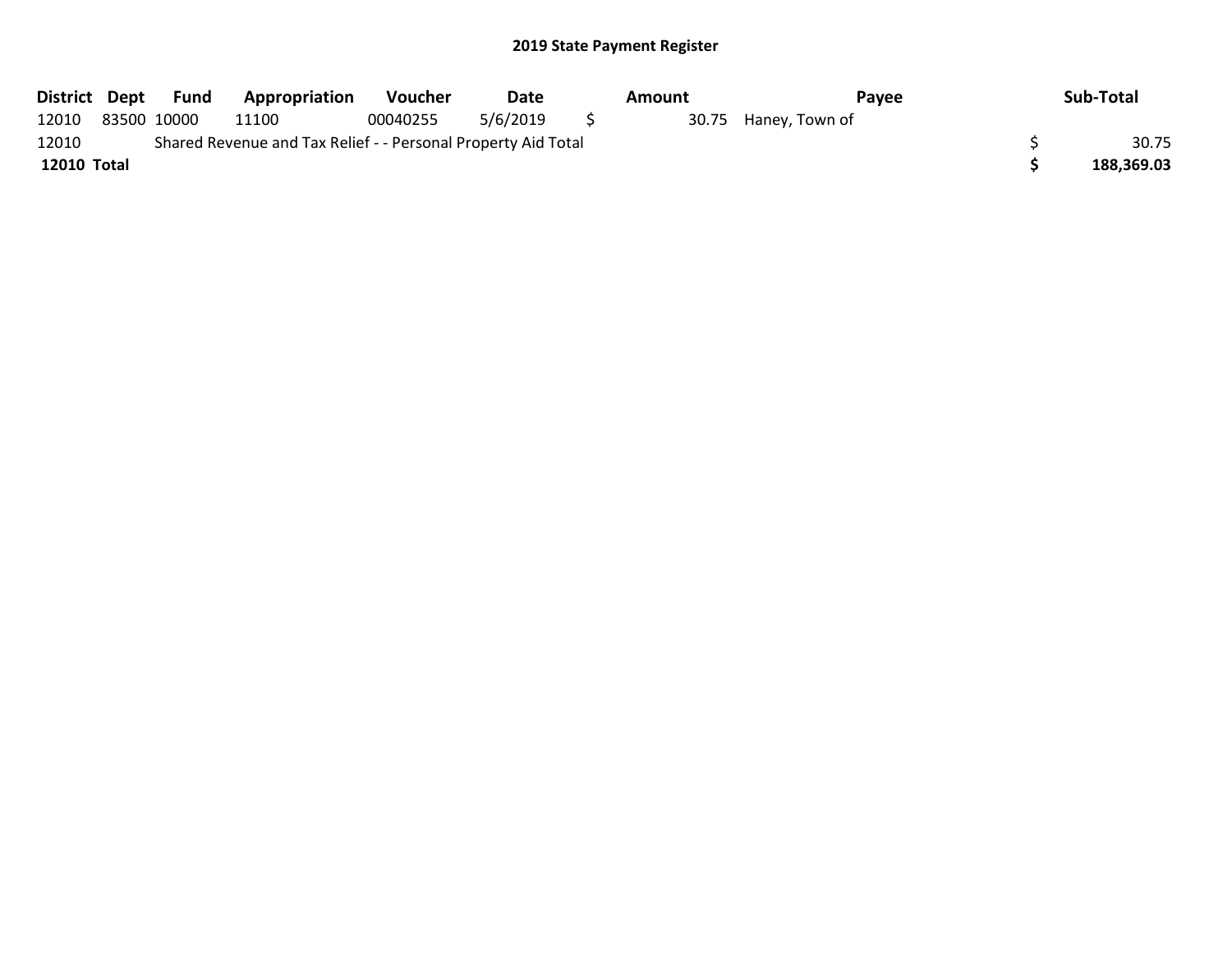## 2019 State Payment Register

| District | Dept | Fund | Appropriation | Voucher | Date | Amount | Payee | Sub-Total |
|---|---|---|---|---|---|---|---|---|
| 12010 | 83500 | 10000 | 11100 | 00040255 | 5/6/2019 | $ 30.75 | Haney, Town of | |
| 12010 | Shared Revenue and Tax Relief - - Personal Property Aid Total | | | | | | | $ 30.75 |
| **12010 Total** | | | | | | | | **$ 188,369.03** |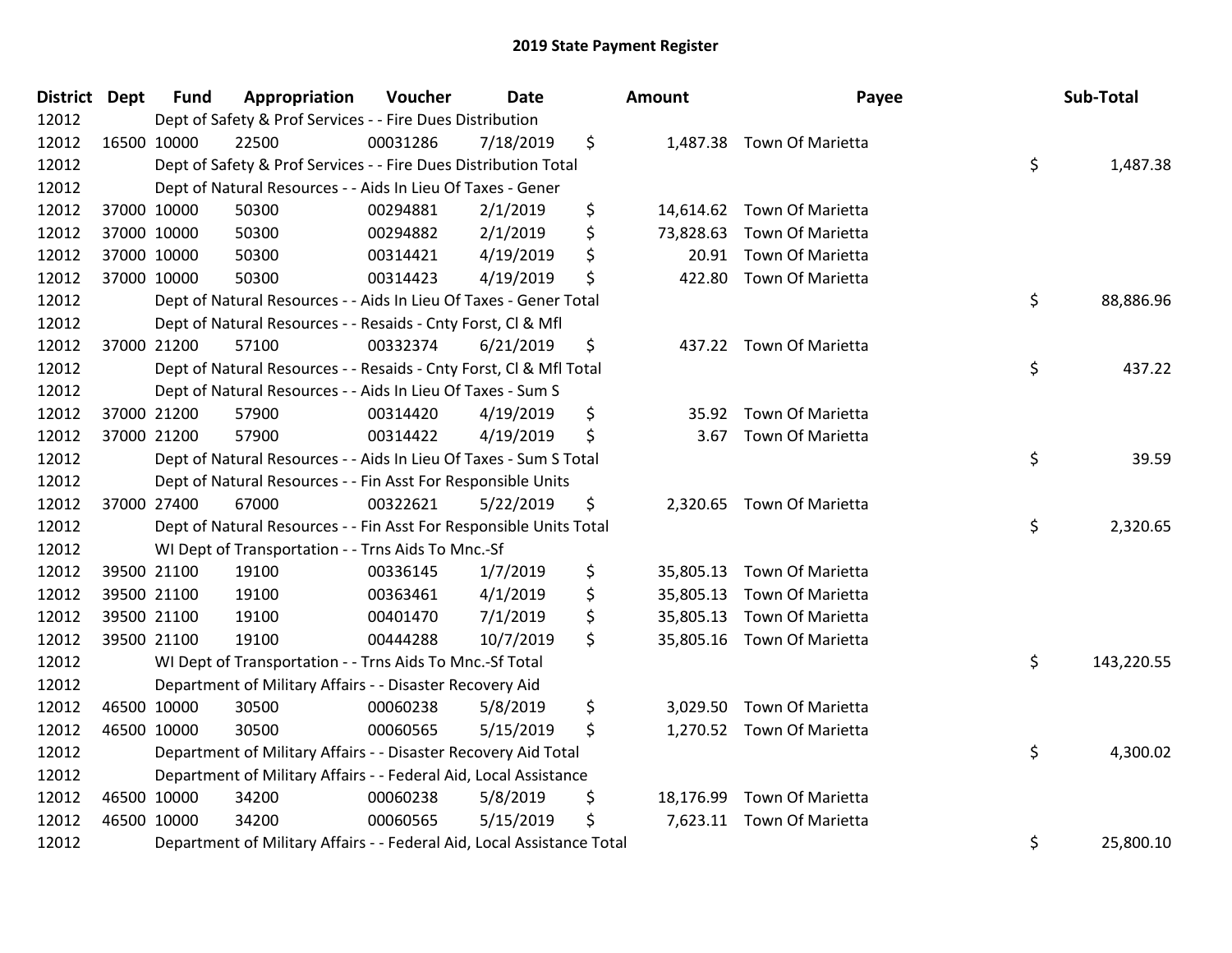# 2019 State Payment Register

| District | Dept | Fund | Appropriation | Voucher | Date | Amount | Payee | Sub-Total |
|---|---|---|---|---|---|---|---|---|
| 12012 | Dept of Safety & Prof Services - - Fire Dues Distribution | | | | | | | |
| 12012 | 16500 | 10000 | 22500 | 00031286 | 7/18/2019 | $ 1,487.38 | Town Of Marietta | |
| 12012 | Dept of Safety & Prof Services - - Fire Dues Distribution Total | | | | | | | $ 1,487.38 |
| 12012 | Dept of Natural Resources - - Aids In Lieu Of Taxes - Gener | | | | | | | |
| 12012 | 37000 | 10000 | 50300 | 00294881 | 2/1/2019 | $ 14,614.62 | Town Of Marietta | |
| 12012 | 37000 | 10000 | 50300 | 00294882 | 2/1/2019 | $ 73,828.63 | Town Of Marietta | |
| 12012 | 37000 | 10000 | 50300 | 00314421 | 4/19/2019 | $ 20.91 | Town Of Marietta | |
| 12012 | 37000 | 10000 | 50300 | 00314423 | 4/19/2019 | $ 422.80 | Town Of Marietta | |
| 12012 | Dept of Natural Resources - - Aids In Lieu Of Taxes - Gener Total | | | | | | | $ 88,886.96 |
| 12012 | Dept of Natural Resources - - Resaids - Cnty Forst, Cl & Mfl | | | | | | | |
| 12012 | 37000 | 21200 | 57100 | 00332374 | 6/21/2019 | $ 437.22 | Town Of Marietta | |
| 12012 | Dept of Natural Resources - - Resaids - Cnty Forst, Cl & Mfl Total | | | | | | | $ 437.22 |
| 12012 | Dept of Natural Resources - - Aids In Lieu Of Taxes - Sum S | | | | | | | |
| 12012 | 37000 | 21200 | 57900 | 00314420 | 4/19/2019 | $ 35.92 | Town Of Marietta | |
| 12012 | 37000 | 21200 | 57900 | 00314422 | 4/19/2019 | $ 3.67 | Town Of Marietta | |
| 12012 | Dept of Natural Resources - - Aids In Lieu Of Taxes - Sum S Total | | | | | | | $ 39.59 |
| 12012 | Dept of Natural Resources - - Fin Asst For Responsible Units | | | | | | | |
| 12012 | 37000 | 27400 | 67000 | 00322621 | 5/22/2019 | $ 2,320.65 | Town Of Marietta | |
| 12012 | Dept of Natural Resources - - Fin Asst For Responsible Units Total | | | | | | | $ 2,320.65 |
| 12012 | WI Dept of Transportation - - Trns Aids To Mnc.-Sf | | | | | | | |
| 12012 | 39500 | 21100 | 19100 | 00336145 | 1/7/2019 | $ 35,805.13 | Town Of Marietta | |
| 12012 | 39500 | 21100 | 19100 | 00363461 | 4/1/2019 | $ 35,805.13 | Town Of Marietta | |
| 12012 | 39500 | 21100 | 19100 | 00401470 | 7/1/2019 | $ 35,805.13 | Town Of Marietta | |
| 12012 | 39500 | 21100 | 19100 | 00444288 | 10/7/2019 | $ 35,805.16 | Town Of Marietta | |
| 12012 | WI Dept of Transportation - - Trns Aids To Mnc.-Sf Total | | | | | | | $ 143,220.55 |
| 12012 | Department of Military Affairs - - Disaster Recovery Aid | | | | | | | |
| 12012 | 46500 | 10000 | 30500 | 00060238 | 5/8/2019 | $ 3,029.50 | Town Of Marietta | |
| 12012 | 46500 | 10000 | 30500 | 00060565 | 5/15/2019 | $ 1,270.52 | Town Of Marietta | |
| 12012 | Department of Military Affairs - - Disaster Recovery Aid Total | | | | | | | $ 4,300.02 |
| 12012 | Department of Military Affairs - - Federal Aid, Local Assistance | | | | | | | |
| 12012 | 46500 | 10000 | 34200 | 00060238 | 5/8/2019 | $ 18,176.99 | Town Of Marietta | |
| 12012 | 46500 | 10000 | 34200 | 00060565 | 5/15/2019 | $ 7,623.11 | Town Of Marietta | |
| 12012 | Department of Military Affairs - - Federal Aid, Local Assistance Total | | | | | | | $ 25,800.10 |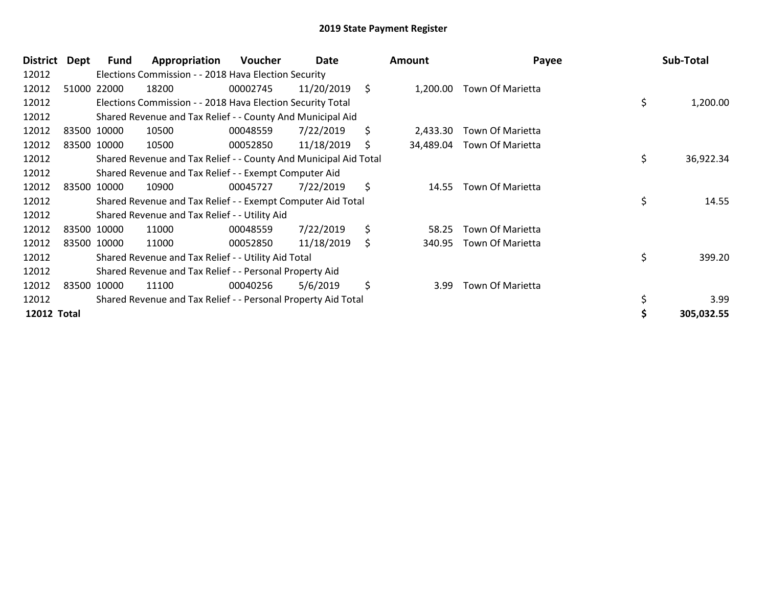# 2019 State Payment Register

| District | Dept | Fund | Appropriation | Voucher | Date | Amount | Payee | Sub-Total |
|---|---|---|---|---|---|---|---|---|
| 12012 | | Elections Commission - - 2018 Hava Election Security | | | | | | |
| 12012 | 51000 | 22000 | 18200 | 00002745 | 11/20/2019 | $ 1,200.00 | Town Of Marietta | |
| 12012 | | Elections Commission - - 2018 Hava Election Security Total | | | | | | $ 1,200.00 |
| 12012 | | Shared Revenue and Tax Relief - - County And Municipal Aid | | | | | | |
| 12012 | 83500 | 10000 | 10500 | 00048559 | 7/22/2019 | $ 2,433.30 | Town Of Marietta | |
| 12012 | 83500 | 10000 | 10500 | 00052850 | 11/18/2019 | $ 34,489.04 | Town Of Marietta | |
| 12012 | | Shared Revenue and Tax Relief - - County And Municipal Aid Total | | | | | | $ 36,922.34 |
| 12012 | | Shared Revenue and Tax Relief - - Exempt Computer Aid | | | | | | |
| 12012 | 83500 | 10000 | 10900 | 00045727 | 7/22/2019 | $ 14.55 | Town Of Marietta | |
| 12012 | | Shared Revenue and Tax Relief - - Exempt Computer Aid Total | | | | | | $ 14.55 |
| 12012 | | Shared Revenue and Tax Relief - - Utility Aid | | | | | | |
| 12012 | 83500 | 10000 | 11000 | 00048559 | 7/22/2019 | $ 58.25 | Town Of Marietta | |
| 12012 | 83500 | 10000 | 11000 | 00052850 | 11/18/2019 | $ 340.95 | Town Of Marietta | |
| 12012 | | Shared Revenue and Tax Relief - - Utility Aid Total | | | | | | $ 399.20 |
| 12012 | | Shared Revenue and Tax Relief - - Personal Property Aid | | | | | | |
| 12012 | 83500 | 10000 | 11100 | 00040256 | 5/6/2019 | $ 3.99 | Town Of Marietta | |
| 12012 | | Shared Revenue and Tax Relief - - Personal Property Aid Total | | | | | | $ 3.99 |
| **12012** | **Total** | | | | | | | **$ 305,032.55** |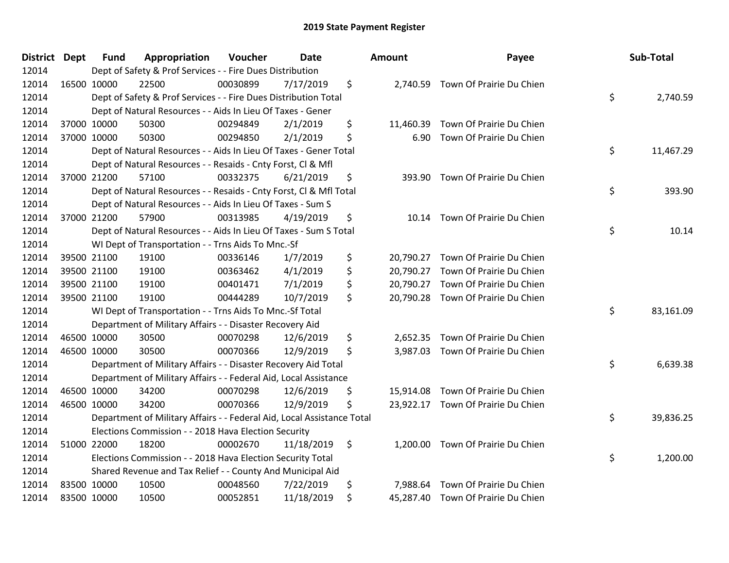# 2019 State Payment Register

| District | Dept | Fund | Appropriation | Voucher | Date | Amount | Payee | Sub-Total |
|---|---|---|---|---|---|---|---|---|
| 12014 | | Dept of Safety & Prof Services - - Fire Dues Distribution | | | | | | |
| 12014 | 16500 | 10000 | 22500 | 00030899 | 7/17/2019 | $ 2,740.59 | Town Of Prairie Du Chien | |
| 12014 | | Dept of Safety & Prof Services - - Fire Dues Distribution Total | | | | | | $ 2,740.59 |
| 12014 | | Dept of Natural Resources - - Aids In Lieu Of Taxes - Gener | | | | | | |
| 12014 | 37000 | 10000 | 50300 | 00294849 | 2/1/2019 | $ 11,460.39 | Town Of Prairie Du Chien | |
| 12014 | 37000 | 10000 | 50300 | 00294850 | 2/1/2019 | $ 6.90 | Town Of Prairie Du Chien | |
| 12014 | | Dept of Natural Resources - - Aids In Lieu Of Taxes - Gener Total | | | | | | $ 11,467.29 |
| 12014 | | Dept of Natural Resources - - Resaids - Cnty Forst, Cl & Mfl | | | | | | |
| 12014 | 37000 | 21200 | 57100 | 00332375 | 6/21/2019 | $ 393.90 | Town Of Prairie Du Chien | |
| 12014 | | Dept of Natural Resources - - Resaids - Cnty Forst, Cl & Mfl Total | | | | | | $ 393.90 |
| 12014 | | Dept of Natural Resources - - Aids In Lieu Of Taxes - Sum S | | | | | | |
| 12014 | 37000 | 21200 | 57900 | 00313985 | 4/19/2019 | $ 10.14 | Town Of Prairie Du Chien | |
| 12014 | | Dept of Natural Resources - - Aids In Lieu Of Taxes - Sum S Total | | | | | | $ 10.14 |
| 12014 | | WI Dept of Transportation - - Trns Aids To Mnc.-Sf | | | | | | |
| 12014 | 39500 | 21100 | 19100 | 00336146 | 1/7/2019 | $ 20,790.27 | Town Of Prairie Du Chien | |
| 12014 | 39500 | 21100 | 19100 | 00363462 | 4/1/2019 | $ 20,790.27 | Town Of Prairie Du Chien | |
| 12014 | 39500 | 21100 | 19100 | 00401471 | 7/1/2019 | $ 20,790.27 | Town Of Prairie Du Chien | |
| 12014 | 39500 | 21100 | 19100 | 00444289 | 10/7/2019 | $ 20,790.28 | Town Of Prairie Du Chien | |
| 12014 | | WI Dept of Transportation - - Trns Aids To Mnc.-Sf Total | | | | | | $ 83,161.09 |
| 12014 | | Department of Military Affairs - - Disaster Recovery Aid | | | | | | |
| 12014 | 46500 | 10000 | 30500 | 00070298 | 12/6/2019 | $ 2,652.35 | Town Of Prairie Du Chien | |
| 12014 | 46500 | 10000 | 30500 | 00070366 | 12/9/2019 | $ 3,987.03 | Town Of Prairie Du Chien | |
| 12014 | | Department of Military Affairs - - Disaster Recovery Aid Total | | | | | | $ 6,639.38 |
| 12014 | | Department of Military Affairs - - Federal Aid, Local Assistance | | | | | | |
| 12014 | 46500 | 10000 | 34200 | 00070298 | 12/6/2019 | $ 15,914.08 | Town Of Prairie Du Chien | |
| 12014 | 46500 | 10000 | 34200 | 00070366 | 12/9/2019 | $ 23,922.17 | Town Of Prairie Du Chien | |
| 12014 | | Department of Military Affairs - - Federal Aid, Local Assistance Total | | | | | | $ 39,836.25 |
| 12014 | | Elections Commission - - 2018 Hava Election Security | | | | | | |
| 12014 | 51000 | 22000 | 18200 | 00002670 | 11/18/2019 | $ 1,200.00 | Town Of Prairie Du Chien | |
| 12014 | | Elections Commission - - 2018 Hava Election Security Total | | | | | | $ 1,200.00 |
| 12014 | | Shared Revenue and Tax Relief - - County And Municipal Aid | | | | | | |
| 12014 | 83500 | 10000 | 10500 | 00048560 | 7/22/2019 | $ 7,988.64 | Town Of Prairie Du Chien | |
| 12014 | 83500 | 10000 | 10500 | 00052851 | 11/18/2019 | $ 45,287.40 | Town Of Prairie Du Chien | |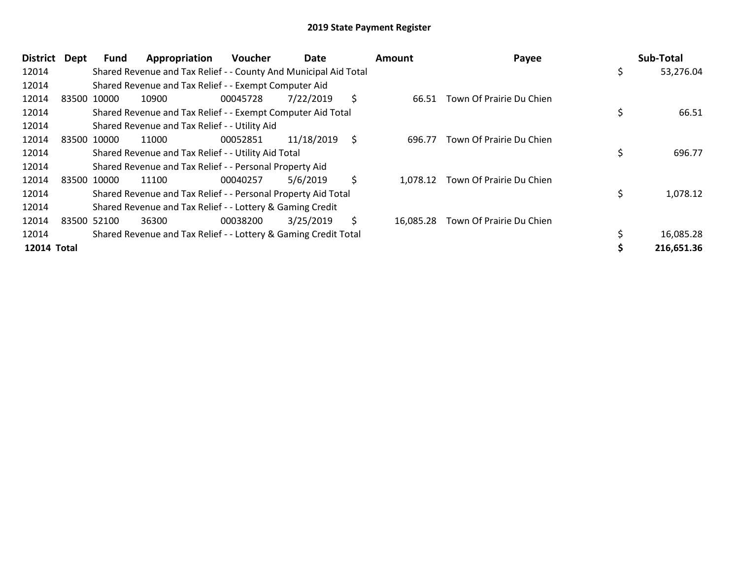# 2019 State Payment Register

| District | Dept | Fund | Appropriation | Voucher | Date | Amount | Payee | Sub-Total |
|---|---|---|---|---|---|---|---|---|
| 12014 | | Shared Revenue and Tax Relief - - County And Municipal Aid Total | | | | | | $ 53,276.04 |
| 12014 | | Shared Revenue and Tax Relief - - Exempt Computer Aid | | | | | | |
| 12014 | 83500 | 10000 | 10900 | 00045728 | 7/22/2019 | $ 66.51 | Town Of Prairie Du Chien | |
| 12014 | | Shared Revenue and Tax Relief - - Exempt Computer Aid Total | | | | | | $ 66.51 |
| 12014 | | Shared Revenue and Tax Relief - - Utility Aid | | | | | | |
| 12014 | 83500 | 10000 | 11000 | 00052851 | 11/18/2019 | $ 696.77 | Town Of Prairie Du Chien | |
| 12014 | | Shared Revenue and Tax Relief - - Utility Aid Total | | | | | | $ 696.77 |
| 12014 | | Shared Revenue and Tax Relief - - Personal Property Aid | | | | | | |
| 12014 | 83500 | 10000 | 11100 | 00040257 | 5/6/2019 | $ 1,078.12 | Town Of Prairie Du Chien | |
| 12014 | | Shared Revenue and Tax Relief - - Personal Property Aid Total | | | | | | $ 1,078.12 |
| 12014 | | Shared Revenue and Tax Relief - - Lottery & Gaming Credit | | | | | | |
| 12014 | 83500 | 52100 | 36300 | 00038200 | 3/25/2019 | $ 16,085.28 | Town Of Prairie Du Chien | |
| 12014 | | Shared Revenue and Tax Relief - - Lottery & Gaming Credit Total | | | | | | $ 16,085.28 |
| **12014 Total** | | | | | | | | **$ 216,651.36** |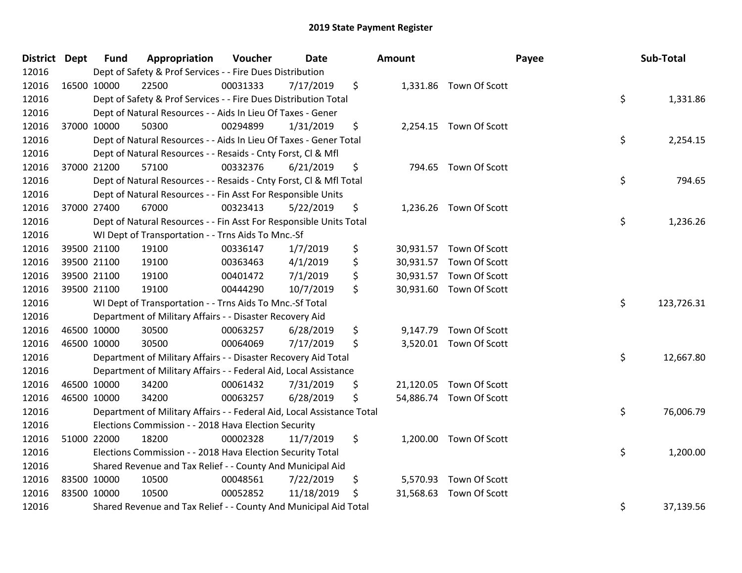# 2019 State Payment Register

| District | Dept | Fund | Appropriation | Voucher | Date | Amount | Payee | Sub-Total |
|---|---|---|---|---|---|---|---|---|
| 12016 | | Dept of Safety & Prof Services - - Fire Dues Distribution | | | | | | |
| 12016 | 16500 | 10000 | 22500 | 00031333 | 7/17/2019 | $ 1,331.86 | Town Of Scott | |
| 12016 | | Dept of Safety & Prof Services - - Fire Dues Distribution Total | | | | | | $ 1,331.86 |
| 12016 | | Dept of Natural Resources - - Aids In Lieu Of Taxes - Gener | | | | | | |
| 12016 | 37000 | 10000 | 50300 | 00294899 | 1/31/2019 | $ 2,254.15 | Town Of Scott | |
| 12016 | | Dept of Natural Resources - - Aids In Lieu Of Taxes - Gener Total | | | | | | $ 2,254.15 |
| 12016 | | Dept of Natural Resources - - Resaids - Cnty Forst, Cl & Mfl | | | | | | |
| 12016 | 37000 | 21200 | 57100 | 00332376 | 6/21/2019 | $ 794.65 | Town Of Scott | |
| 12016 | | Dept of Natural Resources - - Resaids - Cnty Forst, Cl & Mfl Total | | | | | | $ 794.65 |
| 12016 | | Dept of Natural Resources - - Fin Asst For Responsible Units | | | | | | |
| 12016 | 37000 | 27400 | 67000 | 00323413 | 5/22/2019 | $ 1,236.26 | Town Of Scott | |
| 12016 | | Dept of Natural Resources - - Fin Asst For Responsible Units Total | | | | | | $ 1,236.26 |
| 12016 | | WI Dept of Transportation - - Trns Aids To Mnc.-Sf | | | | | | |
| 12016 | 39500 | 21100 | 19100 | 00336147 | 1/7/2019 | $ 30,931.57 | Town Of Scott | |
| 12016 | 39500 | 21100 | 19100 | 00363463 | 4/1/2019 | $ 30,931.57 | Town Of Scott | |
| 12016 | 39500 | 21100 | 19100 | 00401472 | 7/1/2019 | $ 30,931.57 | Town Of Scott | |
| 12016 | 39500 | 21100 | 19100 | 00444290 | 10/7/2019 | $ 30,931.60 | Town Of Scott | |
| 12016 | | WI Dept of Transportation - - Trns Aids To Mnc.-Sf Total | | | | | | $ 123,726.31 |
| 12016 | | Department of Military Affairs - - Disaster Recovery Aid | | | | | | |
| 12016 | 46500 | 10000 | 30500 | 00063257 | 6/28/2019 | $ 9,147.79 | Town Of Scott | |
| 12016 | 46500 | 10000 | 30500 | 00064069 | 7/17/2019 | $ 3,520.01 | Town Of Scott | |
| 12016 | | Department of Military Affairs - - Disaster Recovery Aid Total | | | | | | $ 12,667.80 |
| 12016 | | Department of Military Affairs - - Federal Aid, Local Assistance | | | | | | |
| 12016 | 46500 | 10000 | 34200 | 00061432 | 7/31/2019 | $ 21,120.05 | Town Of Scott | |
| 12016 | 46500 | 10000 | 34200 | 00063257 | 6/28/2019 | $ 54,886.74 | Town Of Scott | |
| 12016 | | Department of Military Affairs - - Federal Aid, Local Assistance Total | | | | | | $ 76,006.79 |
| 12016 | | Elections Commission - - 2018 Hava Election Security | | | | | | |
| 12016 | 51000 | 22000 | 18200 | 00002328 | 11/7/2019 | $ 1,200.00 | Town Of Scott | |
| 12016 | | Elections Commission - - 2018 Hava Election Security Total | | | | | | $ 1,200.00 |
| 12016 | | Shared Revenue and Tax Relief - - County And Municipal Aid | | | | | | |
| 12016 | 83500 | 10000 | 10500 | 00048561 | 7/22/2019 | $ 5,570.93 | Town Of Scott | |
| 12016 | 83500 | 10000 | 10500 | 00052852 | 11/18/2019 | $ 31,568.63 | Town Of Scott | |
| 12016 | | Shared Revenue and Tax Relief - - County And Municipal Aid Total | | | | | | $ 37,139.56 |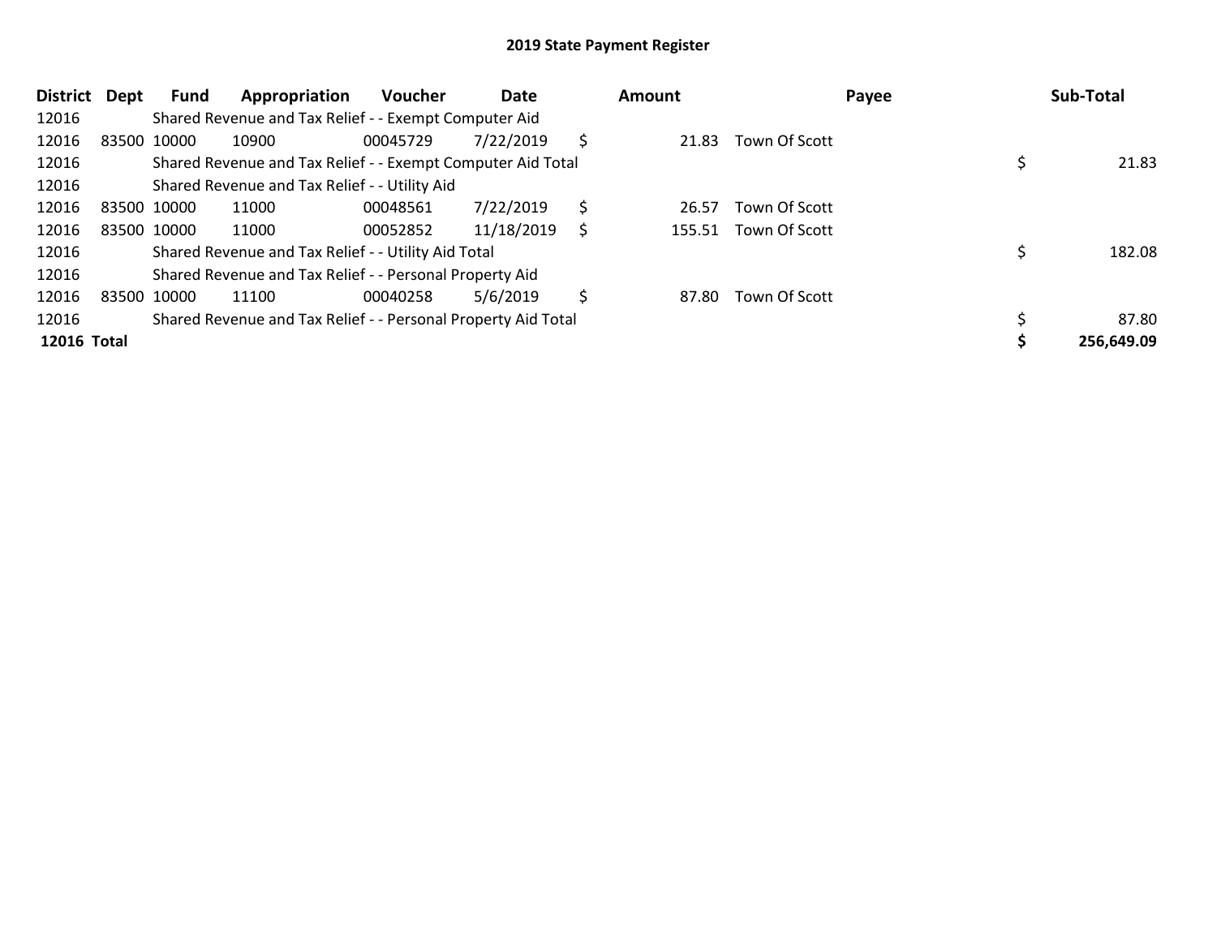## 2019 State Payment Register

| District | Dept | Fund | Appropriation | Voucher | Date | Amount | Payee | Sub-Total |
|---|---|---|---|---|---|---|---|---|
| 12016 | | Shared Revenue and Tax Relief - - Exempt Computer Aid | | | | | | |
| 12016 | 83500 | 10000 | 10900 | 00045729 | 7/22/2019 | $ 21.83 | Town Of Scott | |
| 12016 | | Shared Revenue and Tax Relief - - Exempt Computer Aid Total | | | | | | $ 21.83 |
| 12016 | | Shared Revenue and Tax Relief - - Utility Aid | | | | | | |
| 12016 | 83500 | 10000 | 11000 | 00048561 | 7/22/2019 | $ 26.57 | Town Of Scott | |
| 12016 | 83500 | 10000 | 11000 | 00052852 | 11/18/2019 | $ 155.51 | Town Of Scott | |
| 12016 | | Shared Revenue and Tax Relief - - Utility Aid Total | | | | | | $ 182.08 |
| 12016 | | Shared Revenue and Tax Relief - - Personal Property Aid | | | | | | |
| 12016 | 83500 | 10000 | 11100 | 00040258 | 5/6/2019 | $ 87.80 | Town Of Scott | |
| 12016 | | Shared Revenue and Tax Relief - - Personal Property Aid Total | | | | | | $ 87.80 |
| **12016** | **Total** | | | | | | | **$ 256,649.09** |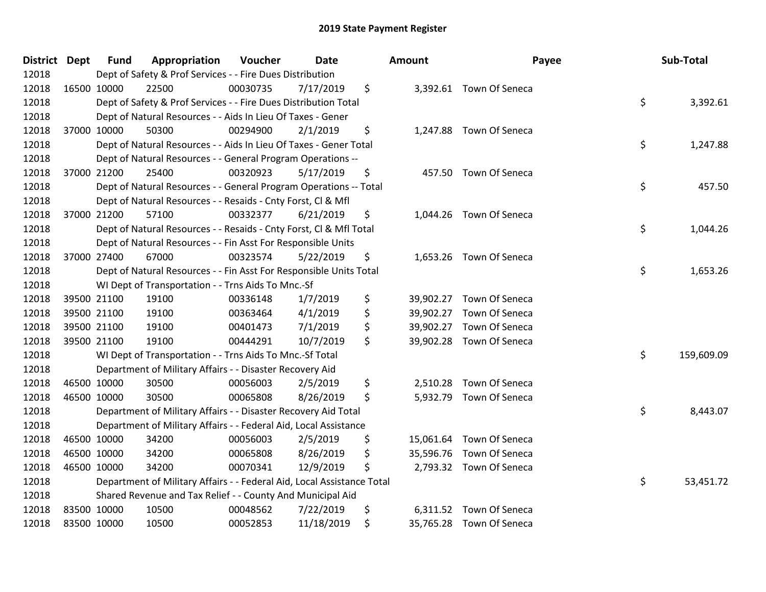# 2019 State Payment Register

| District | Dept | Fund | Appropriation | Voucher | Date | Amount | Payee | Sub-Total |
|---|---|---|---|---|---|---|---|---|
| 12018 | | Dept of Safety & Prof Services - - Fire Dues Distribution | | | | | | |
| 12018 | 16500 | 10000 | 22500 | 00030735 | 7/17/2019 | $ 3,392.61 | Town Of Seneca | |
| 12018 | | Dept of Safety & Prof Services - - Fire Dues Distribution Total | | | | | | $ 3,392.61 |
| 12018 | | Dept of Natural Resources - - Aids In Lieu Of Taxes - Gener | | | | | | |
| 12018 | 37000 | 10000 | 50300 | 00294900 | 2/1/2019 | $ 1,247.88 | Town Of Seneca | |
| 12018 | | Dept of Natural Resources - - Aids In Lieu Of Taxes - Gener Total | | | | | | $ 1,247.88 |
| 12018 | | Dept of Natural Resources - - General Program Operations -- | | | | | | |
| 12018 | 37000 | 21200 | 25400 | 00320923 | 5/17/2019 | $ 457.50 | Town Of Seneca | |
| 12018 | | Dept of Natural Resources - - General Program Operations -- Total | | | | | | $ 457.50 |
| 12018 | | Dept of Natural Resources - - Resaids - Cnty Forst, Cl & Mfl | | | | | | |
| 12018 | 37000 | 21200 | 57100 | 00332377 | 6/21/2019 | $ 1,044.26 | Town Of Seneca | |
| 12018 | | Dept of Natural Resources - - Resaids - Cnty Forst, Cl & Mfl Total | | | | | | $ 1,044.26 |
| 12018 | | Dept of Natural Resources - - Fin Asst For Responsible Units | | | | | | |
| 12018 | 37000 | 27400 | 67000 | 00323574 | 5/22/2019 | $ 1,653.26 | Town Of Seneca | |
| 12018 | | Dept of Natural Resources - - Fin Asst For Responsible Units Total | | | | | | $ 1,653.26 |
| 12018 | | WI Dept of Transportation - - Trns Aids To Mnc.-Sf | | | | | | |
| 12018 | 39500 | 21100 | 19100 | 00336148 | 1/7/2019 | $ 39,902.27 | Town Of Seneca | |
| 12018 | 39500 | 21100 | 19100 | 00363464 | 4/1/2019 | $ 39,902.27 | Town Of Seneca | |
| 12018 | 39500 | 21100 | 19100 | 00401473 | 7/1/2019 | $ 39,902.27 | Town Of Seneca | |
| 12018 | 39500 | 21100 | 19100 | 00444291 | 10/7/2019 | $ 39,902.28 | Town Of Seneca | |
| 12018 | | WI Dept of Transportation - - Trns Aids To Mnc.-Sf Total | | | | | | $ 159,609.09 |
| 12018 | | Department of Military Affairs - - Disaster Recovery Aid | | | | | | |
| 12018 | 46500 | 10000 | 30500 | 00056003 | 2/5/2019 | $ 2,510.28 | Town Of Seneca | |
| 12018 | 46500 | 10000 | 30500 | 00065808 | 8/26/2019 | $ 5,932.79 | Town Of Seneca | |
| 12018 | | Department of Military Affairs - - Disaster Recovery Aid Total | | | | | | $ 8,443.07 |
| 12018 | | Department of Military Affairs - - Federal Aid, Local Assistance | | | | | | |
| 12018 | 46500 | 10000 | 34200 | 00056003 | 2/5/2019 | $ 15,061.64 | Town Of Seneca | |
| 12018 | 46500 | 10000 | 34200 | 00065808 | 8/26/2019 | $ 35,596.76 | Town Of Seneca | |
| 12018 | 46500 | 10000 | 34200 | 00070341 | 12/9/2019 | $ 2,793.32 | Town Of Seneca | |
| 12018 | | Department of Military Affairs - - Federal Aid, Local Assistance Total | | | | | | $ 53,451.72 |
| 12018 | | Shared Revenue and Tax Relief - - County And Municipal Aid | | | | | | |
| 12018 | 83500 | 10000 | 10500 | 00048562 | 7/22/2019 | $ 6,311.52 | Town Of Seneca | |
| 12018 | 83500 | 10000 | 10500 | 00052853 | 11/18/2019 | $ 35,765.28 | Town Of Seneca | |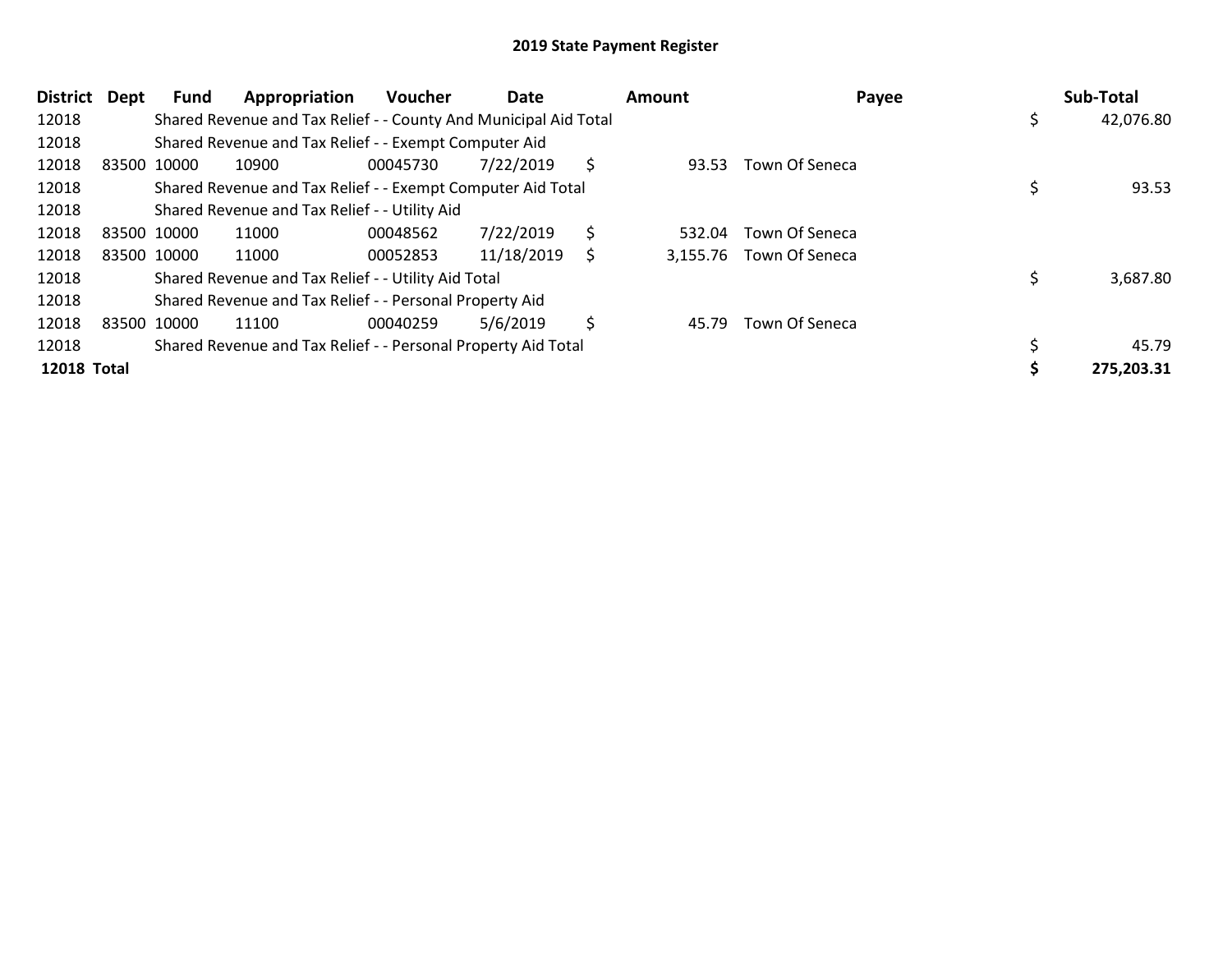## 2019 State Payment Register

| District | Dept | Fund | Appropriation | Voucher | Date | Amount | Payee | Sub-Total |
|---|---|---|---|---|---|---|---|---|
| 12018 | | Shared Revenue and Tax Relief - - County And Municipal Aid Total | | | | | | $ 42,076.80 |
| 12018 | | Shared Revenue and Tax Relief - - Exempt Computer Aid | | | | | | |
| 12018 | 83500 | 10000 | 10900 | 00045730 | 7/22/2019 | $ 93.53 | Town Of Seneca | |
| 12018 | | Shared Revenue and Tax Relief - - Exempt Computer Aid Total | | | | | | $ 93.53 |
| 12018 | | Shared Revenue and Tax Relief - - Utility Aid | | | | | | |
| 12018 | 83500 | 10000 | 11000 | 00048562 | 7/22/2019 | $ 532.04 | Town Of Seneca | |
| 12018 | 83500 | 10000 | 11000 | 00052853 | 11/18/2019 | $ 3,155.76 | Town Of Seneca | |
| 12018 | | Shared Revenue and Tax Relief - - Utility Aid Total | | | | | | $ 3,687.80 |
| 12018 | | Shared Revenue and Tax Relief - - Personal Property Aid | | | | | | |
| 12018 | 83500 | 10000 | 11100 | 00040259 | 5/6/2019 | $ 45.79 | Town Of Seneca | |
| 12018 | | Shared Revenue and Tax Relief - - Personal Property Aid Total | | | | | | $ 45.79 |
| **12018 Total** | | | | | | | | **$ 275,203.31** |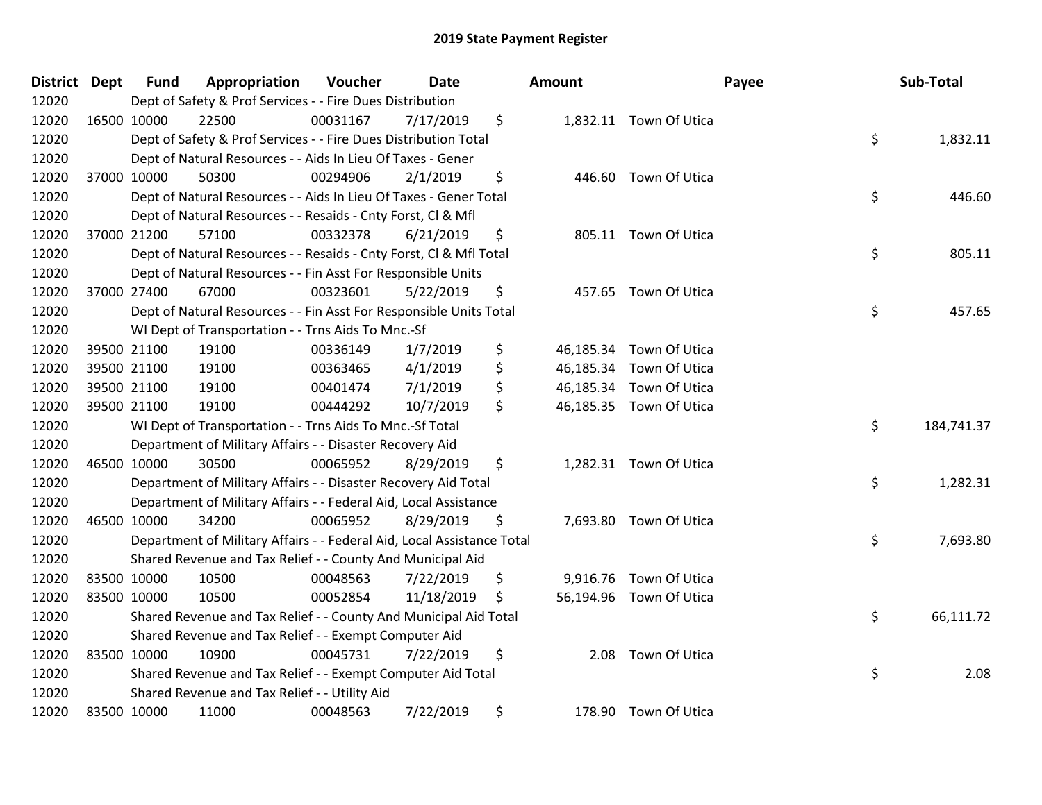# 2019 State Payment Register

| District | Dept | Fund | Appropriation | Voucher | Date | Amount | Payee | Sub-Total |
|---|---|---|---|---|---|---|---|---|
| 12020 | | Dept of Safety & Prof Services - - Fire Dues Distribution | | | | | | |
| 12020 | 16500 | 10000 | 22500 | 00031167 | 7/17/2019 | $ 1,832.11 | Town Of Utica | |
| 12020 | | Dept of Safety & Prof Services - - Fire Dues Distribution Total | | | | | | $ 1,832.11 |
| 12020 | | Dept of Natural Resources - - Aids In Lieu Of Taxes - Gener | | | | | | |
| 12020 | 37000 | 10000 | 50300 | 00294906 | 2/1/2019 | $ 446.60 | Town Of Utica | |
| 12020 | | Dept of Natural Resources - - Aids In Lieu Of Taxes - Gener Total | | | | | | $ 446.60 |
| 12020 | | Dept of Natural Resources - - Resaids - Cnty Forst, Cl & Mfl | | | | | | |
| 12020 | 37000 | 21200 | 57100 | 00332378 | 6/21/2019 | $ 805.11 | Town Of Utica | |
| 12020 | | Dept of Natural Resources - - Resaids - Cnty Forst, Cl & Mfl Total | | | | | | $ 805.11 |
| 12020 | | Dept of Natural Resources - - Fin Asst For Responsible Units | | | | | | |
| 12020 | 37000 | 27400 | 67000 | 00323601 | 5/22/2019 | $ 457.65 | Town Of Utica | |
| 12020 | | Dept of Natural Resources - - Fin Asst For Responsible Units Total | | | | | | $ 457.65 |
| 12020 | | WI Dept of Transportation - - Trns Aids To Mnc.-Sf | | | | | | |
| 12020 | 39500 | 21100 | 19100 | 00336149 | 1/7/2019 | $ 46,185.34 | Town Of Utica | |
| 12020 | 39500 | 21100 | 19100 | 00363465 | 4/1/2019 | $ 46,185.34 | Town Of Utica | |
| 12020 | 39500 | 21100 | 19100 | 00401474 | 7/1/2019 | $ 46,185.34 | Town Of Utica | |
| 12020 | 39500 | 21100 | 19100 | 00444292 | 10/7/2019 | $ 46,185.35 | Town Of Utica | |
| 12020 | | WI Dept of Transportation - - Trns Aids To Mnc.-Sf Total | | | | | | $ 184,741.37 |
| 12020 | | Department of Military Affairs - - Disaster Recovery Aid | | | | | | |
| 12020 | 46500 | 10000 | 30500 | 00065952 | 8/29/2019 | $ 1,282.31 | Town Of Utica | |
| 12020 | | Department of Military Affairs - - Disaster Recovery Aid Total | | | | | | $ 1,282.31 |
| 12020 | | Department of Military Affairs - - Federal Aid, Local Assistance | | | | | | |
| 12020 | 46500 | 10000 | 34200 | 00065952 | 8/29/2019 | $ 7,693.80 | Town Of Utica | |
| 12020 | | Department of Military Affairs - - Federal Aid, Local Assistance Total | | | | | | $ 7,693.80 |
| 12020 | | Shared Revenue and Tax Relief - - County And Municipal Aid | | | | | | |
| 12020 | 83500 | 10000 | 10500 | 00048563 | 7/22/2019 | $ 9,916.76 | Town Of Utica | |
| 12020 | 83500 | 10000 | 10500 | 00052854 | 11/18/2019 | $ 56,194.96 | Town Of Utica | |
| 12020 | | Shared Revenue and Tax Relief - - County And Municipal Aid Total | | | | | | $ 66,111.72 |
| 12020 | | Shared Revenue and Tax Relief - - Exempt Computer Aid | | | | | | |
| 12020 | 83500 | 10000 | 10900 | 00045731 | 7/22/2019 | $ 2.08 | Town Of Utica | |
| 12020 | | Shared Revenue and Tax Relief - - Exempt Computer Aid Total | | | | | | $ 2.08 |
| 12020 | | Shared Revenue and Tax Relief - - Utility Aid | | | | | | |
| 12020 | 83500 | 10000 | 11000 | 00048563 | 7/22/2019 | $ 178.90 | Town Of Utica | |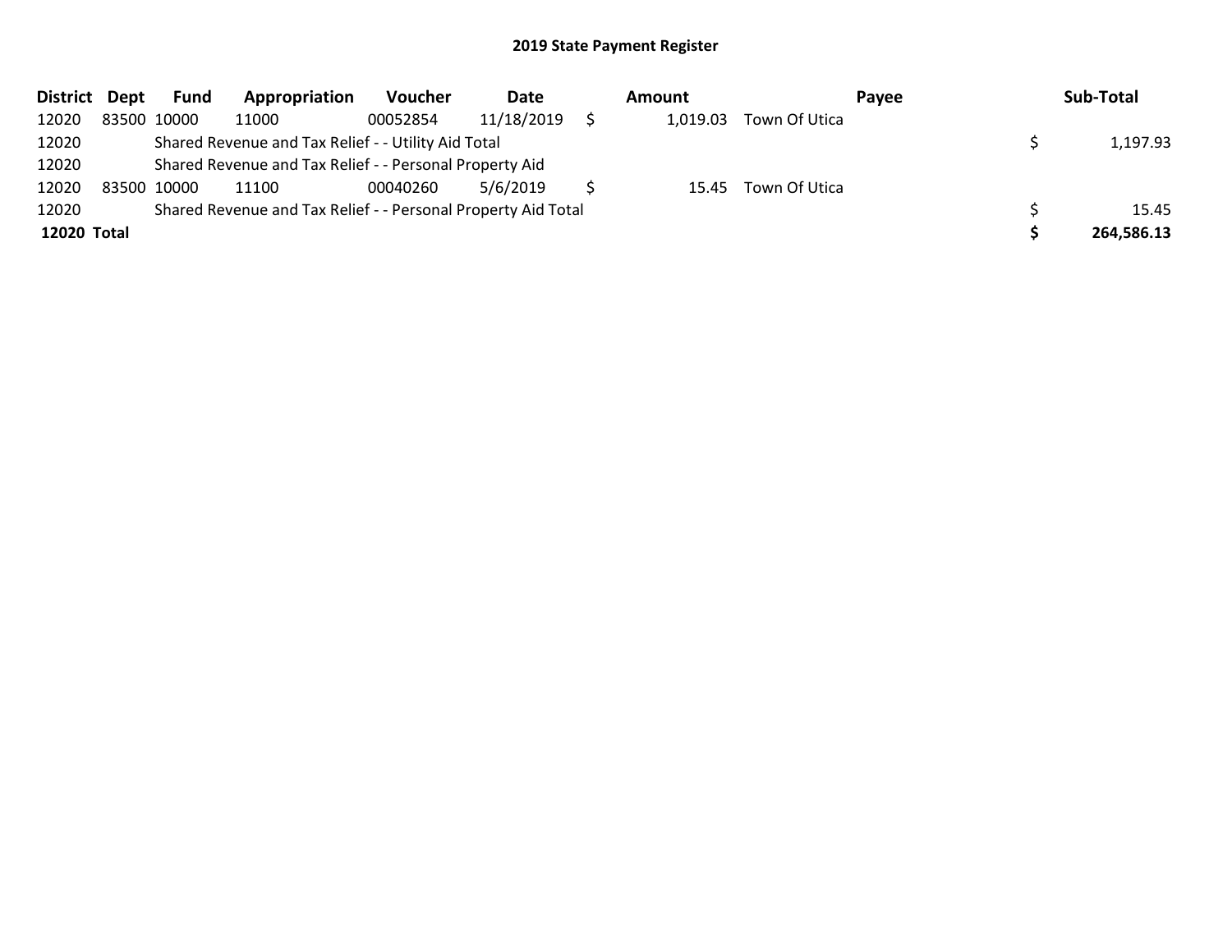## 2019 State Payment Register

| District | Dept | Fund | Appropriation | Voucher | Date | Amount | Payee | Sub-Total |
|---|---|---|---|---|---|---|---|---|
| 12020 | 83500 | 10000 | 11000 | 00052854 | 11/18/2019 | $ 1,019.03 | Town Of Utica | |
| 12020 | | Shared Revenue and Tax Relief - - Utility Aid Total | | | | | | $ 1,197.93 |
| 12020 | | Shared Revenue and Tax Relief - - Personal Property Aid | | | | | | |
| 12020 | 83500 | 10000 | 11100 | 00040260 | 5/6/2019 | $ 15.45 | Town Of Utica | |
| 12020 | | Shared Revenue and Tax Relief - - Personal Property Aid Total | | | | | | $ 15.45 |
| **12020** | **Total** | | | | | | | **$ 264,586.13** |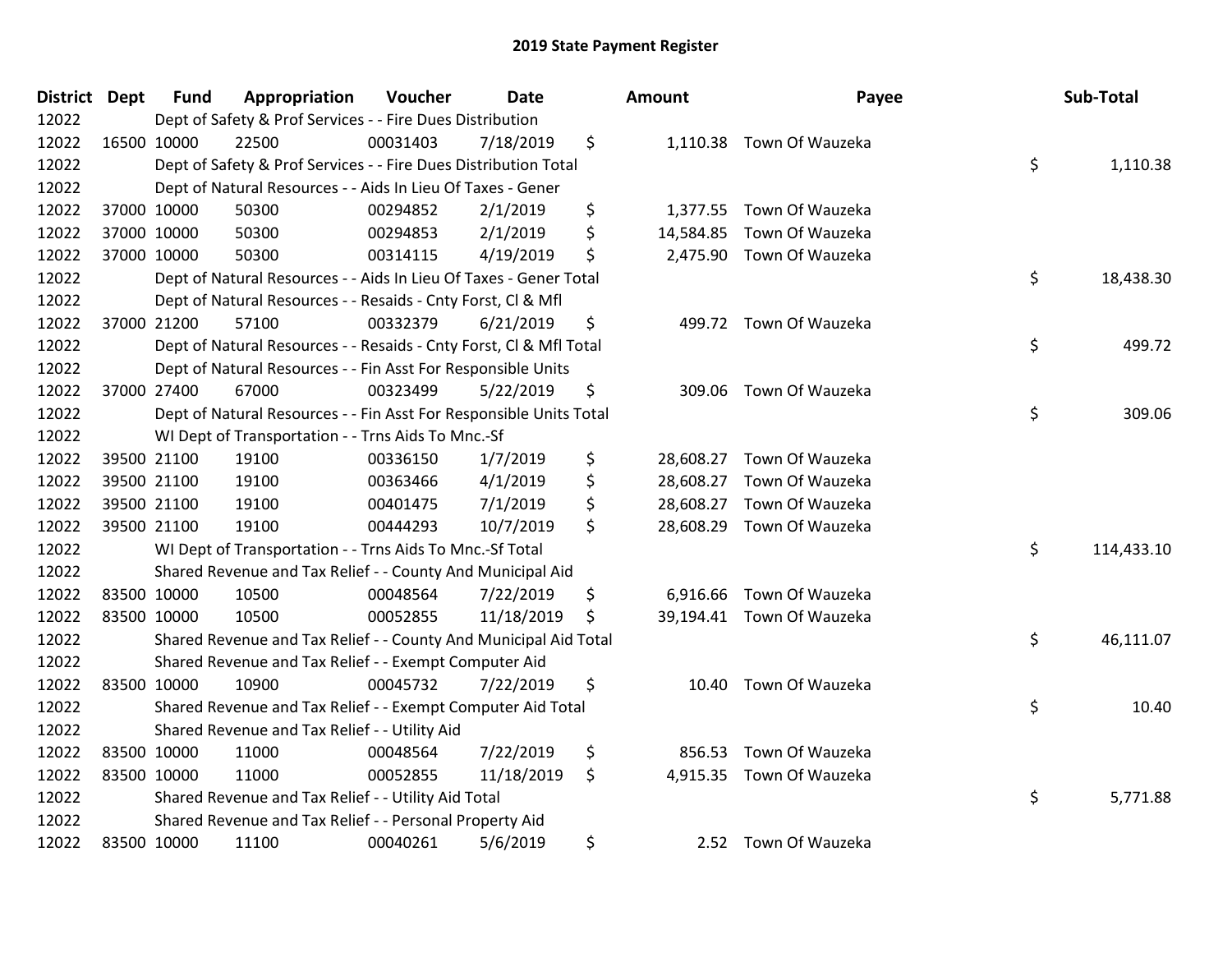# 2019 State Payment Register

| District | Dept | Fund | Appropriation | Voucher | Date | Amount | Payee | Sub-Total |
|---|---|---|---|---|---|---|---|---|
| 12022 | | Dept of Safety & Prof Services - - Fire Dues Distribution | | | | | | |
| 12022 | 16500 | 10000 | 22500 | 00031403 | 7/18/2019 | $ 1,110.38 | Town Of Wauzeka | |
| 12022 | | Dept of Safety & Prof Services - - Fire Dues Distribution Total | | | | | | $ 1,110.38 |
| 12022 | | Dept of Natural Resources - - Aids In Lieu Of Taxes - Gener | | | | | | |
| 12022 | 37000 | 10000 | 50300 | 00294852 | 2/1/2019 | $ 1,377.55 | Town Of Wauzeka | |
| 12022 | 37000 | 10000 | 50300 | 00294853 | 2/1/2019 | $ 14,584.85 | Town Of Wauzeka | |
| 12022 | 37000 | 10000 | 50300 | 00314115 | 4/19/2019 | $ 2,475.90 | Town Of Wauzeka | |
| 12022 | | Dept of Natural Resources - - Aids In Lieu Of Taxes - Gener Total | | | | | | $ 18,438.30 |
| 12022 | | Dept of Natural Resources - - Resaids - Cnty Forst, Cl & Mfl | | | | | | |
| 12022 | 37000 | 21200 | 57100 | 00332379 | 6/21/2019 | $ 499.72 | Town Of Wauzeka | |
| 12022 | | Dept of Natural Resources - - Resaids - Cnty Forst, Cl & Mfl Total | | | | | | $ 499.72 |
| 12022 | | Dept of Natural Resources - - Fin Asst For Responsible Units | | | | | | |
| 12022 | 37000 | 27400 | 67000 | 00323499 | 5/22/2019 | $ 309.06 | Town Of Wauzeka | |
| 12022 | | Dept of Natural Resources - - Fin Asst For Responsible Units Total | | | | | | $ 309.06 |
| 12022 | | WI Dept of Transportation - - Trns Aids To Mnc.-Sf | | | | | | |
| 12022 | 39500 | 21100 | 19100 | 00336150 | 1/7/2019 | $ 28,608.27 | Town Of Wauzeka | |
| 12022 | 39500 | 21100 | 19100 | 00363466 | 4/1/2019 | $ 28,608.27 | Town Of Wauzeka | |
| 12022 | 39500 | 21100 | 19100 | 00401475 | 7/1/2019 | $ 28,608.27 | Town Of Wauzeka | |
| 12022 | 39500 | 21100 | 19100 | 00444293 | 10/7/2019 | $ 28,608.29 | Town Of Wauzeka | |
| 12022 | | WI Dept of Transportation - - Trns Aids To Mnc.-Sf Total | | | | | | $ 114,433.10 |
| 12022 | | Shared Revenue and Tax Relief - - County And Municipal Aid | | | | | | |
| 12022 | 83500 | 10000 | 10500 | 00048564 | 7/22/2019 | $ 6,916.66 | Town Of Wauzeka | |
| 12022 | 83500 | 10000 | 10500 | 00052855 | 11/18/2019 | $ 39,194.41 | Town Of Wauzeka | |
| 12022 | | Shared Revenue and Tax Relief - - County And Municipal Aid Total | | | | | | $ 46,111.07 |
| 12022 | | Shared Revenue and Tax Relief - - Exempt Computer Aid | | | | | | |
| 12022 | 83500 | 10000 | 10900 | 00045732 | 7/22/2019 | $ 10.40 | Town Of Wauzeka | |
| 12022 | | Shared Revenue and Tax Relief - - Exempt Computer Aid Total | | | | | | $ 10.40 |
| 12022 | | Shared Revenue and Tax Relief - - Utility Aid | | | | | | |
| 12022 | 83500 | 10000 | 11000 | 00048564 | 7/22/2019 | $ 856.53 | Town Of Wauzeka | |
| 12022 | 83500 | 10000 | 11000 | 00052855 | 11/18/2019 | $ 4,915.35 | Town Of Wauzeka | |
| 12022 | | Shared Revenue and Tax Relief - - Utility Aid Total | | | | | | $ 5,771.88 |
| 12022 | | Shared Revenue and Tax Relief - - Personal Property Aid | | | | | | |
| 12022 | 83500 | 10000 | 11100 | 00040261 | 5/6/2019 | $ 2.52 | Town Of Wauzeka | |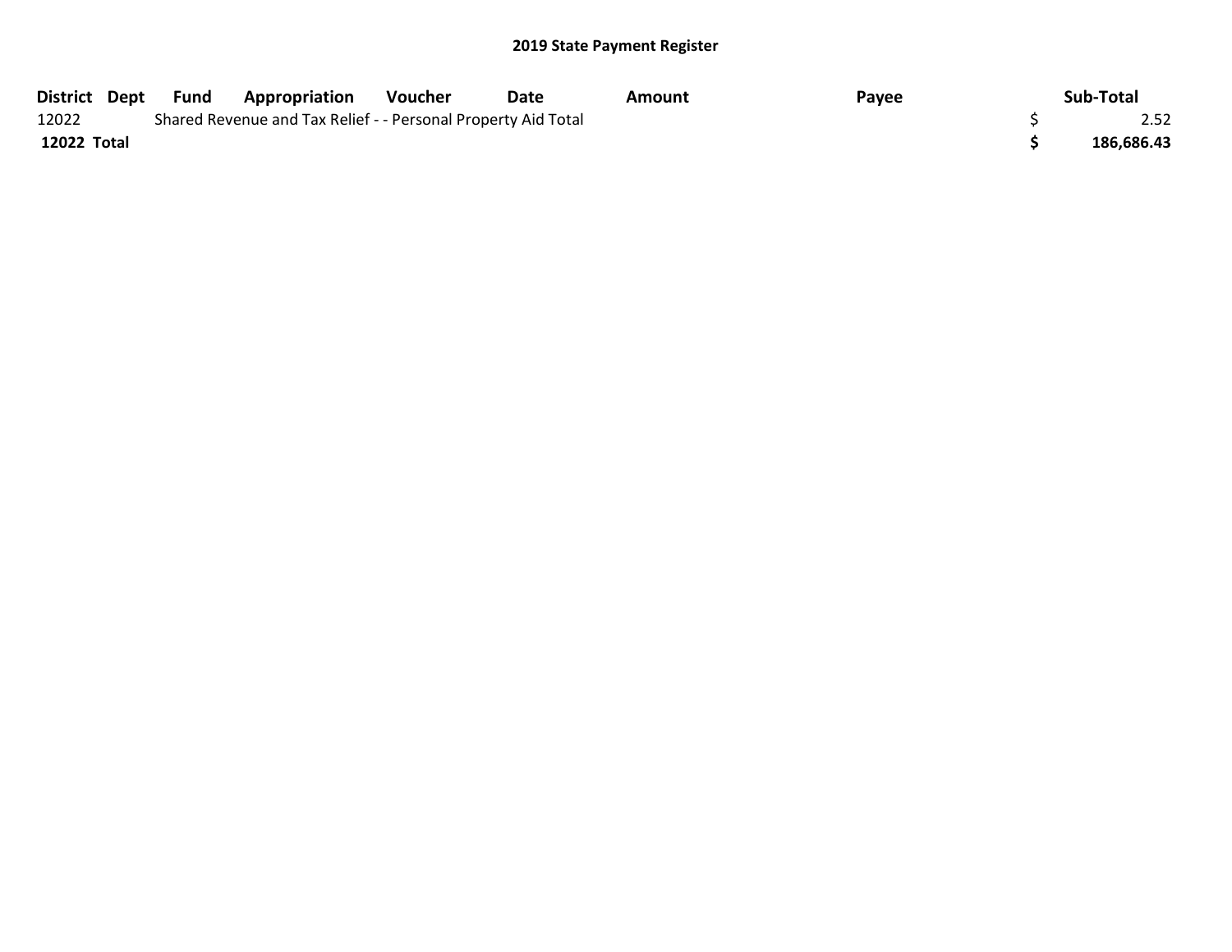## 2019 State Payment Register

| District | Dept | Fund | Appropriation | Voucher | Date | Amount | Payee | Sub-Total |
|---|---|---|---|---|---|---|---|---|
| 12022 | | Shared Revenue and Tax Relief - - Personal Property Aid Total | | | | | | $ 2.52 |
| **12022 Total** | | | | | | | | **$ 186,686.43** |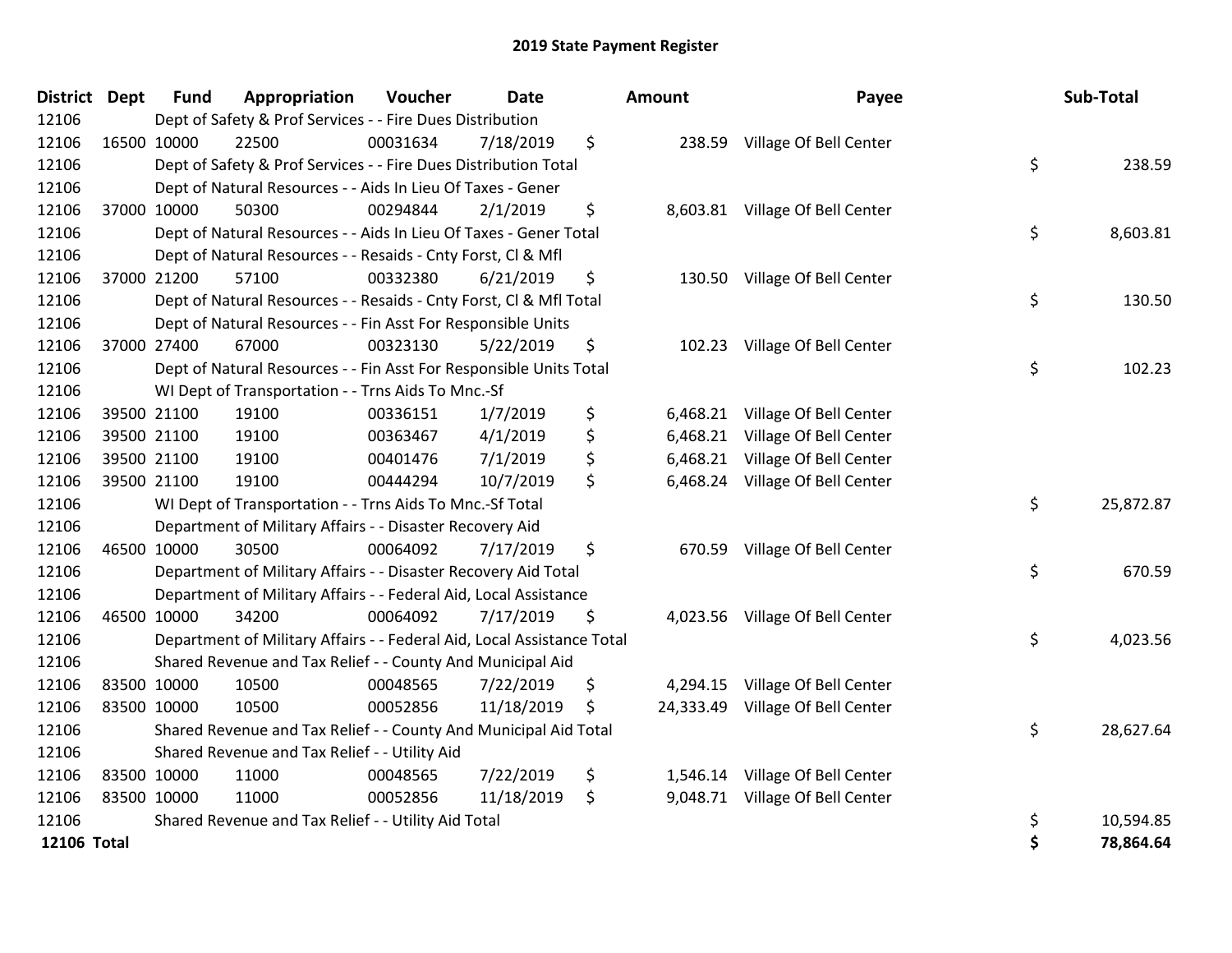# 2019 State Payment Register

| District | Dept | Fund | Appropriation | Voucher | Date | Amount | Payee | Sub-Total |
|---|---|---|---|---|---|---|---|---|
| 12106 | | Dept of Safety & Prof Services - - Fire Dues Distribution | | | | | | |
| 12106 | 16500 | 10000 | 22500 | 00031634 | 7/18/2019 | $ 238.59 | Village Of Bell Center | |
| 12106 | | Dept of Safety & Prof Services - - Fire Dues Distribution Total | | | | | | $ 238.59 |
| 12106 | | Dept of Natural Resources - - Aids In Lieu Of Taxes - Gener | | | | | | |
| 12106 | 37000 | 10000 | 50300 | 00294844 | 2/1/2019 | $ 8,603.81 | Village Of Bell Center | |
| 12106 | | Dept of Natural Resources - - Aids In Lieu Of Taxes - Gener Total | | | | | | $ 8,603.81 |
| 12106 | | Dept of Natural Resources - - Resaids - Cnty Forst, Cl & Mfl | | | | | | |
| 12106 | 37000 | 21200 | 57100 | 00332380 | 6/21/2019 | $ 130.50 | Village Of Bell Center | |
| 12106 | | Dept of Natural Resources - - Resaids - Cnty Forst, Cl & Mfl Total | | | | | | $ 130.50 |
| 12106 | | Dept of Natural Resources - - Fin Asst For Responsible Units | | | | | | |
| 12106 | 37000 | 27400 | 67000 | 00323130 | 5/22/2019 | $ 102.23 | Village Of Bell Center | |
| 12106 | | Dept of Natural Resources - - Fin Asst For Responsible Units Total | | | | | | $ 102.23 |
| 12106 | | WI Dept of Transportation - - Trns Aids To Mnc.-Sf | | | | | | |
| 12106 | 39500 | 21100 | 19100 | 00336151 | 1/7/2019 | $ 6,468.21 | Village Of Bell Center | |
| 12106 | 39500 | 21100 | 19100 | 00363467 | 4/1/2019 | $ 6,468.21 | Village Of Bell Center | |
| 12106 | 39500 | 21100 | 19100 | 00401476 | 7/1/2019 | $ 6,468.21 | Village Of Bell Center | |
| 12106 | 39500 | 21100 | 19100 | 00444294 | 10/7/2019 | $ 6,468.24 | Village Of Bell Center | |
| 12106 | | WI Dept of Transportation - - Trns Aids To Mnc.-Sf Total | | | | | | $ 25,872.87 |
| 12106 | | Department of Military Affairs - - Disaster Recovery Aid | | | | | | |
| 12106 | 46500 | 10000 | 30500 | 00064092 | 7/17/2019 | $ 670.59 | Village Of Bell Center | |
| 12106 | | Department of Military Affairs - - Disaster Recovery Aid Total | | | | | | $ 670.59 |
| 12106 | | Department of Military Affairs - - Federal Aid, Local Assistance | | | | | | |
| 12106 | 46500 | 10000 | 34200 | 00064092 | 7/17/2019 | $ 4,023.56 | Village Of Bell Center | |
| 12106 | | Department of Military Affairs - - Federal Aid, Local Assistance Total | | | | | | $ 4,023.56 |
| 12106 | | Shared Revenue and Tax Relief - - County And Municipal Aid | | | | | | |
| 12106 | 83500 | 10000 | 10500 | 00048565 | 7/22/2019 | $ 4,294.15 | Village Of Bell Center | |
| 12106 | 83500 | 10000 | 10500 | 00052856 | 11/18/2019 | $ 24,333.49 | Village Of Bell Center | |
| 12106 | | Shared Revenue and Tax Relief - - County And Municipal Aid Total | | | | | | $ 28,627.64 |
| 12106 | | Shared Revenue and Tax Relief - - Utility Aid | | | | | | |
| 12106 | 83500 | 10000 | 11000 | 00048565 | 7/22/2019 | $ 1,546.14 | Village Of Bell Center | |
| 12106 | 83500 | 10000 | 11000 | 00052856 | 11/18/2019 | $ 9,048.71 | Village Of Bell Center | |
| 12106 | | Shared Revenue and Tax Relief - - Utility Aid Total | | | | | | $ 10,594.85 |
| **12106 Total** | | | | | | | | **$ 78,864.64** |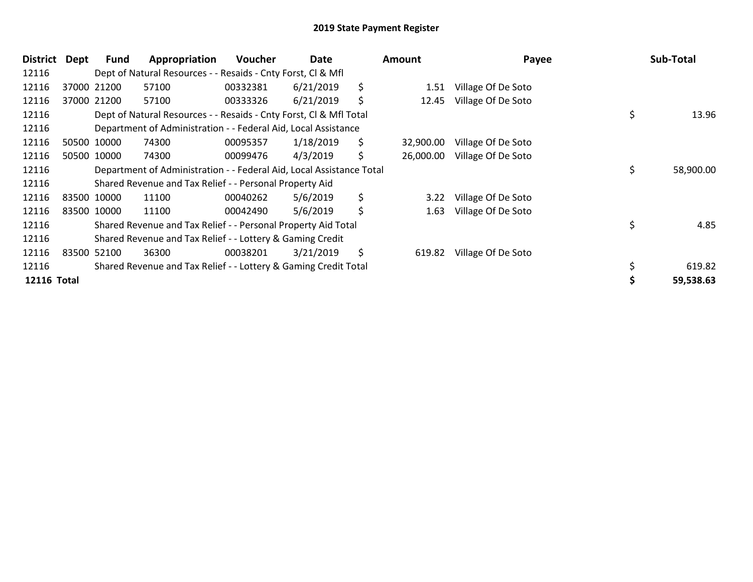# 2019 State Payment Register

| District | Dept | Fund | Appropriation | Voucher | Date | Amount | Payee | Sub-Total |
|---|---|---|---|---|---|---|---|---|
| 12116 | | Dept of Natural Resources - - Resaids - Cnty Forst, Cl & Mfl | | | | | | |
| 12116 | 37000 | 21200 | 57100 | 00332381 | 6/21/2019 | $ 1.51 | Village Of De Soto | |
| 12116 | 37000 | 21200 | 57100 | 00333326 | 6/21/2019 | $ 12.45 | Village Of De Soto | |
| 12116 | | Dept of Natural Resources - - Resaids - Cnty Forst, Cl & Mfl Total | | | | | | $ 13.96 |
| 12116 | | Department of Administration - - Federal Aid, Local Assistance | | | | | | |
| 12116 | 50500 | 10000 | 74300 | 00095357 | 1/18/2019 | $ 32,900.00 | Village Of De Soto | |
| 12116 | 50500 | 10000 | 74300 | 00099476 | 4/3/2019 | $ 26,000.00 | Village Of De Soto | |
| 12116 | | Department of Administration - - Federal Aid, Local Assistance Total | | | | | | $ 58,900.00 |
| 12116 | | Shared Revenue and Tax Relief - - Personal Property Aid | | | | | | |
| 12116 | 83500 | 10000 | 11100 | 00040262 | 5/6/2019 | $ 3.22 | Village Of De Soto | |
| 12116 | 83500 | 10000 | 11100 | 00042490 | 5/6/2019 | $ 1.63 | Village Of De Soto | |
| 12116 | | Shared Revenue and Tax Relief - - Personal Property Aid Total | | | | | | $ 4.85 |
| 12116 | | Shared Revenue and Tax Relief - - Lottery & Gaming Credit | | | | | | |
| 12116 | 83500 | 52100 | 36300 | 00038201 | 3/21/2019 | $ 619.82 | Village Of De Soto | |
| 12116 | | Shared Revenue and Tax Relief - - Lottery & Gaming Credit Total | | | | | | $ 619.82 |
| **12116 Total** | | | | | | | | **$ 59,538.63** |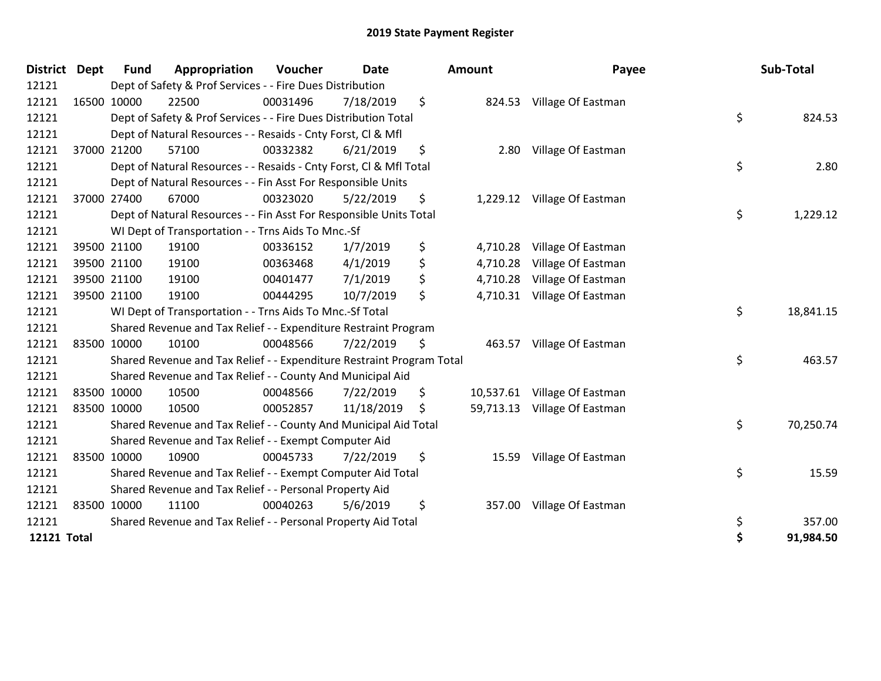# 2019 State Payment Register

| District | Dept | Fund | Appropriation | Voucher | Date | Amount | Payee | Sub-Total |
|---|---|---|---|---|---|---|---|---|
| 12121 | | Dept of Safety & Prof Services - - Fire Dues Distribution | | | | | | |
| 12121 | 16500 | 10000 | 22500 | 00031496 | 7/18/2019 | $ 824.53 | Village Of Eastman | |
| 12121 | | Dept of Safety & Prof Services - - Fire Dues Distribution Total | | | | | | $ 824.53 |
| 12121 | | Dept of Natural Resources - - Resaids - Cnty Forst, Cl & Mfl | | | | | | |
| 12121 | 37000 | 21200 | 57100 | 00332382 | 6/21/2019 | $ 2.80 | Village Of Eastman | |
| 12121 | | Dept of Natural Resources - - Resaids - Cnty Forst, Cl & Mfl Total | | | | | | $ 2.80 |
| 12121 | | Dept of Natural Resources - - Fin Asst For Responsible Units | | | | | | |
| 12121 | 37000 | 27400 | 67000 | 00323020 | 5/22/2019 | $ 1,229.12 | Village Of Eastman | |
| 12121 | | Dept of Natural Resources - - Fin Asst For Responsible Units Total | | | | | | $ 1,229.12 |
| 12121 | | WI Dept of Transportation - - Trns Aids To Mnc.-Sf | | | | | | |
| 12121 | 39500 | 21100 | 19100 | 00336152 | 1/7/2019 | $ 4,710.28 | Village Of Eastman | |
| 12121 | 39500 | 21100 | 19100 | 00363468 | 4/1/2019 | $ 4,710.28 | Village Of Eastman | |
| 12121 | 39500 | 21100 | 19100 | 00401477 | 7/1/2019 | $ 4,710.28 | Village Of Eastman | |
| 12121 | 39500 | 21100 | 19100 | 00444295 | 10/7/2019 | $ 4,710.31 | Village Of Eastman | |
| 12121 | | WI Dept of Transportation - - Trns Aids To Mnc.-Sf Total | | | | | | $ 18,841.15 |
| 12121 | | Shared Revenue and Tax Relief - - Expenditure Restraint Program | | | | | | |
| 12121 | 83500 | 10000 | 10100 | 00048566 | 7/22/2019 | $ 463.57 | Village Of Eastman | |
| 12121 | | Shared Revenue and Tax Relief - - Expenditure Restraint Program Total | | | | | | $ 463.57 |
| 12121 | | Shared Revenue and Tax Relief - - County And Municipal Aid | | | | | | |
| 12121 | 83500 | 10000 | 10500 | 00048566 | 7/22/2019 | $ 10,537.61 | Village Of Eastman | |
| 12121 | 83500 | 10000 | 10500 | 00052857 | 11/18/2019 | $ 59,713.13 | Village Of Eastman | |
| 12121 | | Shared Revenue and Tax Relief - - County And Municipal Aid Total | | | | | | $ 70,250.74 |
| 12121 | | Shared Revenue and Tax Relief - - Exempt Computer Aid | | | | | | |
| 12121 | 83500 | 10000 | 10900 | 00045733 | 7/22/2019 | $ 15.59 | Village Of Eastman | |
| 12121 | | Shared Revenue and Tax Relief - - Exempt Computer Aid Total | | | | | | $ 15.59 |
| 12121 | | Shared Revenue and Tax Relief - - Personal Property Aid | | | | | | |
| 12121 | 83500 | 10000 | 11100 | 00040263 | 5/6/2019 | $ 357.00 | Village Of Eastman | |
| 12121 | | Shared Revenue and Tax Relief - - Personal Property Aid Total | | | | | | $ 357.00 |
| **12121 Total** | | | | | | | | **$ 91,984.50** |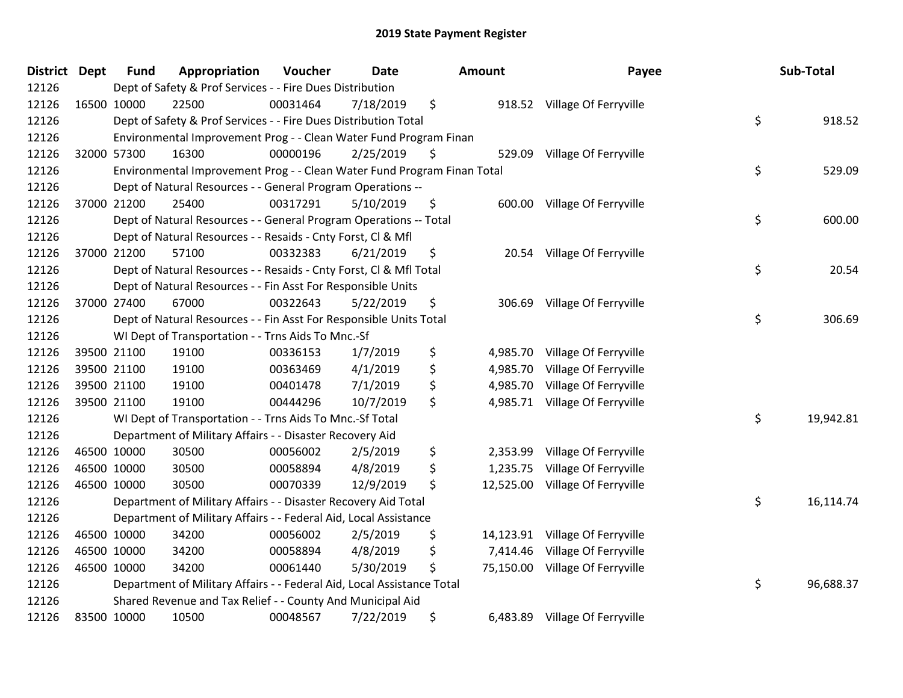# 2019 State Payment Register

| District | Dept | Fund | Appropriation | Voucher | Date | Amount | Payee | Sub-Total |
|---|---|---|---|---|---|---|---|---|
| 12126 | Dept of Safety & Prof Services - - Fire Dues Distribution | | | | | | | |
| 12126 | 16500 | 10000 | 22500 | 00031464 | 7/18/2019 | $ 918.52 | Village Of Ferryville | |
| 12126 | Dept of Safety & Prof Services - - Fire Dues Distribution Total | | | | | | | $ 918.52 |
| 12126 | Environmental Improvement Prog - - Clean Water Fund Program Finan | | | | | | | |
| 12126 | 32000 | 57300 | 16300 | 00000196 | 2/25/2019 | $ 529.09 | Village Of Ferryville | |
| 12126 | Environmental Improvement Prog - - Clean Water Fund Program Finan Total | | | | | | | $ 529.09 |
| 12126 | Dept of Natural Resources - - General Program Operations -- | | | | | | | |
| 12126 | 37000 | 21200 | 25400 | 00317291 | 5/10/2019 | $ 600.00 | Village Of Ferryville | |
| 12126 | Dept of Natural Resources - - General Program Operations -- Total | | | | | | | $ 600.00 |
| 12126 | Dept of Natural Resources - - Resaids - Cnty Forst, Cl & Mfl | | | | | | | |
| 12126 | 37000 | 21200 | 57100 | 00332383 | 6/21/2019 | $ 20.54 | Village Of Ferryville | |
| 12126 | Dept of Natural Resources - - Resaids - Cnty Forst, Cl & Mfl Total | | | | | | | $ 20.54 |
| 12126 | Dept of Natural Resources - - Fin Asst For Responsible Units | | | | | | | |
| 12126 | 37000 | 27400 | 67000 | 00322643 | 5/22/2019 | $ 306.69 | Village Of Ferryville | |
| 12126 | Dept of Natural Resources - - Fin Asst For Responsible Units Total | | | | | | | $ 306.69 |
| 12126 | WI Dept of Transportation - - Trns Aids To Mnc.-Sf | | | | | | | |
| 12126 | 39500 | 21100 | 19100 | 00336153 | 1/7/2019 | $ 4,985.70 | Village Of Ferryville | |
| 12126 | 39500 | 21100 | 19100 | 00363469 | 4/1/2019 | $ 4,985.70 | Village Of Ferryville | |
| 12126 | 39500 | 21100 | 19100 | 00401478 | 7/1/2019 | $ 4,985.70 | Village Of Ferryville | |
| 12126 | 39500 | 21100 | 19100 | 00444296 | 10/7/2019 | $ 4,985.71 | Village Of Ferryville | |
| 12126 | WI Dept of Transportation - - Trns Aids To Mnc.-Sf Total | | | | | | | $ 19,942.81 |
| 12126 | Department of Military Affairs - - Disaster Recovery Aid | | | | | | | |
| 12126 | 46500 | 10000 | 30500 | 00056002 | 2/5/2019 | $ 2,353.99 | Village Of Ferryville | |
| 12126 | 46500 | 10000 | 30500 | 00058894 | 4/8/2019 | $ 1,235.75 | Village Of Ferryville | |
| 12126 | 46500 | 10000 | 30500 | 00070339 | 12/9/2019 | $ 12,525.00 | Village Of Ferryville | |
| 12126 | Department of Military Affairs - - Disaster Recovery Aid Total | | | | | | | $ 16,114.74 |
| 12126 | Department of Military Affairs - - Federal Aid, Local Assistance | | | | | | | |
| 12126 | 46500 | 10000 | 34200 | 00056002 | 2/5/2019 | $ 14,123.91 | Village Of Ferryville | |
| 12126 | 46500 | 10000 | 34200 | 00058894 | 4/8/2019 | $ 7,414.46 | Village Of Ferryville | |
| 12126 | 46500 | 10000 | 34200 | 00061440 | 5/30/2019 | $ 75,150.00 | Village Of Ferryville | |
| 12126 | Department of Military Affairs - - Federal Aid, Local Assistance Total | | | | | | | $ 96,688.37 |
| 12126 | Shared Revenue and Tax Relief - - County And Municipal Aid | | | | | | | |
| 12126 | 83500 | 10000 | 10500 | 00048567 | 7/22/2019 | $ 6,483.89 | Village Of Ferryville | |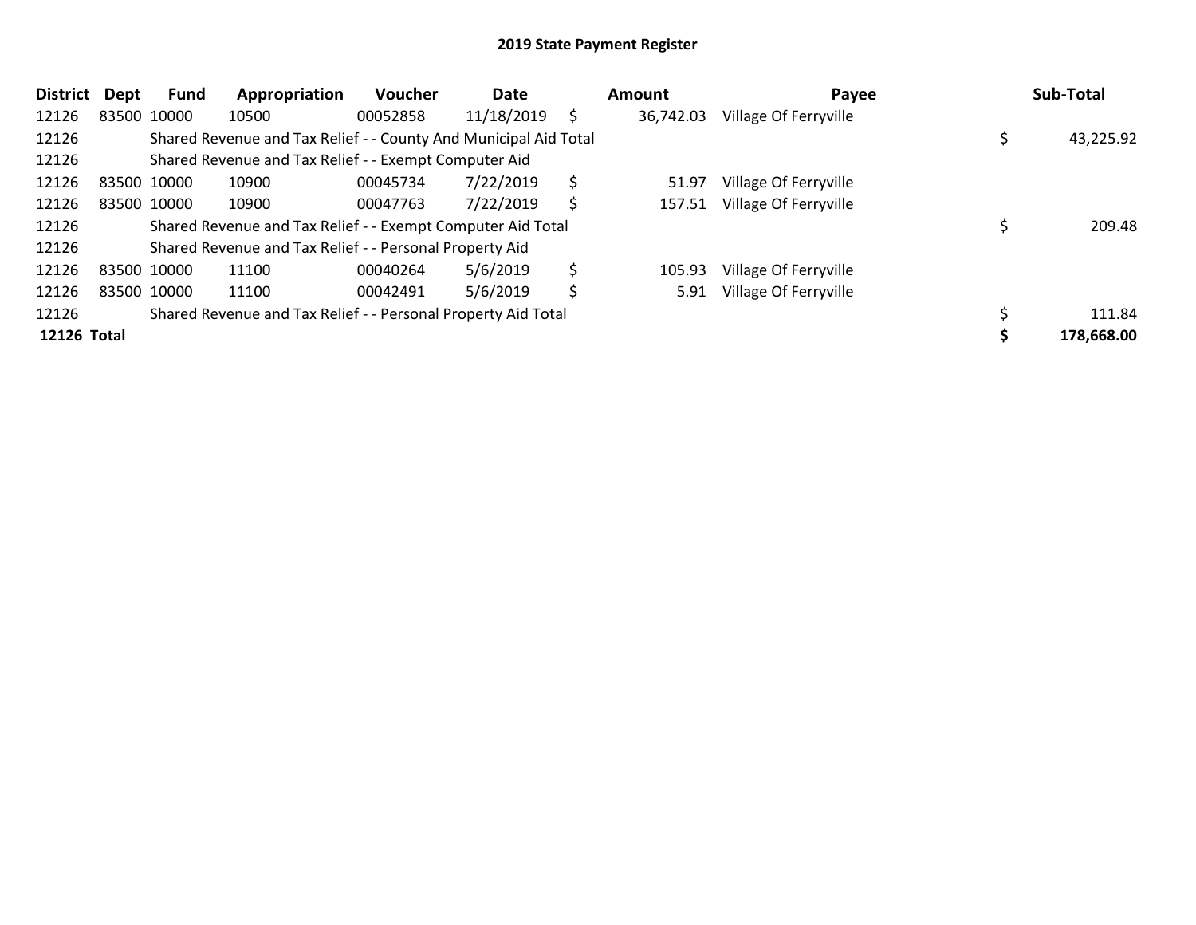## 2019 State Payment Register

| District | Dept | Fund | Appropriation | Voucher | Date | Amount | Payee | Sub-Total |
|---|---|---|---|---|---|---|---|---|
| 12126 | 83500 | 10000 | 10500 | 00052858 | 11/18/2019 | $ 36,742.03 | Village Of Ferryville | |
| 12126 | | Shared Revenue and Tax Relief - - County And Municipal Aid Total | | | | | | $ 43,225.92 |
| 12126 | | Shared Revenue and Tax Relief - - Exempt Computer Aid | | | | | | |
| 12126 | 83500 | 10000 | 10900 | 00045734 | 7/22/2019 | $ 51.97 | Village Of Ferryville | |
| 12126 | 83500 | 10000 | 10900 | 00047763 | 7/22/2019 | $ 157.51 | Village Of Ferryville | |
| 12126 | | Shared Revenue and Tax Relief - - Exempt Computer Aid Total | | | | | | $ 209.48 |
| 12126 | | Shared Revenue and Tax Relief - - Personal Property Aid | | | | | | |
| 12126 | 83500 | 10000 | 11100 | 00040264 | 5/6/2019 | $ 105.93 | Village Of Ferryville | |
| 12126 | 83500 | 10000 | 11100 | 00042491 | 5/6/2019 | $ 5.91 | Village Of Ferryville | |
| 12126 | | Shared Revenue and Tax Relief - - Personal Property Aid Total | | | | | | $ 111.84 |
| **12126 Total** | | | | | | | | **$ 178,668.00** |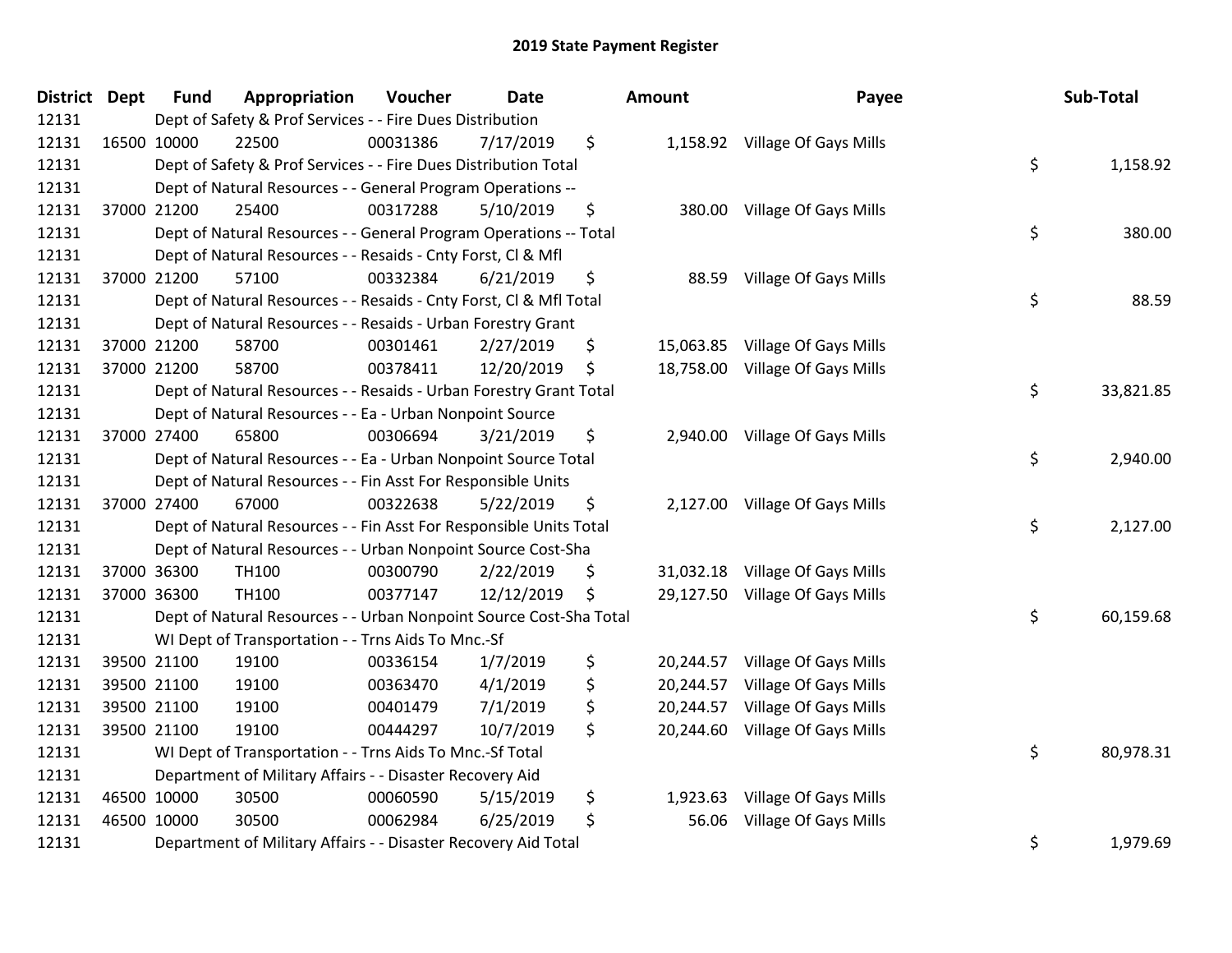# 2019 State Payment Register

| District | Dept | Fund | Appropriation | Voucher | Date | Amount | | Payee | Sub-Total | |
|---|---|---|---|---|---|---|---|---|---|---|
| 12131 | | Dept of Safety & Prof Services - - Fire Dues Distribution | | | | | | | | |
| 12131 | 16500 | 10000 | 22500 | 00031386 | 7/17/2019 | $ | 1,158.92 | Village Of Gays Mills | | |
| 12131 | | Dept of Safety & Prof Services - - Fire Dues Distribution Total | | | | | | | $ | 1,158.92 |
| 12131 | | Dept of Natural Resources - - General Program Operations -- | | | | | | | | |
| 12131 | 37000 | 21200 | 25400 | 00317288 | 5/10/2019 | $ | 380.00 | Village Of Gays Mills | | |
| 12131 | | Dept of Natural Resources - - General Program Operations -- Total | | | | | | | $ | 380.00 |
| 12131 | | Dept of Natural Resources - - Resaids - Cnty Forst, Cl & Mfl | | | | | | | | |
| 12131 | 37000 | 21200 | 57100 | 00332384 | 6/21/2019 | $ | 88.59 | Village Of Gays Mills | | |
| 12131 | | Dept of Natural Resources - - Resaids - Cnty Forst, Cl & Mfl Total | | | | | | | $ | 88.59 |
| 12131 | | Dept of Natural Resources - - Resaids - Urban Forestry Grant | | | | | | | | |
| 12131 | 37000 | 21200 | 58700 | 00301461 | 2/27/2019 | $ | 15,063.85 | Village Of Gays Mills | | |
| 12131 | 37000 | 21200 | 58700 | 00378411 | 12/20/2019 | $ | 18,758.00 | Village Of Gays Mills | | |
| 12131 | | Dept of Natural Resources - - Resaids - Urban Forestry Grant Total | | | | | | | $ | 33,821.85 |
| 12131 | | Dept of Natural Resources - - Ea - Urban Nonpoint Source | | | | | | | | |
| 12131 | 37000 | 27400 | 65800 | 00306694 | 3/21/2019 | $ | 2,940.00 | Village Of Gays Mills | | |
| 12131 | | Dept of Natural Resources - - Ea - Urban Nonpoint Source Total | | | | | | | $ | 2,940.00 |
| 12131 | | Dept of Natural Resources - - Fin Asst For Responsible Units | | | | | | | | |
| 12131 | 37000 | 27400 | 67000 | 00322638 | 5/22/2019 | $ | 2,127.00 | Village Of Gays Mills | | |
| 12131 | | Dept of Natural Resources - - Fin Asst For Responsible Units Total | | | | | | | $ | 2,127.00 |
| 12131 | | Dept of Natural Resources - - Urban Nonpoint Source Cost-Sha | | | | | | | | |
| 12131 | 37000 | 36300 | TH100 | 00300790 | 2/22/2019 | $ | 31,032.18 | Village Of Gays Mills | | |
| 12131 | 37000 | 36300 | TH100 | 00377147 | 12/12/2019 | $ | 29,127.50 | Village Of Gays Mills | | |
| 12131 | | Dept of Natural Resources - - Urban Nonpoint Source Cost-Sha Total | | | | | | | $ | 60,159.68 |
| 12131 | | WI Dept of Transportation - - Trns Aids To Mnc.-Sf | | | | | | | | |
| 12131 | 39500 | 21100 | 19100 | 00336154 | 1/7/2019 | $ | 20,244.57 | Village Of Gays Mills | | |
| 12131 | 39500 | 21100 | 19100 | 00363470 | 4/1/2019 | $ | 20,244.57 | Village Of Gays Mills | | |
| 12131 | 39500 | 21100 | 19100 | 00401479 | 7/1/2019 | $ | 20,244.57 | Village Of Gays Mills | | |
| 12131 | 39500 | 21100 | 19100 | 00444297 | 10/7/2019 | $ | 20,244.60 | Village Of Gays Mills | | |
| 12131 | | WI Dept of Transportation - - Trns Aids To Mnc.-Sf Total | | | | | | | $ | 80,978.31 |
| 12131 | | Department of Military Affairs - - Disaster Recovery Aid | | | | | | | | |
| 12131 | 46500 | 10000 | 30500 | 00060590 | 5/15/2019 | $ | 1,923.63 | Village Of Gays Mills | | |
| 12131 | 46500 | 10000 | 30500 | 00062984 | 6/25/2019 | $ | 56.06 | Village Of Gays Mills | | |
| 12131 | | Department of Military Affairs - - Disaster Recovery Aid Total | | | | | | | $ | 1,979.69 |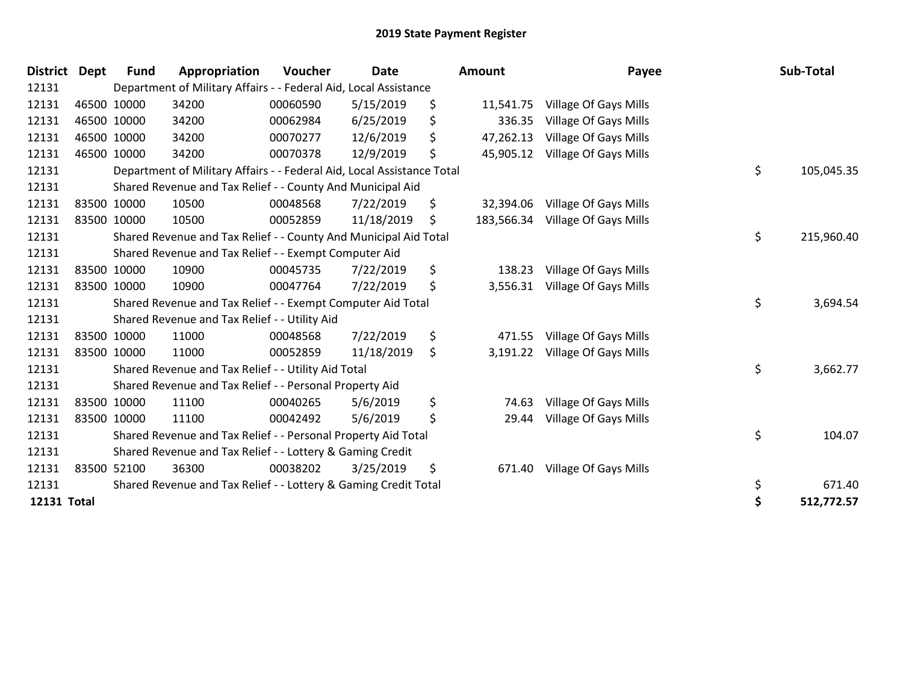# 2019 State Payment Register

| District | Dept | Fund | Appropriation | Voucher | Date | Amount | Payee | Sub-Total |
|---|---|---|---|---|---|---|---|---|
| 12131 | | Department of Military Affairs - - Federal Aid, Local Assistance | | | | | | |
| 12131 | 46500 | 10000 | 34200 | 00060590 | 5/15/2019 | $ 11,541.75 | Village Of Gays Mills | |
| 12131 | 46500 | 10000 | 34200 | 00062984 | 6/25/2019 | $ 336.35 | Village Of Gays Mills | |
| 12131 | 46500 | 10000 | 34200 | 00070277 | 12/6/2019 | $ 47,262.13 | Village Of Gays Mills | |
| 12131 | 46500 | 10000 | 34200 | 00070378 | 12/9/2019 | $ 45,905.12 | Village Of Gays Mills | |
| 12131 | | Department of Military Affairs - - Federal Aid, Local Assistance Total | | | | | | $ 105,045.35 |
| 12131 | | Shared Revenue and Tax Relief - - County And Municipal Aid | | | | | | |
| 12131 | 83500 | 10000 | 10500 | 00048568 | 7/22/2019 | $ 32,394.06 | Village Of Gays Mills | |
| 12131 | 83500 | 10000 | 10500 | 00052859 | 11/18/2019 | $ 183,566.34 | Village Of Gays Mills | |
| 12131 | | Shared Revenue and Tax Relief - - County And Municipal Aid Total | | | | | | $ 215,960.40 |
| 12131 | | Shared Revenue and Tax Relief - - Exempt Computer Aid | | | | | | |
| 12131 | 83500 | 10000 | 10900 | 00045735 | 7/22/2019 | $ 138.23 | Village Of Gays Mills | |
| 12131 | 83500 | 10000 | 10900 | 00047764 | 7/22/2019 | $ 3,556.31 | Village Of Gays Mills | |
| 12131 | | Shared Revenue and Tax Relief - - Exempt Computer Aid Total | | | | | | $ 3,694.54 |
| 12131 | | Shared Revenue and Tax Relief - - Utility Aid | | | | | | |
| 12131 | 83500 | 10000 | 11000 | 00048568 | 7/22/2019 | $ 471.55 | Village Of Gays Mills | |
| 12131 | 83500 | 10000 | 11000 | 00052859 | 11/18/2019 | $ 3,191.22 | Village Of Gays Mills | |
| 12131 | | Shared Revenue and Tax Relief - - Utility Aid Total | | | | | | $ 3,662.77 |
| 12131 | | Shared Revenue and Tax Relief - - Personal Property Aid | | | | | | |
| 12131 | 83500 | 10000 | 11100 | 00040265 | 5/6/2019 | $ 74.63 | Village Of Gays Mills | |
| 12131 | 83500 | 10000 | 11100 | 00042492 | 5/6/2019 | $ 29.44 | Village Of Gays Mills | |
| 12131 | | Shared Revenue and Tax Relief - - Personal Property Aid Total | | | | | | $ 104.07 |
| 12131 | | Shared Revenue and Tax Relief - - Lottery & Gaming Credit | | | | | | |
| 12131 | 83500 | 52100 | 36300 | 00038202 | 3/25/2019 | $ 671.40 | Village Of Gays Mills | |
| 12131 | | Shared Revenue and Tax Relief - - Lottery & Gaming Credit Total | | | | | | $ 671.40 |
| **12131 Total** | | | | | | | | **$ 512,772.57** |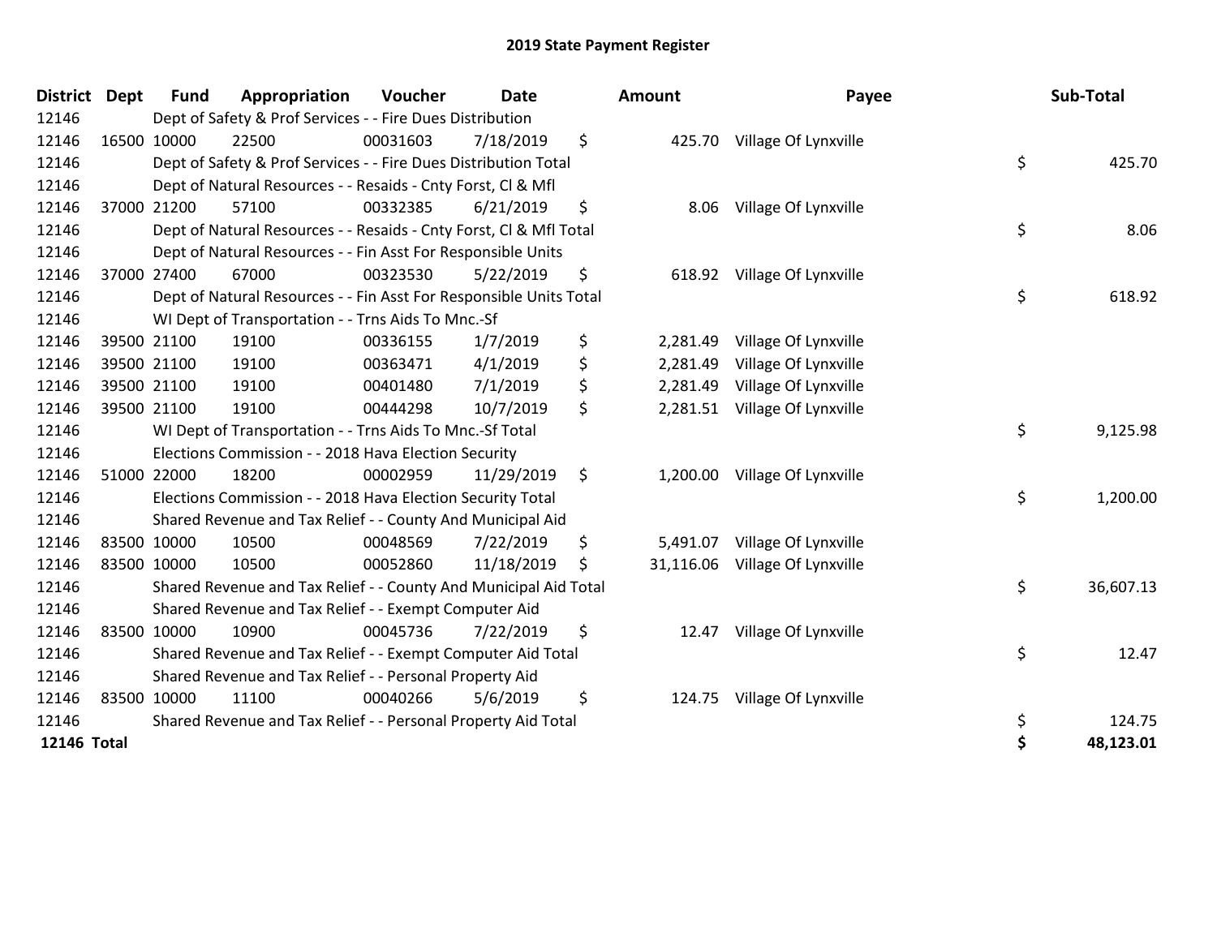# 2019 State Payment Register

| District | Dept | Fund | Appropriation | Voucher | Date | Amount | Payee | Sub-Total |
|---|---|---|---|---|---|---|---|---|
| 12146 | | Dept of Safety & Prof Services - - Fire Dues Distribution | | | | | | |
| 12146 | 16500 | 10000 | 22500 | 00031603 | 7/18/2019 | $ 425.70 | Village Of Lynxville | |
| 12146 | | Dept of Safety & Prof Services - - Fire Dues Distribution Total | | | | | | $ 425.70 |
| 12146 | | Dept of Natural Resources - - Resaids - Cnty Forst, Cl & Mfl | | | | | | |
| 12146 | 37000 | 21200 | 57100 | 00332385 | 6/21/2019 | $ 8.06 | Village Of Lynxville | |
| 12146 | | Dept of Natural Resources - - Resaids - Cnty Forst, Cl & Mfl Total | | | | | | $ 8.06 |
| 12146 | | Dept of Natural Resources - - Fin Asst For Responsible Units | | | | | | |
| 12146 | 37000 | 27400 | 67000 | 00323530 | 5/22/2019 | $ 618.92 | Village Of Lynxville | |
| 12146 | | Dept of Natural Resources - - Fin Asst For Responsible Units Total | | | | | | $ 618.92 |
| 12146 | | WI Dept of Transportation - - Trns Aids To Mnc.-Sf | | | | | | |
| 12146 | 39500 | 21100 | 19100 | 00336155 | 1/7/2019 | $ 2,281.49 | Village Of Lynxville | |
| 12146 | 39500 | 21100 | 19100 | 00363471 | 4/1/2019 | $ 2,281.49 | Village Of Lynxville | |
| 12146 | 39500 | 21100 | 19100 | 00401480 | 7/1/2019 | $ 2,281.49 | Village Of Lynxville | |
| 12146 | 39500 | 21100 | 19100 | 00444298 | 10/7/2019 | $ 2,281.51 | Village Of Lynxville | |
| 12146 | | WI Dept of Transportation - - Trns Aids To Mnc.-Sf Total | | | | | | $ 9,125.98 |
| 12146 | | Elections Commission - - 2018 Hava Election Security | | | | | | |
| 12146 | 51000 | 22000 | 18200 | 00002959 | 11/29/2019 | $ 1,200.00 | Village Of Lynxville | |
| 12146 | | Elections Commission - - 2018 Hava Election Security Total | | | | | | $ 1,200.00 |
| 12146 | | Shared Revenue and Tax Relief - - County And Municipal Aid | | | | | | |
| 12146 | 83500 | 10000 | 10500 | 00048569 | 7/22/2019 | $ 5,491.07 | Village Of Lynxville | |
| 12146 | 83500 | 10000 | 10500 | 00052860 | 11/18/2019 | $ 31,116.06 | Village Of Lynxville | |
| 12146 | | Shared Revenue and Tax Relief - - County And Municipal Aid Total | | | | | | $ 36,607.13 |
| 12146 | | Shared Revenue and Tax Relief - - Exempt Computer Aid | | | | | | |
| 12146 | 83500 | 10000 | 10900 | 00045736 | 7/22/2019 | $ 12.47 | Village Of Lynxville | |
| 12146 | | Shared Revenue and Tax Relief - - Exempt Computer Aid Total | | | | | | $ 12.47 |
| 12146 | | Shared Revenue and Tax Relief - - Personal Property Aid | | | | | | |
| 12146 | 83500 | 10000 | 11100 | 00040266 | 5/6/2019 | $ 124.75 | Village Of Lynxville | |
| 12146 | | Shared Revenue and Tax Relief - - Personal Property Aid Total | | | | | | $ 124.75 |
| **12146 Total** | | | | | | | | **$ 48,123.01** |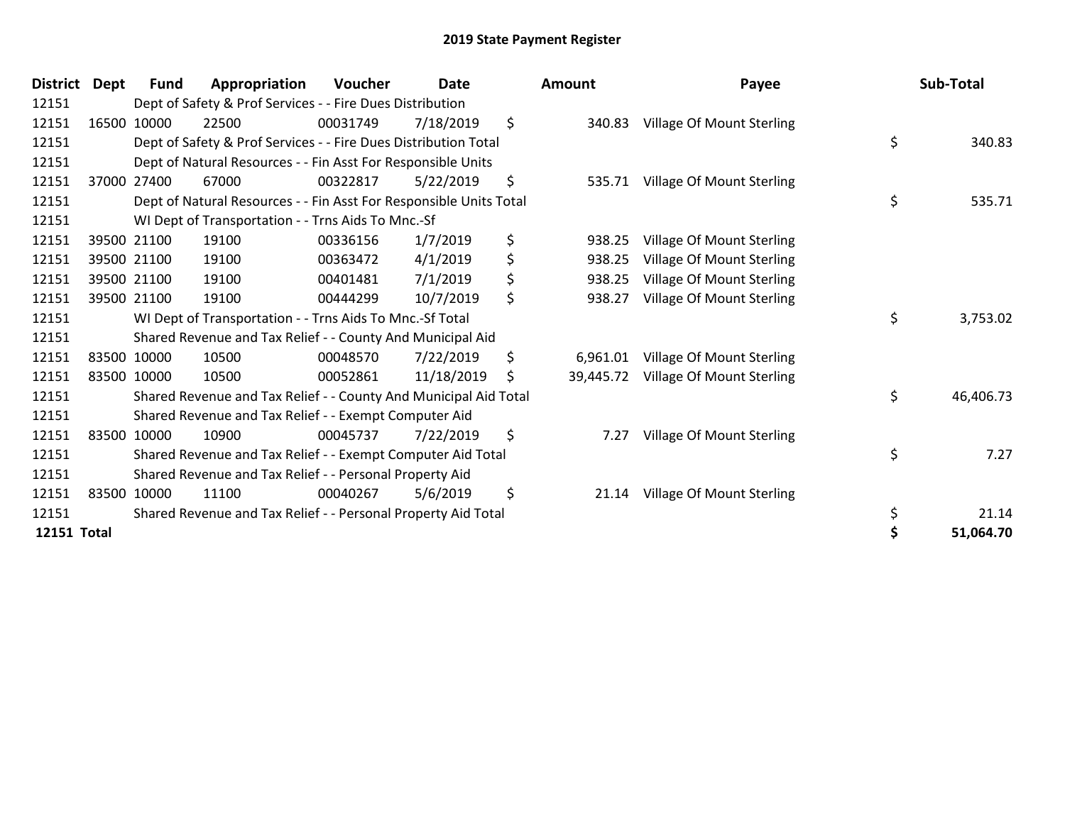# 2019 State Payment Register

| District | Dept | Fund | Appropriation | Voucher | Date | Amount | Payee | Sub-Total |
|---|---|---|---|---|---|---|---|---|
| 12151 | | Dept of Safety & Prof Services - - Fire Dues Distribution | | | | | | |
| 12151 | 16500 | 10000 | 22500 | 00031749 | 7/18/2019 | $ 340.83 | Village Of Mount Sterling | |
| 12151 | | Dept of Safety & Prof Services - - Fire Dues Distribution Total | | | | | | $ 340.83 |
| 12151 | | Dept of Natural Resources - - Fin Asst For Responsible Units | | | | | | |
| 12151 | 37000 | 27400 | 67000 | 00322817 | 5/22/2019 | $ 535.71 | Village Of Mount Sterling | |
| 12151 | | Dept of Natural Resources - - Fin Asst For Responsible Units Total | | | | | | $ 535.71 |
| 12151 | | WI Dept of Transportation - - Trns Aids To Mnc.-Sf | | | | | | |
| 12151 | 39500 | 21100 | 19100 | 00336156 | 1/7/2019 | $ 938.25 | Village Of Mount Sterling | |
| 12151 | 39500 | 21100 | 19100 | 00363472 | 4/1/2019 | $ 938.25 | Village Of Mount Sterling | |
| 12151 | 39500 | 21100 | 19100 | 00401481 | 7/1/2019 | $ 938.25 | Village Of Mount Sterling | |
| 12151 | 39500 | 21100 | 19100 | 00444299 | 10/7/2019 | $ 938.27 | Village Of Mount Sterling | |
| 12151 | | WI Dept of Transportation - - Trns Aids To Mnc.-Sf Total | | | | | | $ 3,753.02 |
| 12151 | | Shared Revenue and Tax Relief - - County And Municipal Aid | | | | | | |
| 12151 | 83500 | 10000 | 10500 | 00048570 | 7/22/2019 | $ 6,961.01 | Village Of Mount Sterling | |
| 12151 | 83500 | 10000 | 10500 | 00052861 | 11/18/2019 | $ 39,445.72 | Village Of Mount Sterling | |
| 12151 | | Shared Revenue and Tax Relief - - County And Municipal Aid Total | | | | | | $ 46,406.73 |
| 12151 | | Shared Revenue and Tax Relief - - Exempt Computer Aid | | | | | | |
| 12151 | 83500 | 10000 | 10900 | 00045737 | 7/22/2019 | $ 7.27 | Village Of Mount Sterling | |
| 12151 | | Shared Revenue and Tax Relief - - Exempt Computer Aid Total | | | | | | $ 7.27 |
| 12151 | | Shared Revenue and Tax Relief - - Personal Property Aid | | | | | | |
| 12151 | 83500 | 10000 | 11100 | 00040267 | 5/6/2019 | $ 21.14 | Village Of Mount Sterling | |
| 12151 | | Shared Revenue and Tax Relief - - Personal Property Aid Total | | | | | | $ 21.14 |
| **12151 Total** | | | | | | | | **$ 51,064.70** |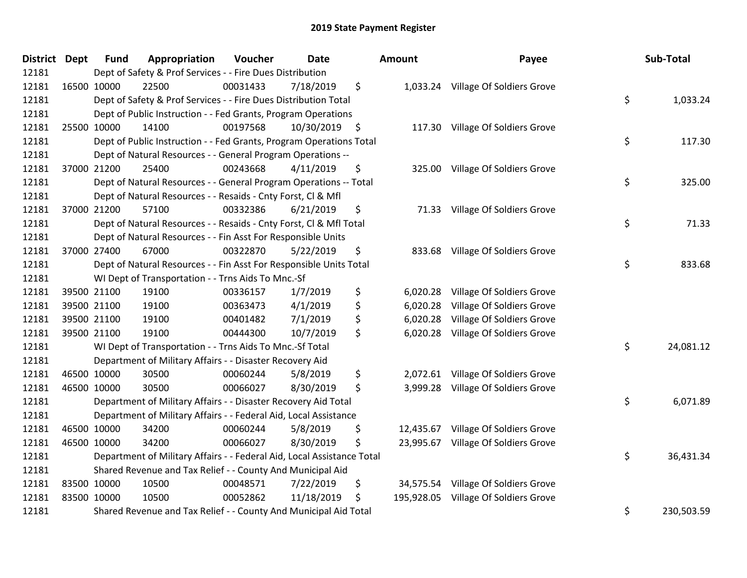# 2019 State Payment Register

| District | Dept | Fund | Appropriation | Voucher | Date | Amount | Payee | Sub-Total |
|---|---|---|---|---|---|---|---|---|
| 12181 | | Dept of Safety & Prof Services - - Fire Dues Distribution | | | | | | |
| 12181 | 16500 | 10000 | 22500 | 00031433 | 7/18/2019 | $ 1,033.24 | Village Of Soldiers Grove | |
| 12181 | | Dept of Safety & Prof Services - - Fire Dues Distribution Total | | | | | | $ 1,033.24 |
| 12181 | | Dept of Public Instruction - - Fed Grants, Program Operations | | | | | | |
| 12181 | 25500 | 10000 | 14100 | 00197568 | 10/30/2019 | $ 117.30 | Village Of Soldiers Grove | |
| 12181 | | Dept of Public Instruction - - Fed Grants, Program Operations Total | | | | | | $ 117.30 |
| 12181 | | Dept of Natural Resources - - General Program Operations -- | | | | | | |
| 12181 | 37000 | 21200 | 25400 | 00243668 | 4/11/2019 | $ 325.00 | Village Of Soldiers Grove | |
| 12181 | | Dept of Natural Resources - - General Program Operations -- Total | | | | | | $ 325.00 |
| 12181 | | Dept of Natural Resources - - Resaids - Cnty Forst, Cl & Mfl | | | | | | |
| 12181 | 37000 | 21200 | 57100 | 00332386 | 6/21/2019 | $ 71.33 | Village Of Soldiers Grove | |
| 12181 | | Dept of Natural Resources - - Resaids - Cnty Forst, Cl & Mfl Total | | | | | | $ 71.33 |
| 12181 | | Dept of Natural Resources - - Fin Asst For Responsible Units | | | | | | |
| 12181 | 37000 | 27400 | 67000 | 00322870 | 5/22/2019 | $ 833.68 | Village Of Soldiers Grove | |
| 12181 | | Dept of Natural Resources - - Fin Asst For Responsible Units Total | | | | | | $ 833.68 |
| 12181 | | WI Dept of Transportation - - Trns Aids To Mnc.-Sf | | | | | | |
| 12181 | 39500 | 21100 | 19100 | 00336157 | 1/7/2019 | $ 6,020.28 | Village Of Soldiers Grove | |
| 12181 | 39500 | 21100 | 19100 | 00363473 | 4/1/2019 | $ 6,020.28 | Village Of Soldiers Grove | |
| 12181 | 39500 | 21100 | 19100 | 00401482 | 7/1/2019 | $ 6,020.28 | Village Of Soldiers Grove | |
| 12181 | 39500 | 21100 | 19100 | 00444300 | 10/7/2019 | $ 6,020.28 | Village Of Soldiers Grove | |
| 12181 | | WI Dept of Transportation - - Trns Aids To Mnc.-Sf Total | | | | | | $ 24,081.12 |
| 12181 | | Department of Military Affairs - - Disaster Recovery Aid | | | | | | |
| 12181 | 46500 | 10000 | 30500 | 00060244 | 5/8/2019 | $ 2,072.61 | Village Of Soldiers Grove | |
| 12181 | 46500 | 10000 | 30500 | 00066027 | 8/30/2019 | $ 3,999.28 | Village Of Soldiers Grove | |
| 12181 | | Department of Military Affairs - - Disaster Recovery Aid Total | | | | | | $ 6,071.89 |
| 12181 | | Department of Military Affairs - - Federal Aid, Local Assistance | | | | | | |
| 12181 | 46500 | 10000 | 34200 | 00060244 | 5/8/2019 | $ 12,435.67 | Village Of Soldiers Grove | |
| 12181 | 46500 | 10000 | 34200 | 00066027 | 8/30/2019 | $ 23,995.67 | Village Of Soldiers Grove | |
| 12181 | | Department of Military Affairs - - Federal Aid, Local Assistance Total | | | | | | $ 36,431.34 |
| 12181 | | Shared Revenue and Tax Relief - - County And Municipal Aid | | | | | | |
| 12181 | 83500 | 10000 | 10500 | 00048571 | 7/22/2019 | $ 34,575.54 | Village Of Soldiers Grove | |
| 12181 | 83500 | 10000 | 10500 | 00052862 | 11/18/2019 | $ 195,928.05 | Village Of Soldiers Grove | |
| 12181 | | Shared Revenue and Tax Relief - - County And Municipal Aid Total | | | | | | $ 230,503.59 |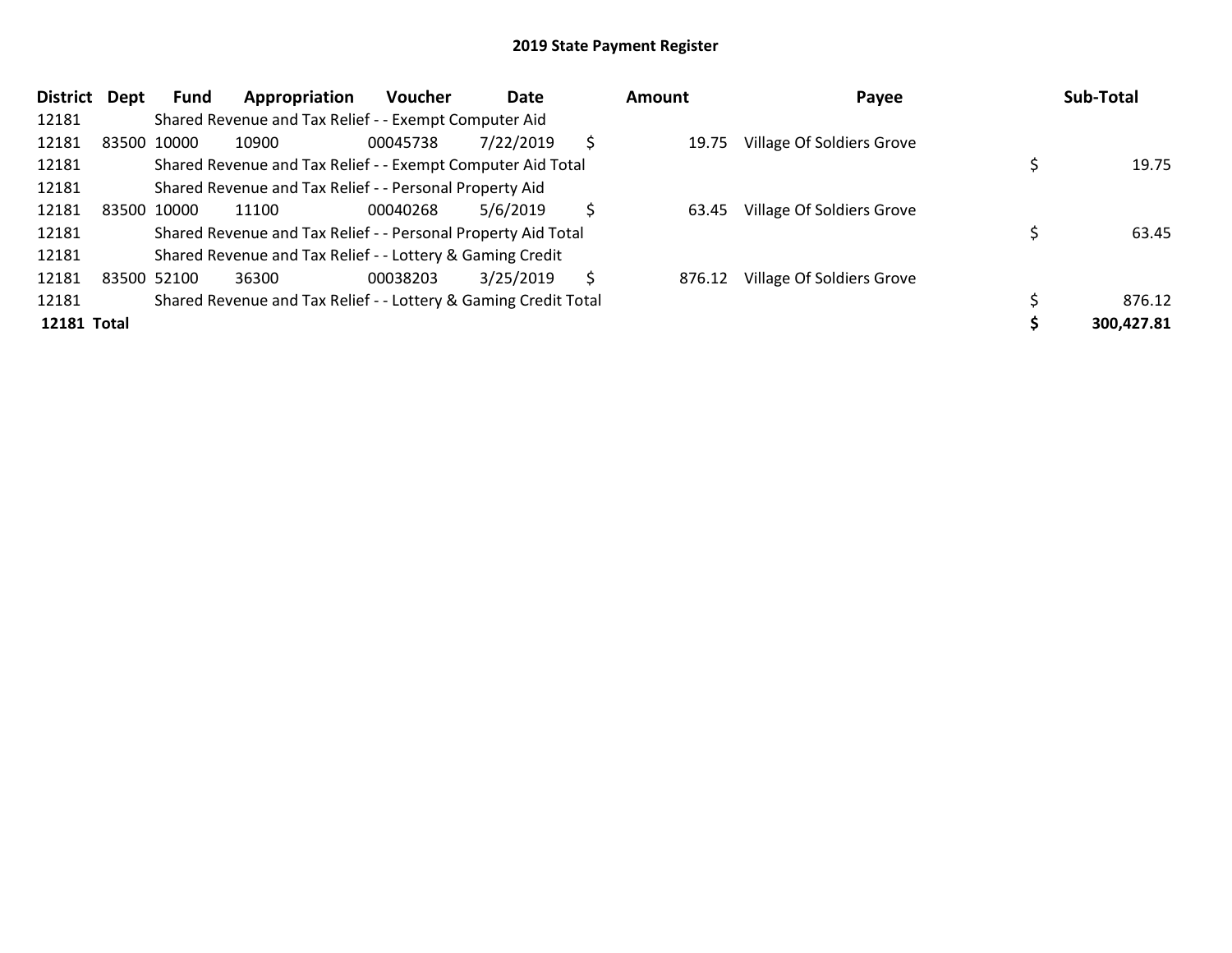## 2019 State Payment Register

| District | Dept | Fund | Appropriation | Voucher | Date | Amount | Payee | Sub-Total |
|---|---|---|---|---|---|---|---|---|
| 12181 | | Shared Revenue and Tax Relief - - Exempt Computer Aid | | | | | | |
| 12181 | 83500 | 10000 | 10900 | 00045738 | 7/22/2019 | $ 19.75 | Village Of Soldiers Grove | |
| 12181 | | Shared Revenue and Tax Relief - - Exempt Computer Aid Total | | | | | | $ 19.75 |
| 12181 | | Shared Revenue and Tax Relief - - Personal Property Aid | | | | | | |
| 12181 | 83500 | 10000 | 11100 | 00040268 | 5/6/2019 | $ 63.45 | Village Of Soldiers Grove | |
| 12181 | | Shared Revenue and Tax Relief - - Personal Property Aid Total | | | | | | $ 63.45 |
| 12181 | | Shared Revenue and Tax Relief - - Lottery & Gaming Credit | | | | | | |
| 12181 | 83500 | 52100 | 36300 | 00038203 | 3/25/2019 | $ 876.12 | Village Of Soldiers Grove | |
| 12181 | | Shared Revenue and Tax Relief - - Lottery & Gaming Credit Total | | | | | | $ 876.12 |
| **12181 Total** | | | | | | | | **$ 300,427.81** |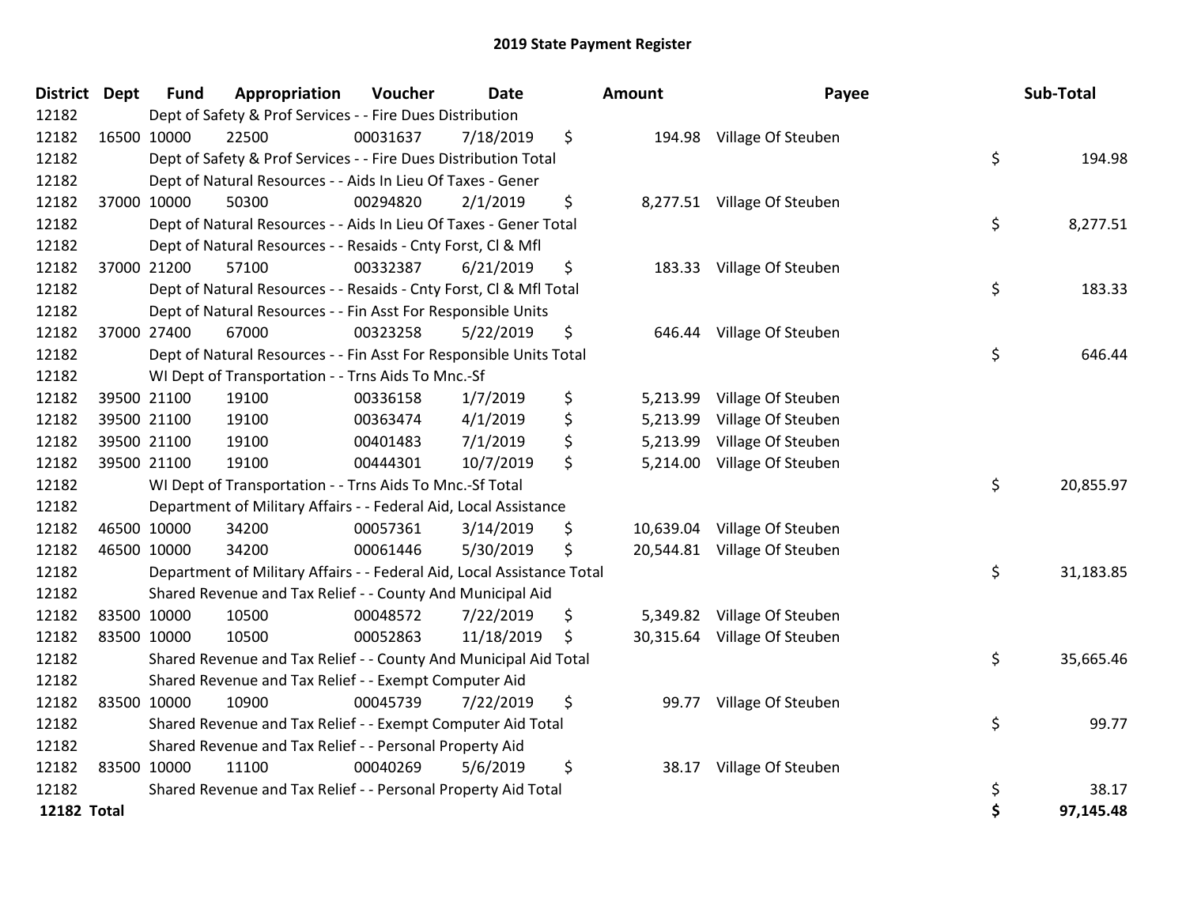## 2019 State Payment Register

| District | Dept | Fund | Appropriation | Voucher | Date | Amount | Payee | Sub-Total |
|---|---|---|---|---|---|---|---|---|
| 12182 | | Dept of Safety & Prof Services - - Fire Dues Distribution | | | | | | |
| 12182 | 16500 | 10000 | 22500 | 00031637 | 7/18/2019 | $ 194.98 | Village Of Steuben | |
| 12182 | | Dept of Safety & Prof Services - - Fire Dues Distribution Total | | | | | | $ 194.98 |
| 12182 | | Dept of Natural Resources - - Aids In Lieu Of Taxes - Gener | | | | | | |
| 12182 | 37000 | 10000 | 50300 | 00294820 | 2/1/2019 | $ 8,277.51 | Village Of Steuben | |
| 12182 | | Dept of Natural Resources - - Aids In Lieu Of Taxes - Gener Total | | | | | | $ 8,277.51 |
| 12182 | | Dept of Natural Resources - - Resaids - Cnty Forst, Cl & Mfl | | | | | | |
| 12182 | 37000 | 21200 | 57100 | 00332387 | 6/21/2019 | $ 183.33 | Village Of Steuben | |
| 12182 | | Dept of Natural Resources - - Resaids - Cnty Forst, Cl & Mfl Total | | | | | | $ 183.33 |
| 12182 | | Dept of Natural Resources - - Fin Asst For Responsible Units | | | | | | |
| 12182 | 37000 | 27400 | 67000 | 00323258 | 5/22/2019 | $ 646.44 | Village Of Steuben | |
| 12182 | | Dept of Natural Resources - - Fin Asst For Responsible Units Total | | | | | | $ 646.44 |
| 12182 | | WI Dept of Transportation - - Trns Aids To Mnc.-Sf | | | | | | |
| 12182 | 39500 | 21100 | 19100 | 00336158 | 1/7/2019 | $ 5,213.99 | Village Of Steuben | |
| 12182 | 39500 | 21100 | 19100 | 00363474 | 4/1/2019 | $ 5,213.99 | Village Of Steuben | |
| 12182 | 39500 | 21100 | 19100 | 00401483 | 7/1/2019 | $ 5,213.99 | Village Of Steuben | |
| 12182 | 39500 | 21100 | 19100 | 00444301 | 10/7/2019 | $ 5,214.00 | Village Of Steuben | |
| 12182 | | WI Dept of Transportation - - Trns Aids To Mnc.-Sf Total | | | | | | $ 20,855.97 |
| 12182 | | Department of Military Affairs - - Federal Aid, Local Assistance | | | | | | |
| 12182 | 46500 | 10000 | 34200 | 00057361 | 3/14/2019 | $ 10,639.04 | Village Of Steuben | |
| 12182 | 46500 | 10000 | 34200 | 00061446 | 5/30/2019 | $ 20,544.81 | Village Of Steuben | |
| 12182 | | Department of Military Affairs - - Federal Aid, Local Assistance Total | | | | | | $ 31,183.85 |
| 12182 | | Shared Revenue and Tax Relief - - County And Municipal Aid | | | | | | |
| 12182 | 83500 | 10000 | 10500 | 00048572 | 7/22/2019 | $ 5,349.82 | Village Of Steuben | |
| 12182 | 83500 | 10000 | 10500 | 00052863 | 11/18/2019 | $ 30,315.64 | Village Of Steuben | |
| 12182 | | Shared Revenue and Tax Relief - - County And Municipal Aid Total | | | | | | $ 35,665.46 |
| 12182 | | Shared Revenue and Tax Relief - - Exempt Computer Aid | | | | | | |
| 12182 | 83500 | 10000 | 10900 | 00045739 | 7/22/2019 | $ 99.77 | Village Of Steuben | |
| 12182 | | Shared Revenue and Tax Relief - - Exempt Computer Aid Total | | | | | | $ 99.77 |
| 12182 | | Shared Revenue and Tax Relief - - Personal Property Aid | | | | | | |
| 12182 | 83500 | 10000 | 11100 | 00040269 | 5/6/2019 | $ 38.17 | Village Of Steuben | |
| 12182 | | Shared Revenue and Tax Relief - - Personal Property Aid Total | | | | | | $ 38.17 |
| **12182 Total** | | | | | | | | **$ 97,145.48** |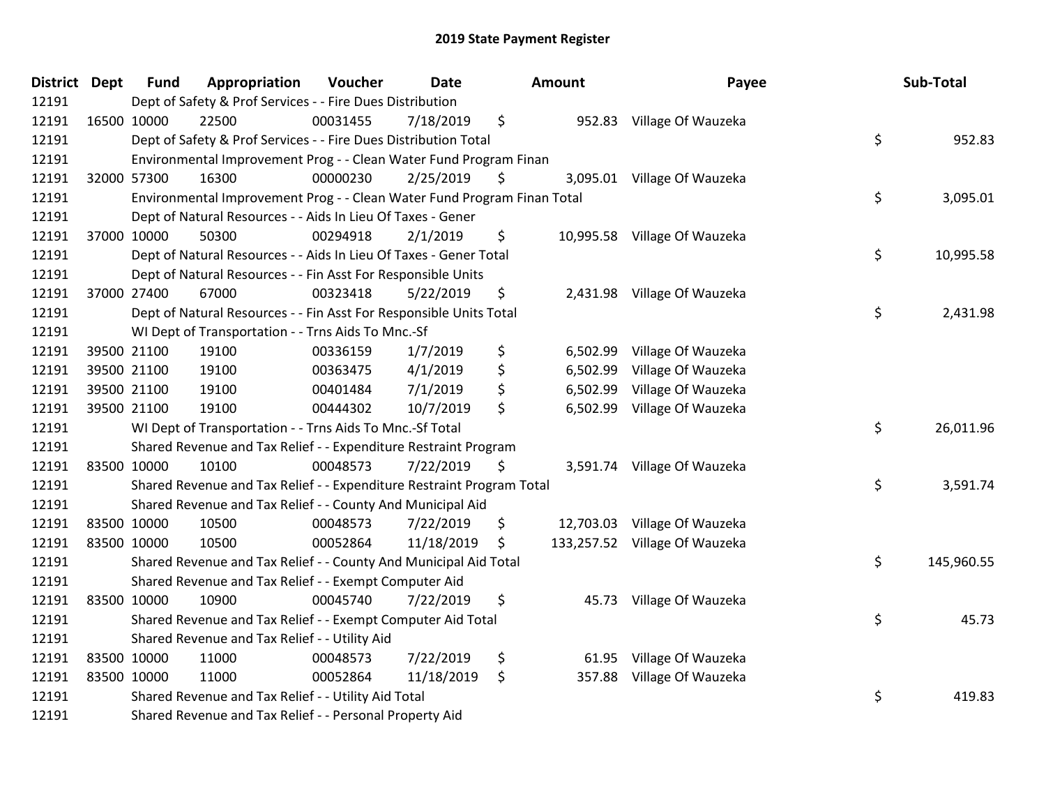# 2019 State Payment Register

| District | Dept | Fund | Appropriation | Voucher | Date | Amount | Payee | Sub-Total |
|---|---|---|---|---|---|---|---|---|
| 12191 | | Dept of Safety & Prof Services - - Fire Dues Distribution | | | | | | |
| 12191 | 16500 | 10000 | 22500 | 00031455 | 7/18/2019 | $ 952.83 | Village Of Wauzeka | |
| 12191 | | Dept of Safety & Prof Services - - Fire Dues Distribution Total | | | | | | $ 952.83 |
| 12191 | | Environmental Improvement Prog - - Clean Water Fund Program Finan | | | | | | |
| 12191 | 32000 | 57300 | 16300 | 00000230 | 2/25/2019 | $ 3,095.01 | Village Of Wauzeka | |
| 12191 | | Environmental Improvement Prog - - Clean Water Fund Program Finan Total | | | | | | $ 3,095.01 |
| 12191 | | Dept of Natural Resources - - Aids In Lieu Of Taxes - Gener | | | | | | |
| 12191 | 37000 | 10000 | 50300 | 00294918 | 2/1/2019 | $ 10,995.58 | Village Of Wauzeka | |
| 12191 | | Dept of Natural Resources - - Aids In Lieu Of Taxes - Gener Total | | | | | | $ 10,995.58 |
| 12191 | | Dept of Natural Resources - - Fin Asst For Responsible Units | | | | | | |
| 12191 | 37000 | 27400 | 67000 | 00323418 | 5/22/2019 | $ 2,431.98 | Village Of Wauzeka | |
| 12191 | | Dept of Natural Resources - - Fin Asst For Responsible Units Total | | | | | | $ 2,431.98 |
| 12191 | | WI Dept of Transportation - - Trns Aids To Mnc.-Sf | | | | | | |
| 12191 | 39500 | 21100 | 19100 | 00336159 | 1/7/2019 | $ 6,502.99 | Village Of Wauzeka | |
| 12191 | 39500 | 21100 | 19100 | 00363475 | 4/1/2019 | $ 6,502.99 | Village Of Wauzeka | |
| 12191 | 39500 | 21100 | 19100 | 00401484 | 7/1/2019 | $ 6,502.99 | Village Of Wauzeka | |
| 12191 | 39500 | 21100 | 19100 | 00444302 | 10/7/2019 | $ 6,502.99 | Village Of Wauzeka | |
| 12191 | | WI Dept of Transportation - - Trns Aids To Mnc.-Sf Total | | | | | | $ 26,011.96 |
| 12191 | | Shared Revenue and Tax Relief - - Expenditure Restraint Program | | | | | | |
| 12191 | 83500 | 10000 | 10100 | 00048573 | 7/22/2019 | $ 3,591.74 | Village Of Wauzeka | |
| 12191 | | Shared Revenue and Tax Relief - - Expenditure Restraint Program Total | | | | | | $ 3,591.74 |
| 12191 | | Shared Revenue and Tax Relief - - County And Municipal Aid | | | | | | |
| 12191 | 83500 | 10000 | 10500 | 00048573 | 7/22/2019 | $ 12,703.03 | Village Of Wauzeka | |
| 12191 | 83500 | 10000 | 10500 | 00052864 | 11/18/2019 | $ 133,257.52 | Village Of Wauzeka | |
| 12191 | | Shared Revenue and Tax Relief - - County And Municipal Aid Total | | | | | | $ 145,960.55 |
| 12191 | | Shared Revenue and Tax Relief - - Exempt Computer Aid | | | | | | |
| 12191 | 83500 | 10000 | 10900 | 00045740 | 7/22/2019 | $ 45.73 | Village Of Wauzeka | |
| 12191 | | Shared Revenue and Tax Relief - - Exempt Computer Aid Total | | | | | | $ 45.73 |
| 12191 | | Shared Revenue and Tax Relief - - Utility Aid | | | | | | |
| 12191 | 83500 | 10000 | 11000 | 00048573 | 7/22/2019 | $ 61.95 | Village Of Wauzeka | |
| 12191 | 83500 | 10000 | 11000 | 00052864 | 11/18/2019 | $ 357.88 | Village Of Wauzeka | |
| 12191 | | Shared Revenue and Tax Relief - - Utility Aid Total | | | | | | $ 419.83 |
| 12191 | | Shared Revenue and Tax Relief - - Personal Property Aid | | | | | | |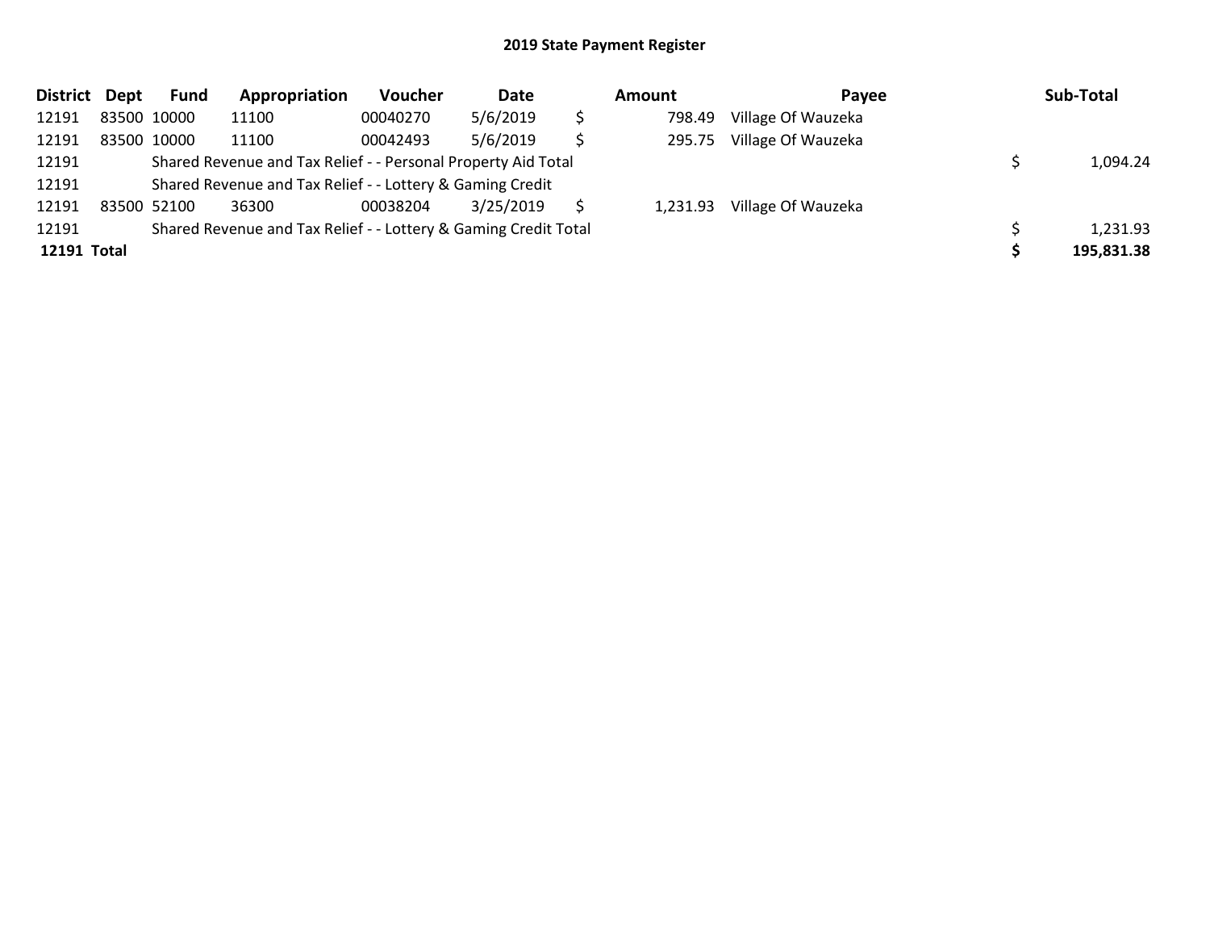## 2019 State Payment Register

| District | Dept | Fund | Appropriation | Voucher | Date | | Amount | Payee | | Sub-Total |
|---|---|---|---|---|---|---|---|---|---|---|
| 12191 | 83500 | 10000 | 11100 | 00040270 | 5/6/2019 | $ | 798.49 | Village Of Wauzeka | | |
| 12191 | 83500 | 10000 | 11100 | 00042493 | 5/6/2019 | $ | 295.75 | Village Of Wauzeka | | |
| 12191 | | Shared Revenue and Tax Relief - - Personal Property Aid Total | | | | | | | $ | 1,094.24 |
| 12191 | | Shared Revenue and Tax Relief - - Lottery & Gaming Credit | | | | | | | | |
| 12191 | 83500 | 52100 | 36300 | 00038204 | 3/25/2019 | $ | 1,231.93 | Village Of Wauzeka | | |
| 12191 | | Shared Revenue and Tax Relief - - Lottery & Gaming Credit Total | | | | | | | $ | 1,231.93 |
| **12191** | **Total** | | | | | | | | **$** | **195,831.38** |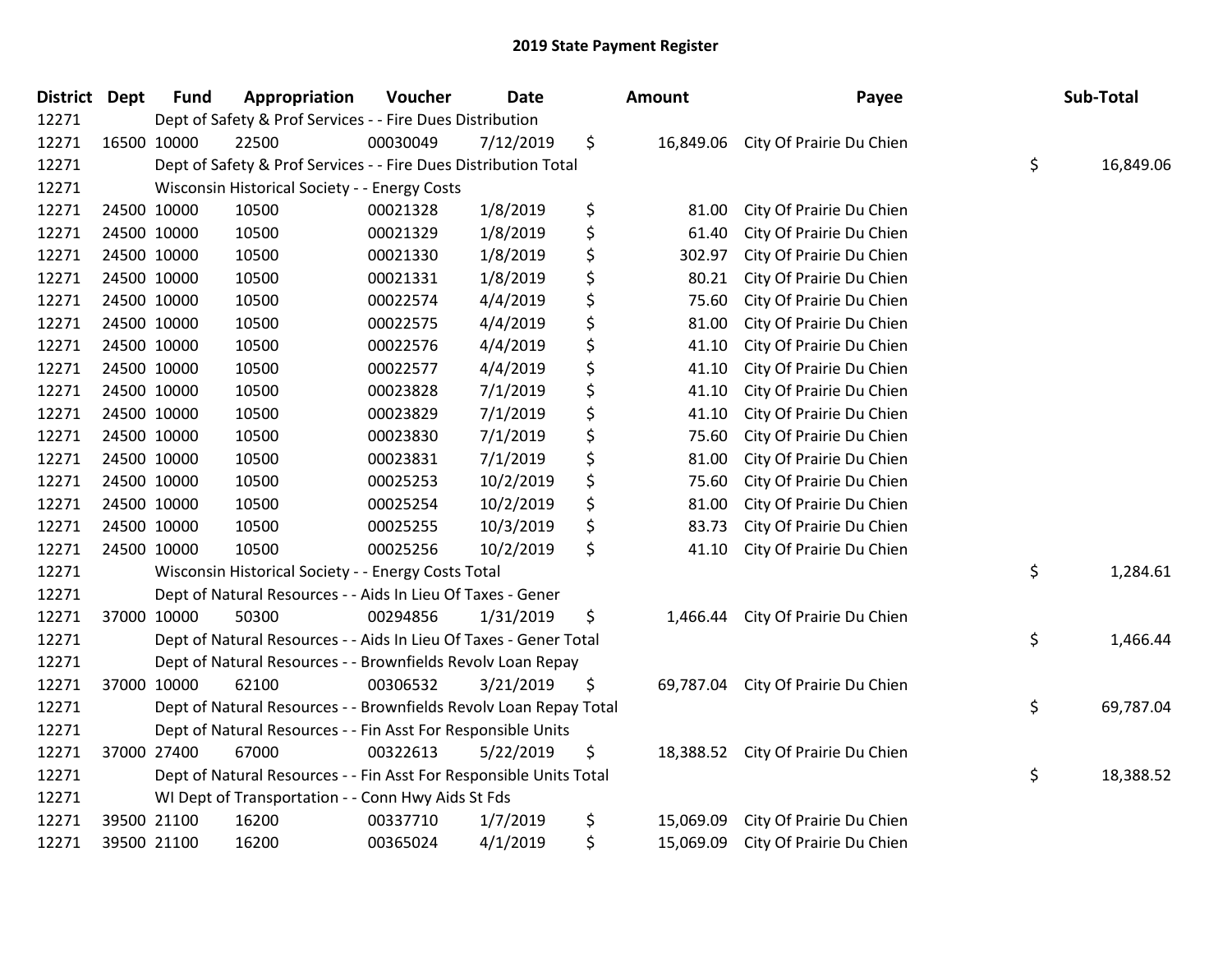# 2019 State Payment Register

| District | Dept | Fund | Appropriation | Voucher | Date | Amount | Payee | Sub-Total |
|---|---|---|---|---|---|---|---|---|
| 12271 | | Dept of Safety & Prof Services - - Fire Dues Distribution | | | | | | |
| 12271 | 16500 | 10000 | 22500 | 00030049 | 7/12/2019 | $ 16,849.06 | City Of Prairie Du Chien | |
| 12271 | | Dept of Safety & Prof Services - - Fire Dues Distribution Total | | | | | | $ 16,849.06 |
| 12271 | | Wisconsin Historical Society - - Energy Costs | | | | | | |
| 12271 | 24500 | 10000 | 10500 | 00021328 | 1/8/2019 | $ 81.00 | City Of Prairie Du Chien | |
| 12271 | 24500 | 10000 | 10500 | 00021329 | 1/8/2019 | $ 61.40 | City Of Prairie Du Chien | |
| 12271 | 24500 | 10000 | 10500 | 00021330 | 1/8/2019 | $ 302.97 | City Of Prairie Du Chien | |
| 12271 | 24500 | 10000 | 10500 | 00021331 | 1/8/2019 | $ 80.21 | City Of Prairie Du Chien | |
| 12271 | 24500 | 10000 | 10500 | 00022574 | 4/4/2019 | $ 75.60 | City Of Prairie Du Chien | |
| 12271 | 24500 | 10000 | 10500 | 00022575 | 4/4/2019 | $ 81.00 | City Of Prairie Du Chien | |
| 12271 | 24500 | 10000 | 10500 | 00022576 | 4/4/2019 | $ 41.10 | City Of Prairie Du Chien | |
| 12271 | 24500 | 10000 | 10500 | 00022577 | 4/4/2019 | $ 41.10 | City Of Prairie Du Chien | |
| 12271 | 24500 | 10000 | 10500 | 00023828 | 7/1/2019 | $ 41.10 | City Of Prairie Du Chien | |
| 12271 | 24500 | 10000 | 10500 | 00023829 | 7/1/2019 | $ 41.10 | City Of Prairie Du Chien | |
| 12271 | 24500 | 10000 | 10500 | 00023830 | 7/1/2019 | $ 75.60 | City Of Prairie Du Chien | |
| 12271 | 24500 | 10000 | 10500 | 00023831 | 7/1/2019 | $ 81.00 | City Of Prairie Du Chien | |
| 12271 | 24500 | 10000 | 10500 | 00025253 | 10/2/2019 | $ 75.60 | City Of Prairie Du Chien | |
| 12271 | 24500 | 10000 | 10500 | 00025254 | 10/2/2019 | $ 81.00 | City Of Prairie Du Chien | |
| 12271 | 24500 | 10000 | 10500 | 00025255 | 10/3/2019 | $ 83.73 | City Of Prairie Du Chien | |
| 12271 | 24500 | 10000 | 10500 | 00025256 | 10/2/2019 | $ 41.10 | City Of Prairie Du Chien | |
| 12271 | | Wisconsin Historical Society - - Energy Costs Total | | | | | | $ 1,284.61 |
| 12271 | | Dept of Natural Resources - - Aids In Lieu Of Taxes - Gener | | | | | | |
| 12271 | 37000 | 10000 | 50300 | 00294856 | 1/31/2019 | $ 1,466.44 | City Of Prairie Du Chien | |
| 12271 | | Dept of Natural Resources - - Aids In Lieu Of Taxes - Gener Total | | | | | | $ 1,466.44 |
| 12271 | | Dept of Natural Resources - - Brownfields Revolv Loan Repay | | | | | | |
| 12271 | 37000 | 10000 | 62100 | 00306532 | 3/21/2019 | $ 69,787.04 | City Of Prairie Du Chien | |
| 12271 | | Dept of Natural Resources - - Brownfields Revolv Loan Repay Total | | | | | | $ 69,787.04 |
| 12271 | | Dept of Natural Resources - - Fin Asst For Responsible Units | | | | | | |
| 12271 | 37000 | 27400 | 67000 | 00322613 | 5/22/2019 | $ 18,388.52 | City Of Prairie Du Chien | |
| 12271 | | Dept of Natural Resources - - Fin Asst For Responsible Units Total | | | | | | $ 18,388.52 |
| 12271 | | WI Dept of Transportation - - Conn Hwy Aids St Fds | | | | | | |
| 12271 | 39500 | 21100 | 16200 | 00337710 | 1/7/2019 | $ 15,069.09 | City Of Prairie Du Chien | |
| 12271 | 39500 | 21100 | 16200 | 00365024 | 4/1/2019 | $ 15,069.09 | City Of Prairie Du Chien | |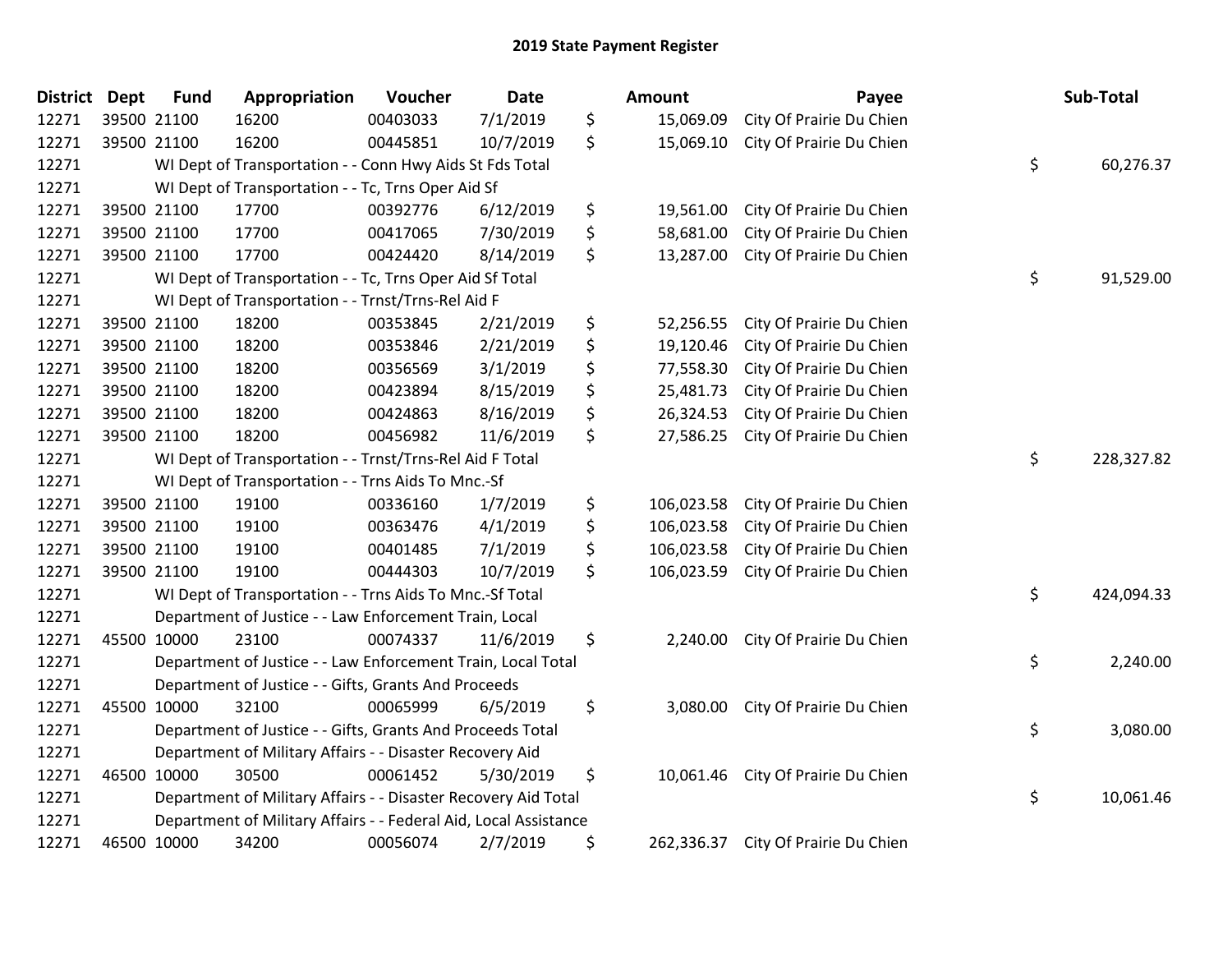## 2019 State Payment Register

| District | Dept | Fund | Appropriation | Voucher | Date | Amount | Payee | Sub-Total |
|---|---|---|---|---|---|---|---|---|
| 12271 | 39500 | 21100 | 16200 | 00403033 | 7/1/2019 | $ 15,069.09 | City Of Prairie Du Chien | |
| 12271 | 39500 | 21100 | 16200 | 00445851 | 10/7/2019 | $ 15,069.10 | City Of Prairie Du Chien | |
| 12271 | | WI Dept of Transportation - - Conn Hwy Aids St Fds Total | | | | | | $ 60,276.37 |
| 12271 | | WI Dept of Transportation - - Tc, Trns Oper Aid Sf | | | | | | |
| 12271 | 39500 | 21100 | 17700 | 00392776 | 6/12/2019 | $ 19,561.00 | City Of Prairie Du Chien | |
| 12271 | 39500 | 21100 | 17700 | 00417065 | 7/30/2019 | $ 58,681.00 | City Of Prairie Du Chien | |
| 12271 | 39500 | 21100 | 17700 | 00424420 | 8/14/2019 | $ 13,287.00 | City Of Prairie Du Chien | |
| 12271 | | WI Dept of Transportation - - Tc, Trns Oper Aid Sf Total | | | | | | $ 91,529.00 |
| 12271 | | WI Dept of Transportation - - Trnst/Trns-Rel Aid F | | | | | | |
| 12271 | 39500 | 21100 | 18200 | 00353845 | 2/21/2019 | $ 52,256.55 | City Of Prairie Du Chien | |
| 12271 | 39500 | 21100 | 18200 | 00353846 | 2/21/2019 | $ 19,120.46 | City Of Prairie Du Chien | |
| 12271 | 39500 | 21100 | 18200 | 00356569 | 3/1/2019 | $ 77,558.30 | City Of Prairie Du Chien | |
| 12271 | 39500 | 21100 | 18200 | 00423894 | 8/15/2019 | $ 25,481.73 | City Of Prairie Du Chien | |
| 12271 | 39500 | 21100 | 18200 | 00424863 | 8/16/2019 | $ 26,324.53 | City Of Prairie Du Chien | |
| 12271 | 39500 | 21100 | 18200 | 00456982 | 11/6/2019 | $ 27,586.25 | City Of Prairie Du Chien | |
| 12271 | | WI Dept of Transportation - - Trnst/Trns-Rel Aid F Total | | | | | | $ 228,327.82 |
| 12271 | | WI Dept of Transportation - - Trns Aids To Mnc.-Sf | | | | | | |
| 12271 | 39500 | 21100 | 19100 | 00336160 | 1/7/2019 | $ 106,023.58 | City Of Prairie Du Chien | |
| 12271 | 39500 | 21100 | 19100 | 00363476 | 4/1/2019 | $ 106,023.58 | City Of Prairie Du Chien | |
| 12271 | 39500 | 21100 | 19100 | 00401485 | 7/1/2019 | $ 106,023.58 | City Of Prairie Du Chien | |
| 12271 | 39500 | 21100 | 19100 | 00444303 | 10/7/2019 | $ 106,023.59 | City Of Prairie Du Chien | |
| 12271 | | WI Dept of Transportation - - Trns Aids To Mnc.-Sf Total | | | | | | $ 424,094.33 |
| 12271 | | Department of Justice - - Law Enforcement Train, Local | | | | | | |
| 12271 | 45500 | 10000 | 23100 | 00074337 | 11/6/2019 | $ 2,240.00 | City Of Prairie Du Chien | |
| 12271 | | Department of Justice - - Law Enforcement Train, Local Total | | | | | | $ 2,240.00 |
| 12271 | | Department of Justice - - Gifts, Grants And Proceeds | | | | | | |
| 12271 | 45500 | 10000 | 32100 | 00065999 | 6/5/2019 | $ 3,080.00 | City Of Prairie Du Chien | |
| 12271 | | Department of Justice - - Gifts, Grants And Proceeds Total | | | | | | $ 3,080.00 |
| 12271 | | Department of Military Affairs - - Disaster Recovery Aid | | | | | | |
| 12271 | 46500 | 10000 | 30500 | 00061452 | 5/30/2019 | $ 10,061.46 | City Of Prairie Du Chien | |
| 12271 | | Department of Military Affairs - - Disaster Recovery Aid Total | | | | | | $ 10,061.46 |
| 12271 | | Department of Military Affairs - - Federal Aid, Local Assistance | | | | | | |
| 12271 | 46500 | 10000 | 34200 | 00056074 | 2/7/2019 | $ 262,336.37 | City Of Prairie Du Chien | |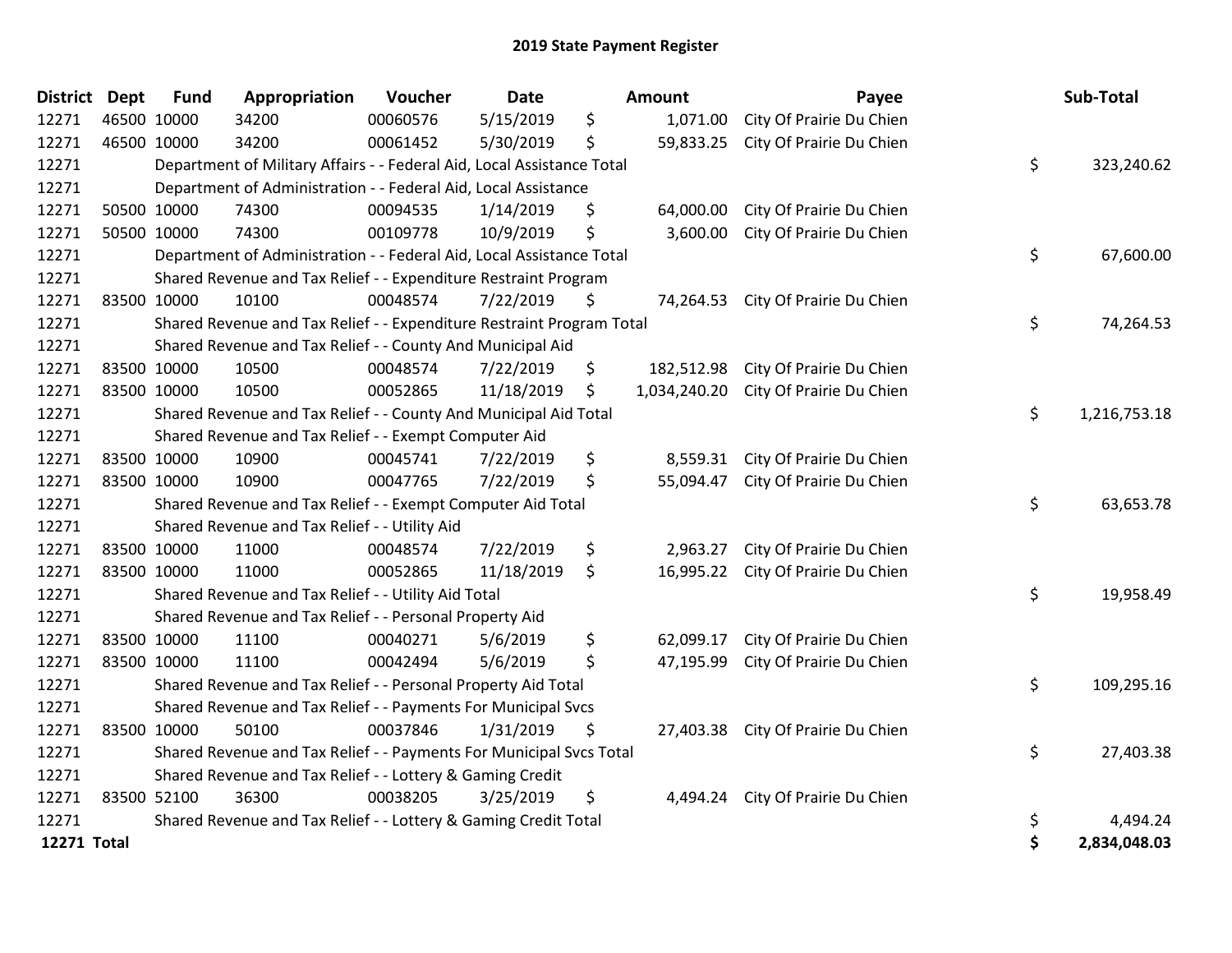# 2019 State Payment Register

| District | Dept | Fund | Appropriation | Voucher | Date | Amount | Payee | Sub-Total |
|---|---|---|---|---|---|---|---|---|
| 12271 | 46500 | 10000 | 34200 | 00060576 | 5/15/2019 | $ 1,071.00 | City Of Prairie Du Chien | |
| 12271 | 46500 | 10000 | 34200 | 00061452 | 5/30/2019 | $ 59,833.25 | City Of Prairie Du Chien | |
| 12271 | | Department of Military Affairs - - Federal Aid, Local Assistance Total | | | | | | $ 323,240.62 |
| 12271 | | Department of Administration - - Federal Aid, Local Assistance | | | | | | |
| 12271 | 50500 | 10000 | 74300 | 00094535 | 1/14/2019 | $ 64,000.00 | City Of Prairie Du Chien | |
| 12271 | 50500 | 10000 | 74300 | 00109778 | 10/9/2019 | $ 3,600.00 | City Of Prairie Du Chien | |
| 12271 | | Department of Administration - - Federal Aid, Local Assistance Total | | | | | | $ 67,600.00 |
| 12271 | | Shared Revenue and Tax Relief - - Expenditure Restraint Program | | | | | | |
| 12271 | 83500 | 10000 | 10100 | 00048574 | 7/22/2019 | $ 74,264.53 | City Of Prairie Du Chien | |
| 12271 | | Shared Revenue and Tax Relief - - Expenditure Restraint Program Total | | | | | | $ 74,264.53 |
| 12271 | | Shared Revenue and Tax Relief - - County And Municipal Aid | | | | | | |
| 12271 | 83500 | 10000 | 10500 | 00048574 | 7/22/2019 | $ 182,512.98 | City Of Prairie Du Chien | |
| 12271 | 83500 | 10000 | 10500 | 00052865 | 11/18/2019 | $ 1,034,240.20 | City Of Prairie Du Chien | |
| 12271 | | Shared Revenue and Tax Relief - - County And Municipal Aid Total | | | | | | $ 1,216,753.18 |
| 12271 | | Shared Revenue and Tax Relief - - Exempt Computer Aid | | | | | | |
| 12271 | 83500 | 10000 | 10900 | 00045741 | 7/22/2019 | $ 8,559.31 | City Of Prairie Du Chien | |
| 12271 | 83500 | 10000 | 10900 | 00047765 | 7/22/2019 | $ 55,094.47 | City Of Prairie Du Chien | |
| 12271 | | Shared Revenue and Tax Relief - - Exempt Computer Aid Total | | | | | | $ 63,653.78 |
| 12271 | | Shared Revenue and Tax Relief - - Utility Aid | | | | | | |
| 12271 | 83500 | 10000 | 11000 | 00048574 | 7/22/2019 | $ 2,963.27 | City Of Prairie Du Chien | |
| 12271 | 83500 | 10000 | 11000 | 00052865 | 11/18/2019 | $ 16,995.22 | City Of Prairie Du Chien | |
| 12271 | | Shared Revenue and Tax Relief - - Utility Aid Total | | | | | | $ 19,958.49 |
| 12271 | | Shared Revenue and Tax Relief - - Personal Property Aid | | | | | | |
| 12271 | 83500 | 10000 | 11100 | 00040271 | 5/6/2019 | $ 62,099.17 | City Of Prairie Du Chien | |
| 12271 | 83500 | 10000 | 11100 | 00042494 | 5/6/2019 | $ 47,195.99 | City Of Prairie Du Chien | |
| 12271 | | Shared Revenue and Tax Relief - - Personal Property Aid Total | | | | | | $ 109,295.16 |
| 12271 | | Shared Revenue and Tax Relief - - Payments For Municipal Svcs | | | | | | |
| 12271 | 83500 | 10000 | 50100 | 00037846 | 1/31/2019 | $ 27,403.38 | City Of Prairie Du Chien | |
| 12271 | | Shared Revenue and Tax Relief - - Payments For Municipal Svcs Total | | | | | | $ 27,403.38 |
| 12271 | | Shared Revenue and Tax Relief - - Lottery & Gaming Credit | | | | | | |
| 12271 | 83500 | 52100 | 36300 | 00038205 | 3/25/2019 | $ 4,494.24 | City Of Prairie Du Chien | |
| 12271 | | Shared Revenue and Tax Relief - - Lottery & Gaming Credit Total | | | | | | $ 4,494.24 |
| **12271 Total** | | | | | | | | **$ 2,834,048.03** |